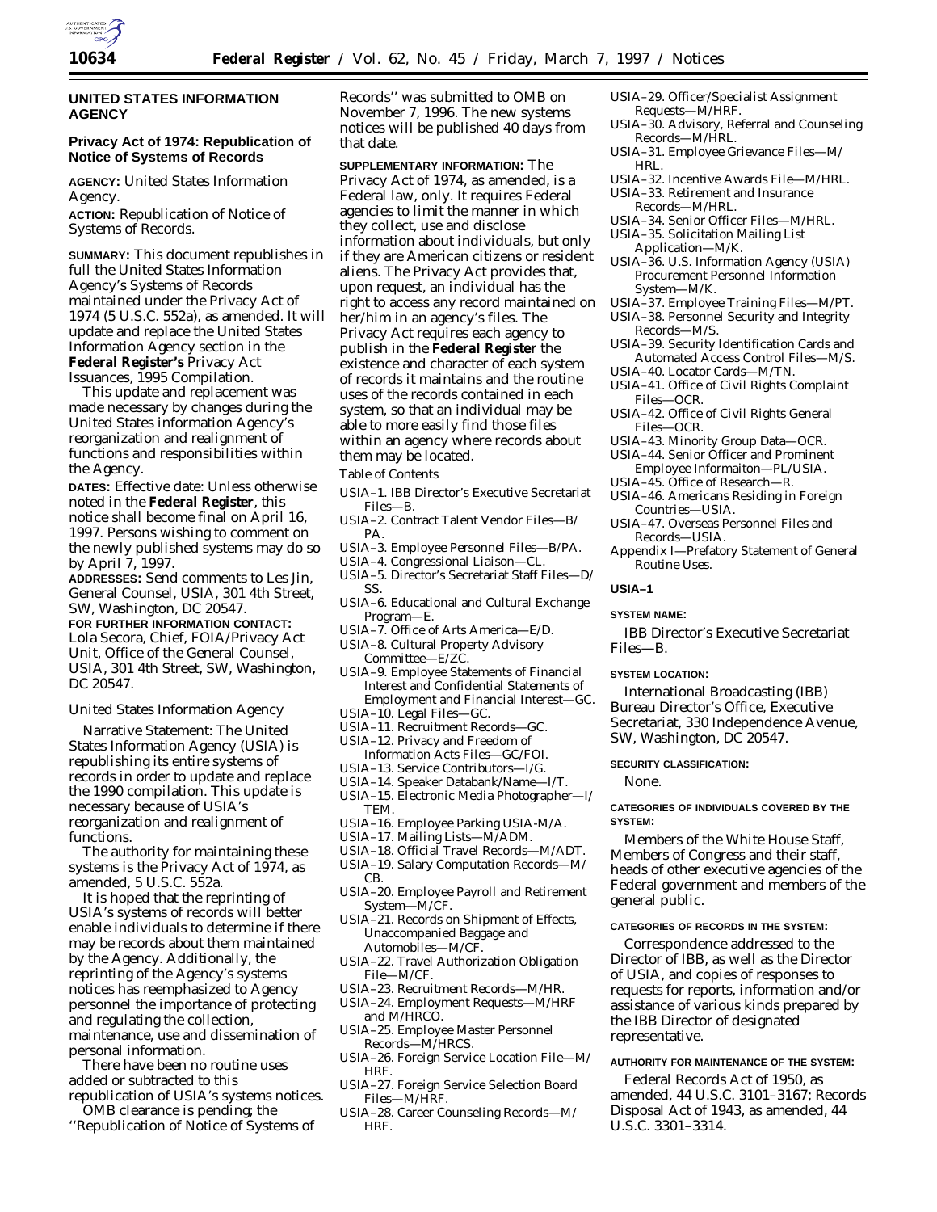## UNITED STATES INFORMATION AGENCY

### Privacy Act of 1974: Republication of Notice of Systems of Records

**AGENCY:** United States Information Agency.

**ACTION:** Republication of Notice of Systems of Records.

**SUMMARY:** This document republishes in full the United States Information Agency's Systems of Records maintained under the Privacy Act of 1974 (5 U.S.C. 552a), as amended. It will update and replace the United States Information Agency section in the **Federal Register's** Privacy Act Issuances, 1995 Compilation.

This update and replacement was made necessary by changes during the United States information Agency's reorganization and realignment of functions and responsibilities within the Agency.

**DATES:** Effective date: Unless otherwise noted in the **Federal Register**, this notice shall become final on April 16, 1997. Persons wishing to comment on the newly published systems may do so by April 7, 1997.

**ADDRESSES:** Send comments to Les Jin, General Counsel, USIA, 301 4th Street, SW, Washington, DC 20547.

**FOR FURTHER INFORMATION CONTACT:** Lola Secora, Chief, FOIA/Privacy Act Unit, Office of the General Counsel, USIA, 301 4th Street, SW, Washington, DC 20547.

United States Information Agency

Narrative Statement: The United States Information Agency (USIA) is republishing its entire systems of records in order to update and replace the 1990 compilation. This update is necessary because of USIA's reorganization and realignment of functions.

The authority for maintaining these systems is the Privacy Act of 1974, as amended, 5 U.S.C. 552a.

It is hoped that the reprinting of USIA's systems of records will better enable individuals to determine if there may be records about them maintained by the Agency. Additionally, the reprinting of the Agency's systems notices has reemphasized to Agency personnel the importance of protecting and regulating the collection, maintenance, use and dissemination of personal information.

There have been no routine uses added or subtracted to this republication of USIA's systems notices.

OMB clearance is pending; the "Republication of Notice of Systems of Records" was submitted to OMB on November 7, 1996. The new systems notices will be published 40 days from that date.

**SUPPLEMENTARY INFORMATION:** The Privacy Act of 1974, as amended, is a Federal law, only. It requires Federal agencies to limit the manner in which they collect, use and disclose information about individuals, but only if they are American citizens or resident aliens. The Privacy Act provides that, upon request, an individual has the right to access any record maintained on her/him in an agency's files. The Privacy Act requires each agency to publish in the **Federal Register** the existence and character of each system of records it maintains and the routine uses of the records contained in each system, so that an individual may be able to more easily find those files within an agency where records about them may be located.

Table of Contents

- USIA–1. IBB Director's Executive Secretariat Files—B.
- USIA–2. Contract Talent Vendor Files—B/PA.
- USIA–3. Employee Personnel Files—B/PA.
- USIA–4. Congressional Liaison—CL.
- USIA–5. Director's Secretariat Staff Files—D/SS.
- USIA–6. Educational and Cultural Exchange Program—E.
- USIA–7. Office of Arts America—E/D.
- USIA–8. Cultural Property Advisory Committee—E/ZC.
- USIA–9. Employee Statements of Financial Interest and Confidential Statements of Employment and Financial Interest—GC.
- USIA–10. Legal Files—GC.
- USIA–11. Recruitment Records—GC.
- USIA–12. Privacy and Freedom of Information Acts Files—GC/FOI.
- USIA–13. Service Contributors—I/G.
- USIA–14. Speaker Databank/Name—I/T.
- USIA–15. Electronic Media Photographer—I/TEM.
- USIA–16. Employee Parking USIA-M/A.
- USIA–17. Mailing Lists—M/ADM.
- USIA–18. Official Travel Records—M/ADT.
- USIA–19. Salary Computation Records—M/CB.
- USIA–20. Employee Payroll and Retirement System—M/CF.
- USIA–21. Records on Shipment of Effects, Unaccompanied Baggage and Automobiles—M/CF.
- USIA–22. Travel Authorization Obligation File—M/CF.
- USIA–23. Recruitment Records—M/HR.
- USIA–24. Employment Requests—M/HRF and M/HRCO.
- USIA–25. Employee Master Personnel Records—M/HRCS.
- USIA–26. Foreign Service Location File—M/HRF.
- USIA–27. Foreign Service Selection Board Files—M/HRF.
- USIA–28. Career Counseling Records—M/HRF.
- USIA–29. Officer/Specialist Assignment Requests—M/HRF.
- USIA–30. Advisory, Referral and Counseling Records—M/HRL.
- USIA–31. Employee Grievance Files—M/HRL.
- USIA–32. Incentive Awards File—M/HRL.
- USIA–33. Retirement and Insurance Records—M/HRL.
- USIA–34. Senior Officer Files—M/HRL.
- USIA–35. Solicitation Mailing List Application—M/K.
- USIA–36. U.S. Information Agency (USIA) Procurement Personnel Information System—M/K.
- USIA–37. Employee Training Files—M/PT.
- USIA–38. Personnel Security and Integrity Records—M/S.
- USIA–39. Security Identification Cards and Automated Access Control Files—M/S.
- USIA–40. Locator Cards—M/TN.
- USIA–41. Office of Civil Rights Complaint Files—OCR.
- USIA–42. Office of Civil Rights General Files—OCR.
- USIA–43. Minority Group Data—OCR.
- USIA–44. Senior Officer and Prominent Employee Informaiton—PL/USIA.
- USIA–45. Office of Research—R.
- USIA–46. Americans Residing in Foreign Countries—USIA.
- USIA–47. Overseas Personnel Files and Records—USIA.
- Appendix I—Prefatory Statement of General Routine Uses.

### USIA–1

**SYSTEM NAME:**

IBB Director's Executive Secretariat Files—B.

**SYSTEM LOCATION:**

International Broadcasting (IBB) Bureau Director's Office, Executive Secretariat, 330 Independence Avenue, SW, Washington, DC 20547.

**SECURITY CLASSIFICATION:**

None.

**CATEGORIES OF INDIVIDUALS COVERED BY THE SYSTEM:**

Members of the White House Staff, Members of Congress and their staff, heads of other executive agencies of the Federal government and members of the general public.

**CATEGORIES OF RECORDS IN THE SYSTEM:**

Correspondence addressed to the Director of IBB, as well as the Director of USIA, and copies of responses to requests for reports, information and/or assistance of various kinds prepared by the IBB Director of designated representative.

**AUTHORITY FOR MAINTENANCE OF THE SYSTEM:**

Federal Records Act of 1950, as amended, 44 U.S.C. 3101–3167; Records Disposal Act of 1943, as amended, 44 U.S.C. 3301–3314.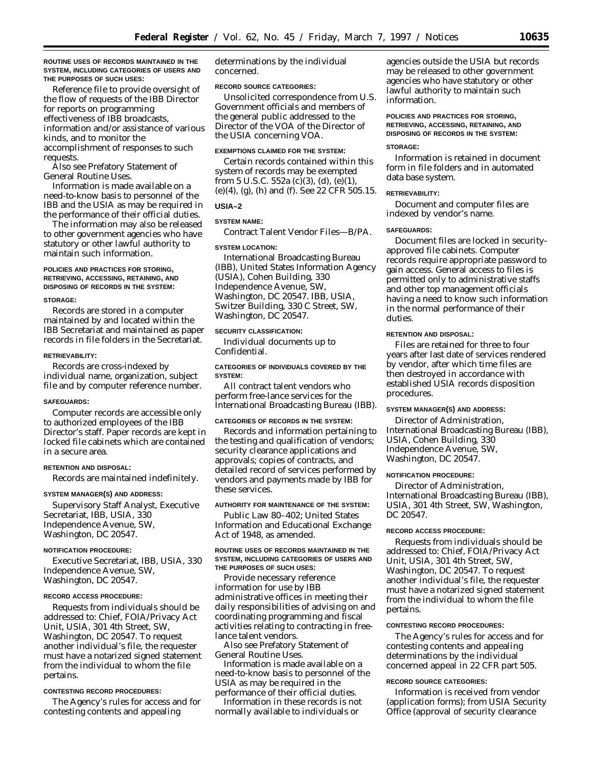**ROUTINE USES OF RECORDS MAINTAINED IN THE SYSTEM, INCLUDING CATEGORIES OF USERS AND THE PURPOSES OF SUCH USES:**

Reference file to provide oversight of the flow of requests of the IBB Director for reports on programming effectiveness of IBB broadcasts, information and/or assistance of various kinds, and to monitor the accomplishment of responses to such requests.

Also see Prefatory Statement of General Routine Uses.

Information is made available on a need-to-know basis to personnel of the IBB and the USIA as may be required in the performance of their official duties.

The information may also be released to other government agencies who have statutory or other lawful authority to maintain such information.

**POLICIES AND PRACTICES FOR STORING, RETRIEVING, ACCESSING, RETAINING, AND DISPOSING OF RECORDS IN THE SYSTEM:**

**STORAGE:**

Records are stored in a computer maintained by and located within the IBB Secretariat and maintained as paper records in file folders in the Secretariat.

**RETRIEVABILITY:**

Records are cross-indexed by individual name, organization, subject file and by computer reference number.

**SAFEGUARDS:**

Computer records are accessible only to authorized employees of the IBB Director's staff. Paper records are kept in locked file cabinets which are contained in a secure area.

**RETENTION AND DISPOSAL:**

Records are maintained indefinitely.

**SYSTEM MANAGER(S) AND ADDRESS:**

Supervisory Staff Analyst, Executive Secretariat, IBB, USIA, 330 Independence Avenue, SW, Washington, DC 20547.

**NOTIFICATION PROCEDURE:**

Executive Secretariat, IBB, USIA, 330 Independence Avenue, SW, Washington, DC 20547.

**RECORD ACCESS PROCEDURE:**

Requests from individuals should be addressed to: Chief, FOIA/Privacy Act Unit, USIA, 301 4th Street, SW, Washington, DC 20547. To request another individual's file, the requester must have a notarized signed statement from the individual to whom the file pertains.

**CONTESTING RECORD PROCEDURES:**

The Agency's rules for access and for contesting contents and appealing determinations by the individual concerned.

**RECORD SOURCE CATEGORIES:**

Unsolicited correspondence from U.S. Government officials and members of the general public addressed to the Director of the VOA of the Director of the USIA concerning VOA.

**EXEMPTIONS CLAIMED FOR THE SYSTEM:**

Certain records contained within this system of records may be exempted from 5 U.S.C. 552a (c)(3), (d), (e)(1), (e)(4), (g), (h) and (f). See 22 CFR 505.15.

## USIA–2

**SYSTEM NAME:**

Contract Talent Vendor Files—B/PA.

**SYSTEM LOCATION:**

International Broadcasting Bureau (IBB), United States Information Agency (USIA), Cohen Building, 330 Independence Avenue, SW, Washington, DC 20547. IBB, USIA, Switzer Building, 330 C Street, SW, Washington, DC 20547.

**SECURITY CLASSIFICATION:**

Individual documents up to Confidential.

**CATEGORIES OF INDIVIDUALS COVERED BY THE SYSTEM:**

All contract talent vendors who perform free-lance services for the International Broadcasting Bureau (IBB).

**CATEGORIES OF RECORDS IN THE SYSTEM:**

Records and information pertaining to the testing and qualification of vendors; security clearance applications and approvals; copies of contracts, and detailed record of services performed by vendors and payments made by IBB for these services.

**AUTHORITY FOR MAINTENANCE OF THE SYSTEM:**

Public Law 80–402; United States Information and Educational Exchange Act of 1948, as amended.

**ROUTINE USES OF RECORDS MAINTAINED IN THE SYSTEM, INCLUDING CATEGORIES OF USERS AND THE PURPOSES OF SUCH USES:**

Provide necessary reference information for use by IBB administrative offices in meeting their daily responsibilities of advising on and coordinating programming and fiscal activities relating to contracting in free-lance talent vendors.

Also see Prefatory Statement of General Routine Uses.

Information is made available on a need-to-know basis to personnel of the USIA as may be required in the performance of their official duties.

Information in these records is not normally available to individuals or agencies outside the USIA but records may be released to other government agencies who have statutory or other lawful authority to maintain such information.

**POLICIES AND PRACTICES FOR STORING, RETRIEVING, ACCESSING, RETAINING, AND DISPOSING OF RECORDS IN THE SYSTEM:**

**STORAGE:**

Information is retained in document form in file folders and in automated data base system.

**RETRIEVABILITY:**

Document and computer files are indexed by vendor's name.

**SAFEGUARDS:**

Document files are locked in security-approved file cabinets. Computer records require appropriate password to gain access. General access to files is permitted only to administrative staffs and other top management officials having a need to know such information in the normal performance of their duties.

**RETENTION AND DISPOSAL:**

Files are retained for three to four years after last date of services rendered by vendor, after which time files are then destroyed in accordance with established USIA records disposition procedures.

**SYSTEM MANAGER(S) AND ADDRESS:**

Director of Administration, International Broadcasting Bureau (IBB), USIA, Cohen Building, 330 Independence Avenue, SW, Washington, DC 20547.

**NOTIFICATION PROCEDURE:**

Director of Administration, International Broadcasting Bureau (IBB), USIA, 301 4th Street, SW, Washington, DC 20547.

**RECORD ACCESS PROCEDURE:**

Requests from individuals should be addressed to: Chief, FOIA/Privacy Act Unit, USIA, 301 4th Street, SW, Washington, DC 20547. To request another individual's file, the requester must have a notarized signed statement from the individual to whom the file pertains.

**CONTESTING RECORD PROCEDURES:**

The Agency's rules for access and for contesting contents and appealing determinations by the individual concerned appeal in 22 CFR part 505.

**RECORD SOURCE CATEGORIES:**

Information is received from vendor (application forms); from USIA Security Office (approval of security clearance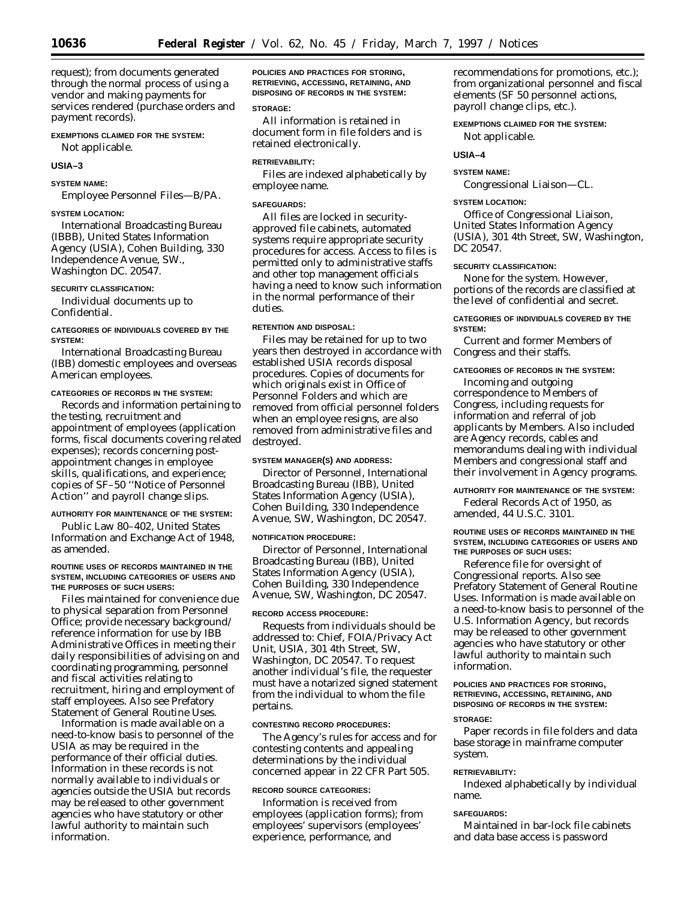request); from documents generated through the normal process of using a vendor and making payments for services rendered (purchase orders and payment records).

**EXEMPTIONS CLAIMED FOR THE SYSTEM:**

Not applicable.

**USIA–3**

**SYSTEM NAME:**

Employee Personnel Files—B/PA.

**SYSTEM LOCATION:**

International Broadcasting Bureau (IBBB), United States Information Agency (USIA), Cohen Building, 330 Independence Avenue, SW., Washington DC. 20547.

**SECURITY CLASSIFICATION:**

Individual documents up to Confidential.

**CATEGORIES OF INDIVIDUALS COVERED BY THE SYSTEM:**

International Broadcasting Bureau (IBB) domestic employees and overseas American employees.

**CATEGORIES OF RECORDS IN THE SYSTEM:**

Records and information pertaining to the testing, recruitment and appointment of employees (application forms, fiscal documents covering related expenses); records concerning post-appointment changes in employee skills, qualifications, and experience; copies of SF–50 ''Notice of Personnel Action'' and payroll change slips.

**AUTHORITY FOR MAINTENANCE OF THE SYSTEM:**

Public Law 80–402, United States Information and Exchange Act of 1948, as amended.

**ROUTINE USES OF RECORDS MAINTAINED IN THE SYSTEM, INCLUDING CATEGORIES OF USERS AND THE PURPOSES OF SUCH USERS:**

Files maintained for convenience due to physical separation from Personnel Office; provide necessary background/reference information for use by IBB Administrative Offices in meeting their daily responsibilities of advising on and coordinating programming, personnel and fiscal activities relating to recruitment, hiring and employment of staff employees. Also see Prefatory Statement of General Routine Uses.

Information is made available on a need-to-know basis to personnel of the USIA as may be required in the performance of their official duties. Information in these records is not normally available to individuals or agencies outside the USIA but records may be released to other government agencies who have statutory or other lawful authority to maintain such information.

**POLICIES AND PRACTICES FOR STORING, RETRIEVING, ACCESSING, RETAINING, AND DISPOSING OF RECORDS IN THE SYSTEM:**

**STORAGE:**

All information is retained in document form in file folders and is retained electronically.

**RETRIEVABILITY:**

Files are indexed alphabetically by employee name.

**SAFEGUARDS:**

All files are locked in security-approved file cabinets, automated systems require appropriate security procedures for access. Access to files is permitted only to administrative staffs and other top management officials having a need to know such information in the normal performance of their duties.

**RETENTION AND DISPOSAL:**

Files may be retained for up to two years then destroyed in accordance with established USIA records disposal procedures. Copies of documents for which originals exist in Office of Personnel Folders and which are removed from official personnel folders when an employee resigns, are also removed from administrative files and destroyed.

**SYSTEM MANAGER(S) AND ADDRESS:**

Director of Personnel, International Broadcasting Bureau (IBB), United States Information Agency (USIA), Cohen Building, 330 Independence Avenue, SW, Washington, DC 20547.

**NOTIFICATION PROCEDURE:**

Director of Personnel, International Broadcasting Bureau (IBB), United States Information Agency (USIA), Cohen Building, 330 Independence Avenue, SW, Washington, DC 20547.

**RECORD ACCESS PROCEDURE:**

Requests from individuals should be addressed to: Chief, FOIA/Privacy Act Unit, USIA, 301 4th Street, SW, Washington, DC 20547. To request another individual's file, the requester must have a notarized signed statement from the individual to whom the file pertains.

**CONTESTING RECORD PROCEDURES:**

The Agency's rules for access and for contesting contents and appealing determinations by the individual concerned appear in 22 CFR Part 505.

**RECORD SOURCE CATEGORIES:**

Information is received from employees (application forms); from employees' supervisors (employees' experience, performance, and recommendations for promotions, etc.); from organizational personnel and fiscal elements (SF 50 personnel actions, payroll change clips, etc.).

**EXEMPTIONS CLAIMED FOR THE SYSTEM:**

Not applicable.

**USIA–4**

**SYSTEM NAME:**

Congressional Liaison—CL.

**SYSTEM LOCATION:**

Office of Congressional Liaison, United States Information Agency (USIA), 301 4th Street, SW, Washington, DC 20547.

**SECURITY CLASSIFICATION:**

None for the system. However, portions of the records are classified at the level of confidential and secret.

**CATEGORIES OF INDIVIDUALS COVERED BY THE SYSTEM:**

Current and former Members of Congress and their staffs.

**CATEGORIES OF RECORDS IN THE SYSTEM:**

Incoming and outgoing correspondence to Members of Congress, including requests for information and referral of job applicants by Members. Also included are Agency records, cables and memorandums dealing with individual Members and congressional staff and their involvement in Agency programs.

**AUTHORITY FOR MAINTENANCE OF THE SYSTEM:**

Federal Records Act of 1950, as amended, 44 U.S.C. 3101.

**ROUTINE USES OF RECORDS MAINTAINED IN THE SYSTEM, INCLUDING CATEGORIES OF USERS AND THE PURPOSES OF SUCH USES:**

Reference file for oversight of Congressional reports. Also see Prefatory Statement of General Routine Uses. Information is made available on a need-to-know basis to personnel of the U.S. Information Agency, but records may be released to other government agencies who have statutory or other lawful authority to maintain such information.

**POLICIES AND PRACTICES FOR STORING, RETRIEVING, ACCESSING, RETAINING, AND DISPOSING OF RECORDS IN THE SYSTEM:**

**STORAGE:**

Paper records in file folders and data base storage in mainframe computer system.

**RETRIEVABILITY:**

Indexed alphabetically by individual name.

**SAFEGUARDS:**

Maintained in bar-lock file cabinets and data base access is password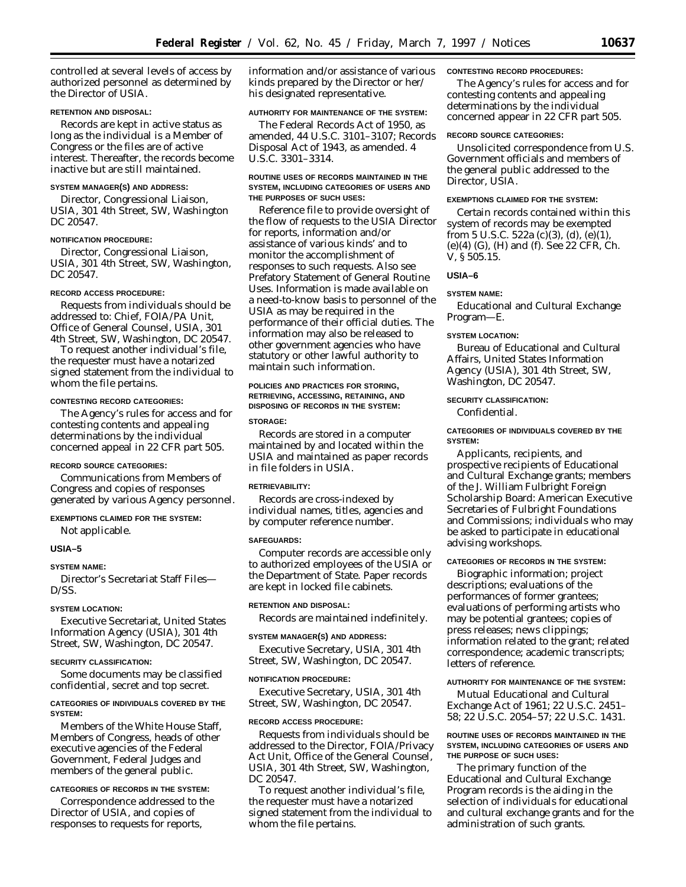controlled at several levels of access by authorized personnel as determined by the Director of USIA.

**RETENTION AND DISPOSAL:**

Records are kept in active status as long as the individual is a Member of Congress or the files are of active interest. Thereafter, the records become inactive but are still maintained.

**SYSTEM MANAGER(S) AND ADDRESS:**

Director, Congressional Liaison, USIA, 301 4th Street, SW, Washington DC 20547.

**NOTIFICATION PROCEDURE:**

Director, Congressional Liaison, USIA, 301 4th Street, SW, Washington, DC 20547.

**RECORD ACCESS PROCEDURE:**

Requests from individuals should be addressed to: Chief, FOIA/PA Unit, Office of General Counsel, USIA, 301 4th Street, SW, Washington, DC 20547.

To request another individual's file, the requester must have a notarized signed statement from the individual to whom the file pertains.

**CONTESTING RECORD CATEGORIES:**

The Agency's rules for access and for contesting contents and appealing determinations by the individual concerned appeal in 22 CFR part 505.

**RECORD SOURCE CATEGORIES:**

Communications from Members of Congress and copies of responses generated by various Agency personnel.

**EXEMPTIONS CLAIMED FOR THE SYSTEM:**

Not applicable.

**USIA–5**

**SYSTEM NAME:**

Director's Secretariat Staff Files—D/SS.

**SYSTEM LOCATION:**

Executive Secretariat, United States Information Agency (USIA), 301 4th Street, SW, Washington, DC 20547.

**SECURITY CLASSIFICATION:**

Some documents may be classified confidential, secret and top secret.

**CATEGORIES OF INDIVIDUALS COVERED BY THE SYSTEM:**

Members of the White House Staff, Members of Congress, heads of other executive agencies of the Federal Government, Federal Judges and members of the general public.

**CATEGORIES OF RECORDS IN THE SYSTEM:**

Correspondence addressed to the Director of USIA, and copies of responses to requests for reports, information and/or assistance of various kinds prepared by the Director or her/his designated representative.

**AUTHORITY FOR MAINTENANCE OF THE SYSTEM:**

The Federal Records Act of 1950, as amended, 44 U.S.C. 3101–3107; Records Disposal Act of 1943, as amended. 4 U.S.C. 3301–3314.

**ROUTINE USES OF RECORDS MAINTAINED IN THE SYSTEM, INCLUDING CATEGORIES OF USERS AND THE PURPOSES OF SUCH USES:**

Reference file to provide oversight of the flow of requests to the USIA Director for reports, information and/or assistance of various kinds' and to monitor the accomplishment of responses to such requests. Also see Prefatory Statement of General Routine Uses. Information is made available on a need-to-know basis to personnel of the USIA as may be required in the performance of their official duties. The information may also be released to other government agencies who have statutory or other lawful authority to maintain such information.

**POLICIES AND PRACTICES FOR STORING, RETRIEVING, ACCESSING, RETAINING, AND DISPOSING OF RECORDS IN THE SYSTEM:**

**STORAGE:**

Records are stored in a computer maintained by and located within the USIA and maintained as paper records in file folders in USIA.

**RETRIEVABILITY:**

Records are cross-indexed by individual names, titles, agencies and by computer reference number.

**SAFEGUARDS:**

Computer records are accessible only to authorized employees of the USIA or the Department of State. Paper records are kept in locked file cabinets.

**RETENTION AND DISPOSAL:**

Records are maintained indefinitely.

**SYSTEM MANAGER(S) AND ADDRESS:**

Executive Secretary, USIA, 301 4th Street, SW, Washington, DC 20547.

**NOTIFICATION PROCEDURE:**

Executive Secretary, USIA, 301 4th Street, SW, Washington, DC 20547.

**RECORD ACCESS PROCEDURE:**

Requests from individuals should be addressed to the Director, FOIA/Privacy Act Unit, Office of the General Counsel, USIA, 301 4th Street, SW, Washington, DC 20547.

To request another individual's file, the requester must have a notarized signed statement from the individual to whom the file pertains.

**CONTESTING RECORD PROCEDURES:**

The Agency's rules for access and for contesting contents and appealing determinations by the individual concerned appear in 22 CFR part 505.

**RECORD SOURCE CATEGORIES:**

Unsolicited correspondence from U.S. Government officials and members of the general public addressed to the Director, USIA.

**EXEMPTIONS CLAIMED FOR THE SYSTEM:**

Certain records contained within this system of records may be exempted from 5 U.S.C. 522a (c)(3), (d), (e)(1), (e)(4) (G), (H) and (f). See 22 CFR, Ch. V, § 505.15.

**USIA–6**

**SYSTEM NAME:**

Educational and Cultural Exchange Program—E.

**SYSTEM LOCATION:**

Bureau of Educational and Cultural Affairs, United States Information Agency (USIA), 301 4th Street, SW, Washington, DC 20547.

**SECURITY CLASSIFICATION:**

Confidential.

**CATEGORIES OF INDIVIDUALS COVERED BY THE SYSTEM:**

Applicants, recipients, and prospective recipients of Educational and Cultural Exchange grants; members of the J. William Fulbright Foreign Scholarship Board: American Executive Secretaries of Fulbright Foundations and Commissions; individuals who may be asked to participate in educational advising workshops.

**CATEGORIES OF RECORDS IN THE SYSTEM:**

Biographic information; project descriptions; evaluations of the performances of former grantees; evaluations of performing artists who may be potential grantees; copies of press releases; news clippings; information related to the grant; related correspondence; academic transcripts; letters of reference.

**AUTHORITY FOR MAINTENANCE OF THE SYSTEM:**

Mutual Educational and Cultural Exchange Act of 1961; 22 U.S.C. 2451–58; 22 U.S.C. 2054–57; 22 U.S.C. 1431.

**ROUTINE USES OF RECORDS MAINTAINED IN THE SYSTEM, INCLUDING CATEGORIES OF USERS AND THE PURPOSE OF SUCH USES:**

The primary function of the Educational and Cultural Exchange Program records is the aiding in the selection of individuals for educational and cultural exchange grants and for the administration of such grants.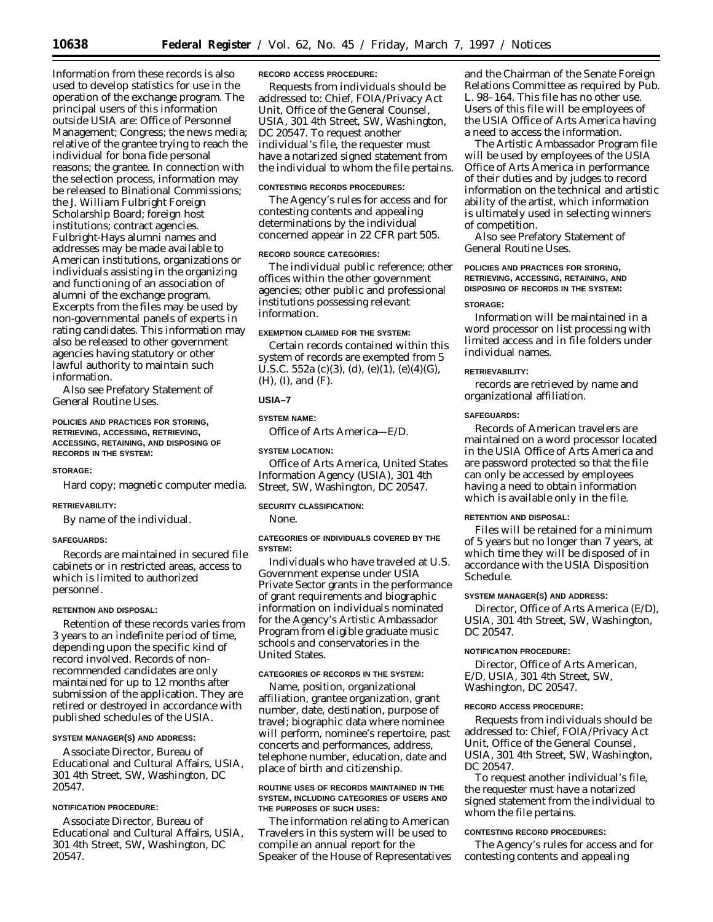Information from these records is also used to develop statistics for use in the operation of the exchange program. The principal users of this information outside USIA are: Office of Personnel Management; Congress; the news media; relative of the grantee trying to reach the individual for bona fide personal reasons; the grantee. In connection with the selection process, information may be released to Binational Commissions; the J. William Fulbright Foreign Scholarship Board; foreign host institutions; contract agencies. Fulbright-Hays alumni names and addresses may be made available to American institutions, organizations or individuals assisting in the organizing and functioning of an association of alumni of the exchange program. Excerpts from the files may be used by non-governmental panels of experts in rating candidates. This information may also be released to other government agencies having statutory or other lawful authority to maintain such information.

Also see Prefatory Statement of General Routine Uses.

POLICIES AND PRACTICES FOR STORING, RETRIEVING, ACCESSING, RETRIEVING, ACCESSING, RETAINING, AND DISPOSING OF RECORDS IN THE SYSTEM:

STORAGE:

Hard copy; magnetic computer media.

RETRIEVABILITY:

By name of the individual.

SAFEGUARDS:

Records are maintained in secured file cabinets or in restricted areas, access to which is limited to authorized personnel.

RETENTION AND DISPOSAL:

Retention of these records varies from 3 years to an indefinite period of time, depending upon the specific kind of record involved. Records of non-recommended candidates are only maintained for up to 12 months after submission of the application. They are retired or destroyed in accordance with published schedules of the USIA.

SYSTEM MANAGER(S) AND ADDRESS:

Associate Director, Bureau of Educational and Cultural Affairs, USIA, 301 4th Street, SW, Washington, DC 20547.

NOTIFICATION PROCEDURE:

Associate Director, Bureau of Educational and Cultural Affairs, USIA, 301 4th Street, SW, Washington, DC 20547.

RECORD ACCESS PROCEDURE:

Requests from individuals should be addressed to: Chief, FOIA/Privacy Act Unit, Office of the General Counsel, USIA, 301 4th Street, SW, Washington, DC 20547. To request another individual's file, the requester must have a notarized signed statement from the individual to whom the file pertains.

CONTESTING RECORDS PROCEDURES:

The Agency's rules for access and for contesting contents and appealing determinations by the individual concerned appear in 22 CFR part 505.

RECORD SOURCE CATEGORIES:

The individual public reference; other offices within the other government agencies; other public and professional institutions possessing relevant information.

EXEMPTION CLAIMED FOR THE SYSTEM:

Certain records contained within this system of records are exempted from 5 U.S.C. 552a (c)(3), (d), (e)(1), (e)(4)(G), (H), (I), and (F).

## USIA–7

SYSTEM NAME:

Office of Arts America—E/D.

SYSTEM LOCATION:

Office of Arts America, United States Information Agency (USIA), 301 4th Street, SW, Washington, DC 20547.

SECURITY CLASSIFICATION:

None.

CATEGORIES OF INDIVIDUALS COVERED BY THE SYSTEM:

Individuals who have traveled at U.S. Government expense under USIA Private Sector grants in the performance of grant requirements and biographic information on individuals nominated for the Agency's Artistic Ambassador Program from eligible graduate music schools and conservatories in the United States.

CATEGORIES OF RECORDS IN THE SYSTEM:

Name, position, organizational affiliation, grantee organization, grant number, date, destination, purpose of travel; biographic data where nominee will perform, nominee's repertoire, past concerts and performances, address, telephone number, education, date and place of birth and citizenship.

ROUTINE USES OF RECORDS MAINTAINED IN THE SYSTEM, INCLUDING CATEGORIES OF USERS AND THE PURPOSES OF SUCH USES:

The information relating to American Travelers in this system will be used to compile an annual report for the Speaker of the House of Representatives and the Chairman of the Senate Foreign Relations Committee as required by Pub. L. 98–164. This file has no other use. Users of this file will be employees of the USIA Office of Arts America having a need to access the information.

The Artistic Ambassador Program file will be used by employees of the USIA Office of Arts America in performance of their duties and by judges to record information on the technical and artistic ability of the artist, which information is ultimately used in selecting winners of competition.

Also see Prefatory Statement of General Routine Uses.

POLICIES AND PRACTICES FOR STORING, RETRIEVING, ACCESSING, RETAINING, AND DISPOSING OF RECORDS IN THE SYSTEM:

STORAGE:

Information will be maintained in a word processor on list processing with limited access and in file folders under individual names.

RETRIEVABILITY:

records are retrieved by name and organizational affiliation.

SAFEGUARDS:

Records of American travelers are maintained on a word processor located in the USIA Office of Arts America and are password protected so that the file can only be accessed by employees having a need to obtain information which is available only in the file.

RETENTION AND DISPOSAL:

Files will be retained for a minimum of 5 years but no longer than 7 years, at which time they will be disposed of in accordance with the USIA Disposition Schedule.

SYSTEM MANAGER(S) AND ADDRESS:

Director, Office of Arts America (E/D), USIA, 301 4th Street, SW, Washington, DC 20547.

NOTIFICATION PROCEDURE:

Director, Office of Arts American, E/D, USIA, 301 4th Street, SW, Washington, DC 20547.

RECORD ACCESS PROCEDURE:

Requests from individuals should be addressed to: Chief, FOIA/Privacy Act Unit, Office of the General Counsel, USIA, 301 4th Street, SW, Washington, DC 20547.

To request another individual's file, the requester must have a notarized signed statement from the individual to whom the file pertains.

CONTESTING RECORD PROCEDURES:

The Agency's rules for access and for contesting contents and appealing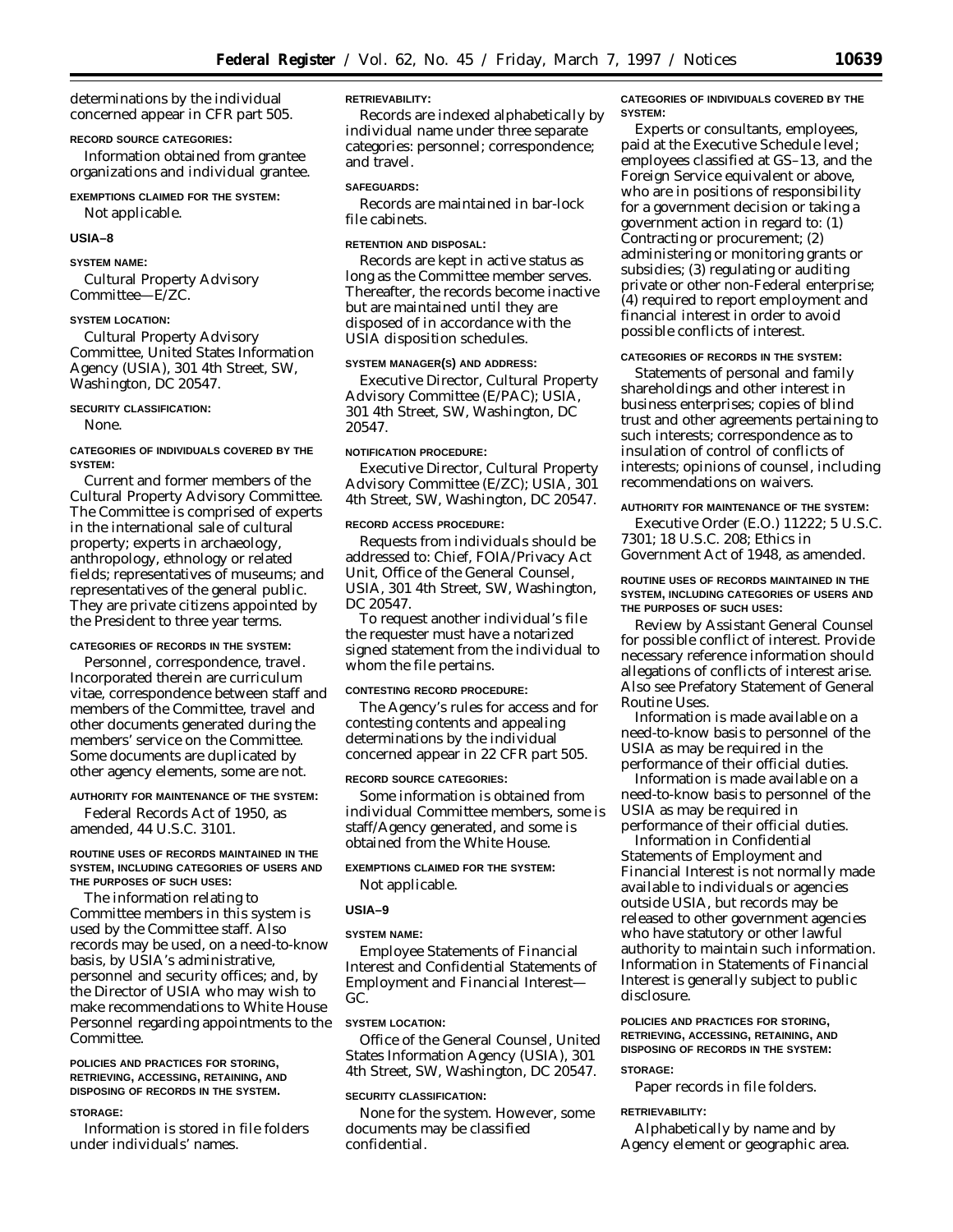determinations by the individual concerned appear in CFR part 505.

**RECORD SOURCE CATEGORIES:**

Information obtained from grantee organizations and individual grantee.

**EXEMPTIONS CLAIMED FOR THE SYSTEM:**

Not applicable.

## USIA–8

**SYSTEM NAME:**

Cultural Property Advisory Committee—E/ZC.

**SYSTEM LOCATION:**

Cultural Property Advisory Committee, United States Information Agency (USIA), 301 4th Street, SW, Washington, DC 20547.

**SECURITY CLASSIFICATION:**

None.

**CATEGORIES OF INDIVIDUALS COVERED BY THE SYSTEM:**

Current and former members of the Cultural Property Advisory Committee. The Committee is comprised of experts in the international sale of cultural property; experts in archaeology, anthropology, ethnology or related fields; representatives of museums; and representatives of the general public. They are private citizens appointed by the President to three year terms.

**CATEGORIES OF RECORDS IN THE SYSTEM:**

Personnel, correspondence, travel. Incorporated therein are curriculum vitae, correspondence between staff and members of the Committee, travel and other documents generated during the members' service on the Committee. Some documents are duplicated by other agency elements, some are not.

**AUTHORITY FOR MAINTENANCE OF THE SYSTEM:**

Federal Records Act of 1950, as amended, 44 U.S.C. 3101.

**ROUTINE USES OF RECORDS MAINTAINED IN THE SYSTEM, INCLUDING CATEGORIES OF USERS AND THE PURPOSES OF SUCH USES:**

The information relating to Committee members in this system is used by the Committee staff. Also records may be used, on a need-to-know basis, by USIA's administrative, personnel and security offices; and, by the Director of USIA who may wish to make recommendations to White House Personnel regarding appointments to the Committee.

**POLICIES AND PRACTICES FOR STORING, RETRIEVING, ACCESSING, RETAINING, AND DISPOSING OF RECORDS IN THE SYSTEM.**

**STORAGE:**

Information is stored in file folders under individuals' names.

**RETRIEVABILITY:**

Records are indexed alphabetically by individual name under three separate categories: personnel; correspondence; and travel.

**SAFEGUARDS:**

Records are maintained in bar-lock file cabinets.

**RETENTION AND DISPOSAL:**

Records are kept in active status as long as the Committee member serves. Thereafter, the records become inactive but are maintained until they are disposed of in accordance with the USIA disposition schedules.

**SYSTEM MANAGER(S) AND ADDRESS:**

Executive Director, Cultural Property Advisory Committee (E/PAC); USIA, 301 4th Street, SW, Washington, DC 20547.

**NOTIFICATION PROCEDURE:**

Executive Director, Cultural Property Advisory Committee (E/ZC); USIA, 301 4th Street, SW, Washington, DC 20547.

**RECORD ACCESS PROCEDURE:**

Requests from individuals should be addressed to: Chief, FOIA/Privacy Act Unit, Office of the General Counsel, USIA, 301 4th Street, SW, Washington, DC 20547.

To request another individual's file the requester must have a notarized signed statement from the individual to whom the file pertains.

**CONTESTING RECORD PROCEDURE:**

The Agency's rules for access and for contesting contents and appealing determinations by the individual concerned appear in 22 CFR part 505.

**RECORD SOURCE CATEGORIES:**

Some information is obtained from individual Committee members, some is staff/Agency generated, and some is obtained from the White House.

**EXEMPTIONS CLAIMED FOR THE SYSTEM:**

Not applicable.

## USIA–9

**SYSTEM NAME:**

Employee Statements of Financial Interest and Confidential Statements of Employment and Financial Interest—GC.

**SYSTEM LOCATION:**

Office of the General Counsel, United States Information Agency (USIA), 301 4th Street, SW, Washington, DC 20547.

**SECURITY CLASSIFICATION:**

None for the system. However, some documents may be classified confidential.

**CATEGORIES OF INDIVIDUALS COVERED BY THE SYSTEM:**

Experts or consultants, employees, paid at the Executive Schedule level; employees classified at GS–13, and the Foreign Service equivalent or above, who are in positions of responsibility for a government decision or taking a government action in regard to: (1) Contracting or procurement; (2) administering or monitoring grants or subsidies; (3) regulating or auditing private or other non-Federal enterprise; (4) required to report employment and financial interest in order to avoid possible conflicts of interest.

**CATEGORIES OF RECORDS IN THE SYSTEM:**

Statements of personal and family shareholdings and other interest in business enterprises; copies of blind trust and other agreements pertaining to such interests; correspondence as to insulation of control of conflicts of interests; opinions of counsel, including recommendations on waivers.

**AUTHORITY FOR MAINTENANCE OF THE SYSTEM:**

Executive Order (E.O.) 11222; 5 U.S.C. 7301; 18 U.S.C. 208; Ethics in Government Act of 1948, as amended.

**ROUTINE USES OF RECORDS MAINTAINED IN THE SYSTEM, INCLUDING CATEGORIES OF USERS AND THE PURPOSES OF SUCH USES:**

Review by Assistant General Counsel for possible conflict of interest. Provide necessary reference information should allegations of conflicts of interest arise. Also see Prefatory Statement of General Routine Uses.

Information is made available on a need-to-know basis to personnel of the USIA as may be required in the performance of their official duties.

Information is made available on a need-to-know basis to personnel of the USIA as may be required in performance of their official duties.

Information in Confidential Statements of Employment and Financial Interest is not normally made available to individuals or agencies outside USIA, but records may be released to other government agencies who have statutory or other lawful authority to maintain such information. Information in Statements of Financial Interest is generally subject to public disclosure.

**POLICIES AND PRACTICES FOR STORING, RETRIEVING, ACCESSING, RETAINING, AND DISPOSING OF RECORDS IN THE SYSTEM:**

**STORAGE:**

Paper records in file folders.

**RETRIEVABILITY:**

Alphabetically by name and by Agency element or geographic area.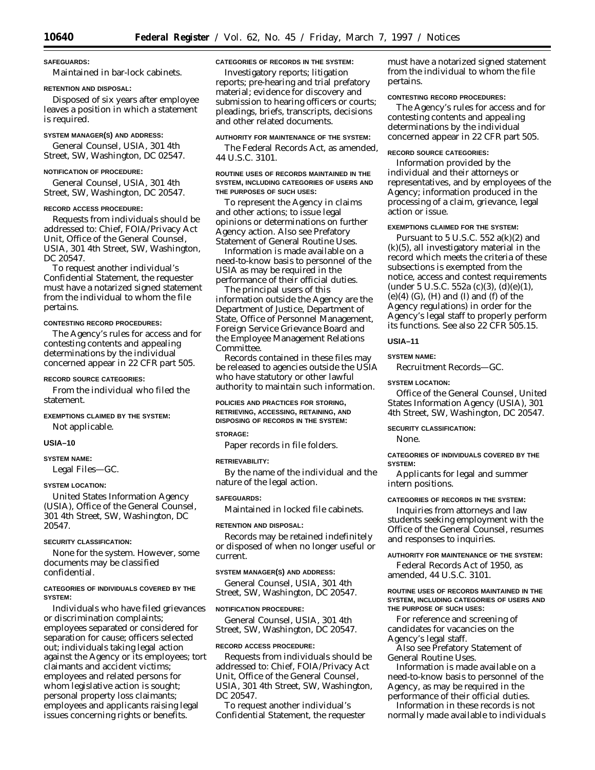**SAFEGUARDS:**

Maintained in bar-lock cabinets.

**RETENTION AND DISPOSAL:**

Disposed of six years after employee leaves a position in which a statement is required.

**SYSTEM MANAGER(S) AND ADDRESS:**

General Counsel, USIA, 301 4th Street, SW, Washington, DC 02547.

**NOTIFICATION OF PROCEDURE:**

General Counsel, USIA, 301 4th Street, SW, Washington, DC 20547.

**RECORD ACCESS PROCEDURE:**

Requests from individuals should be addressed to: Chief, FOIA/Privacy Act Unit, Office of the General Counsel, USIA, 301 4th Street, SW, Washington, DC 20547.

To request another individual's Confidential Statement, the requester must have a notarized signed statement from the individual to whom the file pertains.

**CONTESTING RECORD PROCEDURES:**

The Agency's rules for access and for contesting contents and appealing determinations by the individual concerned appear in 22 CFR part 505.

**RECORD SOURCE CATEGORIES:**

From the individual who filed the statement.

**EXEMPTIONS CLAIMED BY THE SYSTEM:**

Not applicable.

## USIA–10

**SYSTEM NAME:**

Legal Files—GC.

**SYSTEM LOCATION:**

United States Information Agency (USIA), Office of the General Counsel, 301 4th Street, SW, Washington, DC 20547.

**SECURITY CLASSIFICATION:**

None for the system. However, some documents may be classified confidential.

**CATEGORIES OF INDIVIDUALS COVERED BY THE SYSTEM:**

Individuals who have filed grievances or discrimination complaints; employees separated or considered for separation for cause; officers selected out; individuals taking legal action against the Agency or its employees; tort claimants and accident victims; employees and related persons for whom legislative action is sought; personal property loss claimants; employees and applicants raising legal issues concerning rights or benefits.

**CATEGORIES OF RECORDS IN THE SYSTEM:**

Investigatory reports; litigation reports; pre-hearing and trial prefatory material; evidence for discovery and submission to hearing officers or courts; pleadings, briefs, transcripts, decisions and other related documents.

**AUTHORITY FOR MAINTENANCE OF THE SYSTEM:**

The Federal Records Act, as amended, 44 U.S.C. 3101.

**ROUTINE USES OF RECORDS MAINTAINED IN THE SYSTEM, INCLUDING CATEGORIES OF USERS AND THE PURPOSES OF SUCH USES:**

To represent the Agency in claims and other actions; to issue legal opinions or determinations on further Agency action. Also see Prefatory Statement of General Routine Uses.

Information is made available on a need-to-know basis to personnel of the USIA as may be required in the performance of their official duties.

The principal users of this information outside the Agency are the Department of Justice, Department of State, Office of Personnel Management, Foreign Service Grievance Board and the Employee Management Relations Committee.

Records contained in these files may be released to agencies outside the USIA who have statutory or other lawful authority to maintain such information.

**POLICIES AND PRACTICES FOR STORING, RETRIEVING, ACCESSING, RETAINING, AND DISPOSING OF RECORDS IN THE SYSTEM:**

**STORAGE:**

Paper records in file folders.

**RETRIEVABILITY:**

By the name of the individual and the nature of the legal action.

**SAFEGUARDS:**

Maintained in locked file cabinets.

**RETENTION AND DISPOSAL:**

Records may be retained indefinitely or disposed of when no longer useful or current.

**SYSTEM MANAGER(S) AND ADDRESS:**

General Counsel, USIA, 301 4th Street, SW, Washington, DC 20547.

**NOTIFICATION PROCEDURE:**

General Counsel, USIA, 301 4th Street, SW, Washington, DC 20547.

**RECORD ACCESS PROCEDURE:**

Requests from individuals should be addressed to: Chief, FOIA/Privacy Act Unit, Office of the General Counsel, USIA, 301 4th Street, SW, Washington, DC 20547.

To request another individual's Confidential Statement, the requester must have a notarized signed statement from the individual to whom the file pertains.

**CONTESTING RECORD PROCEDURES:**

The Agency's rules for access and for contesting contents and appealing determinations by the individual concerned appear in 22 CFR part 505.

**RECORD SOURCE CATEGORIES:**

Information provided by the individual and their attorneys or representatives, and by employees of the Agency; information produced in the processing of a claim, grievance, legal action or issue.

**EXEMPTIONS CLAIMED FOR THE SYSTEM:**

Pursuant to 5 U.S.C. 552 a(k)(2) and (k)(5), all investigatory material in the record which meets the criteria of these subsections is exempted from the notice, access and contest requirements (under 5 U.S.C. 552a (c)(3), (d)(e)(1), (e)(4) (G), (H) and (I) and (f) of the Agency regulations) in order for the Agency's legal staff to properly perform its functions. See also 22 CFR 505.15.

## USIA–11

**SYSTEM NAME:**

Recruitment Records—GC.

**SYSTEM LOCATION:**

Office of the General Counsel, United States Information Agency (USIA), 301 4th Street, SW, Washington, DC 20547.

**SECURITY CLASSIFICATION:**

None.

**CATEGORIES OF INDIVIDUALS COVERED BY THE SYSTEM:**

Applicants for legal and summer intern positions.

**CATEGORIES OF RECORDS IN THE SYSTEM:**

Inquiries from attorneys and law students seeking employment with the Office of the General Counsel, resumes and responses to inquiries.

**AUTHORITY FOR MAINTENANCE OF THE SYSTEM:**

Federal Records Act of 1950, as amended, 44 U.S.C. 3101.

**ROUTINE USES OF RECORDS MAINTAINED IN THE SYSTEM, INCLUDING CATEGORIES OF USERS AND THE PURPOSE OF SUCH USES:**

For reference and screening of candidates for vacancies on the Agency's legal staff.

Also see Prefatory Statement of General Routine Uses.

Information is made available on a need-to-know basis to personnel of the Agency, as may be required in the performance of their official duties.

Information in these records is not normally made available to individuals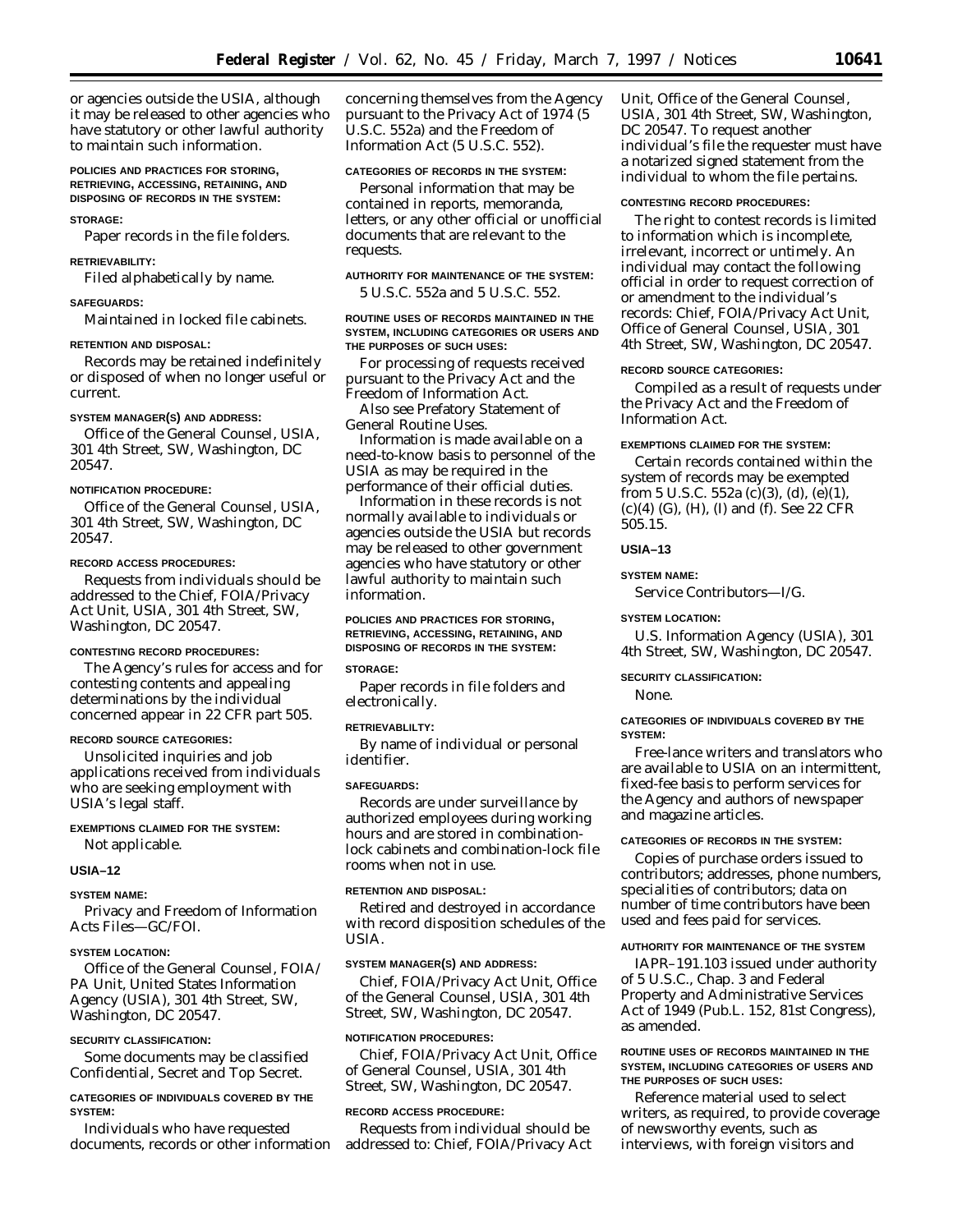or agencies outside the USIA, although it may be released to other agencies who have statutory or other lawful authority to maintain such information.

**POLICIES AND PRACTICES FOR STORING, RETRIEVING, ACCESSING, RETAINING, AND DISPOSING OF RECORDS IN THE SYSTEM:**

**STORAGE:**

Paper records in the file folders.

**RETRIEVABILITY:**

Filed alphabetically by name.

**SAFEGUARDS:**

Maintained in locked file cabinets.

**RETENTION AND DISPOSAL:**

Records may be retained indefinitely or disposed of when no longer useful or current.

**SYSTEM MANAGER(S) AND ADDRESS:**

Office of the General Counsel, USIA, 301 4th Street, SW, Washington, DC 20547.

**NOTIFICATION PROCEDURE:**

Office of the General Counsel, USIA, 301 4th Street, SW, Washington, DC 20547.

**RECORD ACCESS PROCEDURES:**

Requests from individuals should be addressed to the Chief, FOIA/Privacy Act Unit, USIA, 301 4th Street, SW, Washington, DC 20547.

**CONTESTING RECORD PROCEDURES:**

The Agency's rules for access and for contesting contents and appealing determinations by the individual concerned appear in 22 CFR part 505.

**RECORD SOURCE CATEGORIES:**

Unsolicited inquiries and job applications received from individuals who are seeking employment with USIA's legal staff.

**EXEMPTIONS CLAIMED FOR THE SYSTEM:**

Not applicable.

## USIA–12

**SYSTEM NAME:**

Privacy and Freedom of Information Acts Files—GC/FOI.

**SYSTEM LOCATION:**

Office of the General Counsel, FOIA/PA Unit, United States Information Agency (USIA), 301 4th Street, SW, Washington, DC 20547.

**SECURITY CLASSIFICATION:**

Some documents may be classified Confidential, Secret and Top Secret.

**CATEGORIES OF INDIVIDUALS COVERED BY THE SYSTEM:**

Individuals who have requested documents, records or other information concerning themselves from the Agency pursuant to the Privacy Act of 1974 (5 U.S.C. 552a) and the Freedom of Information Act (5 U.S.C. 552).

**CATEGORIES OF RECORDS IN THE SYSTEM:**

Personal information that may be contained in reports, memoranda, letters, or any other official or unofficial documents that are relevant to the requests.

**AUTHORITY FOR MAINTENANCE OF THE SYSTEM:**

5 U.S.C. 552a and 5 U.S.C. 552.

**ROUTINE USES OF RECORDS MAINTAINED IN THE SYSTEM, INCLUDING CATEGORIES OR USERS AND THE PURPOSES OF SUCH USES:**

For processing of requests received pursuant to the Privacy Act and the Freedom of Information Act.

Also see Prefatory Statement of General Routine Uses.

Information is made available on a need-to-know basis to personnel of the USIA as may be required in the performance of their official duties.

Information in these records is not normally available to individuals or agencies outside the USIA but records may be released to other government agencies who have statutory or other lawful authority to maintain such information.

**POLICIES AND PRACTICES FOR STORING, RETRIEVING, ACCESSING, RETAINING, AND DISPOSING OF RECORDS IN THE SYSTEM:**

**STORAGE:**

Paper records in file folders and electronically.

**RETRIEVABLILTY:**

By name of individual or personal identifier.

**SAFEGUARDS:**

Records are under surveillance by authorized employees during working hours and are stored in combination-lock cabinets and combination-lock file rooms when not in use.

**RETENTION AND DISPOSAL:**

Retired and destroyed in accordance with record disposition schedules of the USIA.

**SYSTEM MANAGER(S) AND ADDRESS:**

Chief, FOIA/Privacy Act Unit, Office of the General Counsel, USIA, 301 4th Street, SW, Washington, DC 20547.

**NOTIFICATION PROCEDURES:**

Chief, FOIA/Privacy Act Unit, Office of General Counsel, USIA, 301 4th Street, SW, Washington, DC 20547.

**RECORD ACCESS PROCEDURE:**

Requests from individual should be addressed to: Chief, FOIA/Privacy Act Unit, Office of the General Counsel, USIA, 301 4th Street, SW, Washington, DC 20547. To request another individual's file the requester must have a notarized signed statement from the individual to whom the file pertains.

**CONTESTING RECORD PROCEDURES:**

The right to contest records is limited to information which is incomplete, irrelevant, incorrect or untimely. An individual may contact the following official in order to request correction of or amendment to the individual's records: Chief, FOIA/Privacy Act Unit, Office of General Counsel, USIA, 301 4th Street, SW, Washington, DC 20547.

**RECORD SOURCE CATEGORIES:**

Compiled as a result of requests under the Privacy Act and the Freedom of Information Act.

**EXEMPTIONS CLAIMED FOR THE SYSTEM:**

Certain records contained within the system of records may be exempted from 5 U.S.C. 552a (c)(3), (d), (e)(1), (c)(4) (G), (H), (I) and (f). See 22 CFR 505.15.

## USIA–13

**SYSTEM NAME:**

Service Contributors—I/G.

**SYSTEM LOCATION:**

U.S. Information Agency (USIA), 301 4th Street, SW, Washington, DC 20547.

**SECURITY CLASSIFICATION:**

None.

**CATEGORIES OF INDIVIDUALS COVERED BY THE SYSTEM:**

Free-lance writers and translators who are available to USIA on an intermittent, fixed-fee basis to perform services for the Agency and authors of newspaper and magazine articles.

**CATEGORIES OF RECORDS IN THE SYSTEM:**

Copies of purchase orders issued to contributors; addresses, phone numbers, specialities of contributors; data on number of time contributors have been used and fees paid for services.

**AUTHORITY FOR MAINTENANCE OF THE SYSTEM**

IAPR–191.103 issued under authority of 5 U.S.C., Chap. 3 and Federal Property and Administrative Services Act of 1949 (Pub.L. 152, 81st Congress), as amended.

**ROUTINE USES OF RECORDS MAINTAINED IN THE SYSTEM, INCLUDING CATEGORIES OF USERS AND THE PURPOSES OF SUCH USES:**

Reference material used to select writers, as required, to provide coverage of newsworthy events, such as interviews, with foreign visitors and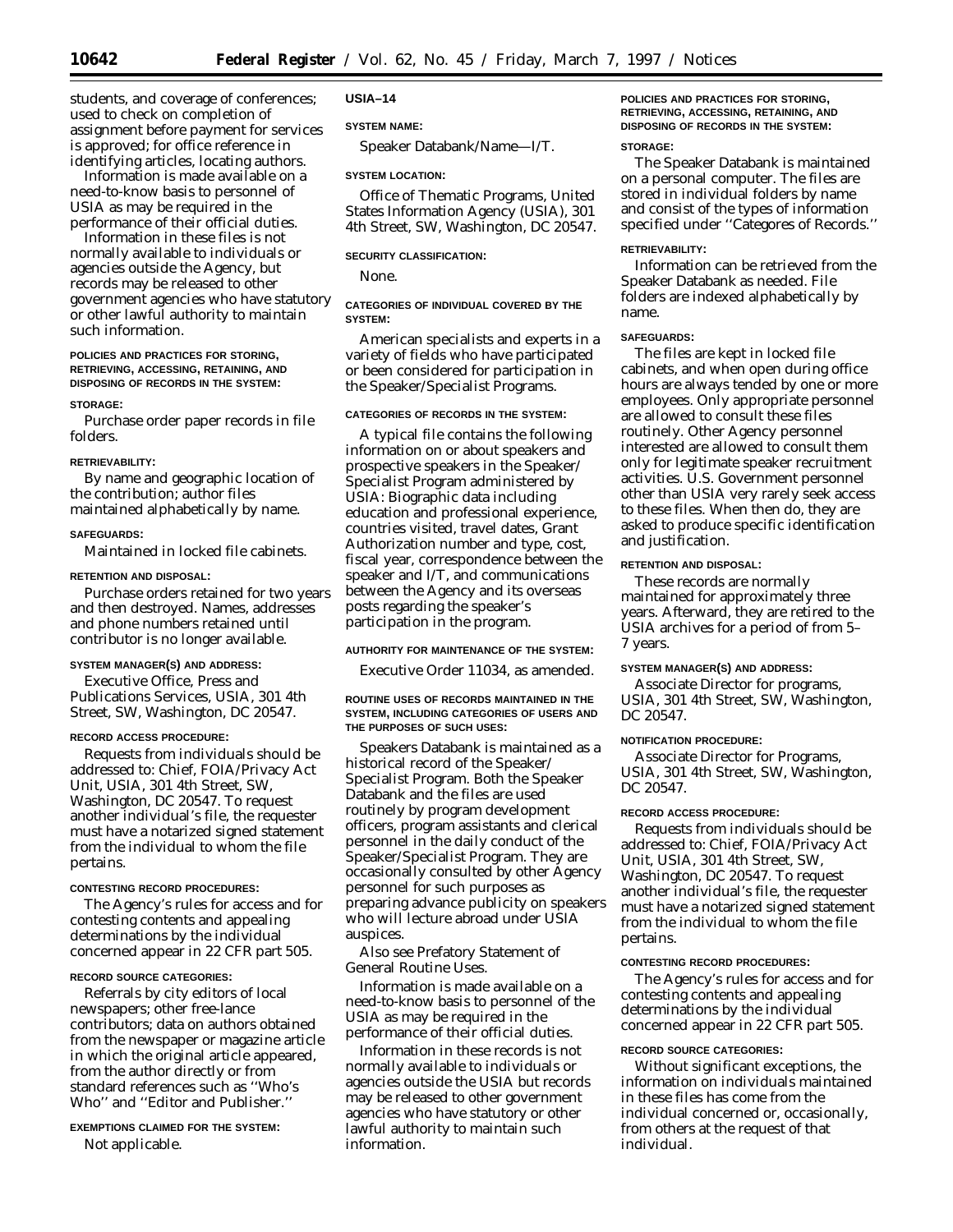students, and coverage of conferences; used to check on completion of assignment before payment for services is approved; for office reference in identifying articles, locating authors.

Information is made available on a need-to-know basis to personnel of USIA as may be required in the performance of their official duties.

Information in these files is not normally available to individuals or agencies outside the Agency, but records may be released to other government agencies who have statutory or other lawful authority to maintain such information.

POLICIES AND PRACTICES FOR STORING, RETRIEVING, ACCESSING, RETAINING, AND DISPOSING OF RECORDS IN THE SYSTEM:

STORAGE:

Purchase order paper records in file folders.

RETRIEVABILITY:

By name and geographic location of the contribution; author files maintained alphabetically by name.

SAFEGUARDS:

Maintained in locked file cabinets.

RETENTION AND DISPOSAL:

Purchase orders retained for two years and then destroyed. Names, addresses and phone numbers retained until contributor is no longer available.

SYSTEM MANAGER(S) AND ADDRESS:

Executive Office, Press and Publications Services, USIA, 301 4th Street, SW, Washington, DC 20547.

RECORD ACCESS PROCEDURE:

Requests from individuals should be addressed to: Chief, FOIA/Privacy Act Unit, USIA, 301 4th Street, SW, Washington, DC 20547. To request another individual's file, the requester must have a notarized signed statement from the individual to whom the file pertains.

CONTESTING RECORD PROCEDURES:

The Agency's rules for access and for contesting contents and appealing determinations by the individual concerned appear in 22 CFR part 505.

RECORD SOURCE CATEGORIES:

Referrals by city editors of local newspapers; other free-lance contributors; data on authors obtained from the newspaper or magazine article in which the original article appeared, from the author directly or from standard references such as ''Who's Who'' and ''Editor and Publisher.''

EXEMPTIONS CLAIMED FOR THE SYSTEM:

Not applicable.

**USIA–14**

SYSTEM NAME:

Speaker Databank/Name—I/T.

SYSTEM LOCATION:

Office of Thematic Programs, United States Information Agency (USIA), 301 4th Street, SW, Washington, DC 20547.

SECURITY CLASSIFICATION:

None.

CATEGORIES OF INDIVIDUAL COVERED BY THE SYSTEM:

American specialists and experts in a variety of fields who have participated or been considered for participation in the Speaker/Specialist Programs.

CATEGORIES OF RECORDS IN THE SYSTEM:

A typical file contains the following information on or about speakers and prospective speakers in the Speaker/Specialist Program administered by USIA: Biographic data including education and professional experience, countries visited, travel dates, Grant Authorization number and type, cost, fiscal year, correspondence between the speaker and I/T, and communications between the Agency and its overseas posts regarding the speaker's participation in the program.

AUTHORITY FOR MAINTENANCE OF THE SYSTEM:

Executive Order 11034, as amended.

ROUTINE USES OF RECORDS MAINTAINED IN THE SYSTEM, INCLUDING CATEGORIES OF USERS AND THE PURPOSES OF SUCH USES:

Speakers Databank is maintained as a historical record of the Speaker/Specialist Program. Both the Speaker Databank and the files are used routinely by program development officers, program assistants and clerical personnel in the daily conduct of the Speaker/Specialist Program. They are occasionally consulted by other Agency personnel for such purposes as preparing advance publicity on speakers who will lecture abroad under USIA auspices.

Also see Prefatory Statement of General Routine Uses.

Information is made available on a need-to-know basis to personnel of the USIA as may be required in the performance of their official duties.

Information in these records is not normally available to individuals or agencies outside the USIA but records may be released to other government agencies who have statutory or other lawful authority to maintain such information.

POLICIES AND PRACTICES FOR STORING, RETRIEVING, ACCESSING, RETAINING, AND DISPOSING OF RECORDS IN THE SYSTEM:

STORAGE:

The Speaker Databank is maintained on a personal computer. The files are stored in individual folders by name and consist of the types of information specified under ''Categores of Records.''

RETRIEVABILITY:

Information can be retrieved from the Speaker Databank as needed. File folders are indexed alphabetically by name.

SAFEGUARDS:

The files are kept in locked file cabinets, and when open during office hours are always tended by one or more employees. Only appropriate personnel are allowed to consult these files routinely. Other Agency personnel interested are allowed to consult them only for legitimate speaker recruitment activities. U.S. Government personnel other than USIA very rarely seek access to these files. When then do, they are asked to produce specific identification and justification.

RETENTION AND DISPOSAL:

These records are normally maintained for approximately three years. Afterward, they are retired to the USIA archives for a period of from 5–7 years.

SYSTEM MANAGER(S) AND ADDRESS:

Associate Director for programs, USIA, 301 4th Street, SW, Washington, DC 20547.

NOTIFICATION PROCEDURE:

Associate Director for Programs, USIA, 301 4th Street, SW, Washington, DC 20547.

RECORD ACCESS PROCEDURE:

Requests from individuals should be addressed to: Chief, FOIA/Privacy Act Unit, USIA, 301 4th Street, SW, Washington, DC 20547. To request another individual's file, the requester must have a notarized signed statement from the individual to whom the file pertains.

CONTESTING RECORD PROCEDURES:

The Agency's rules for access and for contesting contents and appealing determinations by the individual concerned appear in 22 CFR part 505.

RECORD SOURCE CATEGORIES:

Without significant exceptions, the information on individuals maintained in these files has come from the individual concerned or, occasionally, from others at the request of that individual.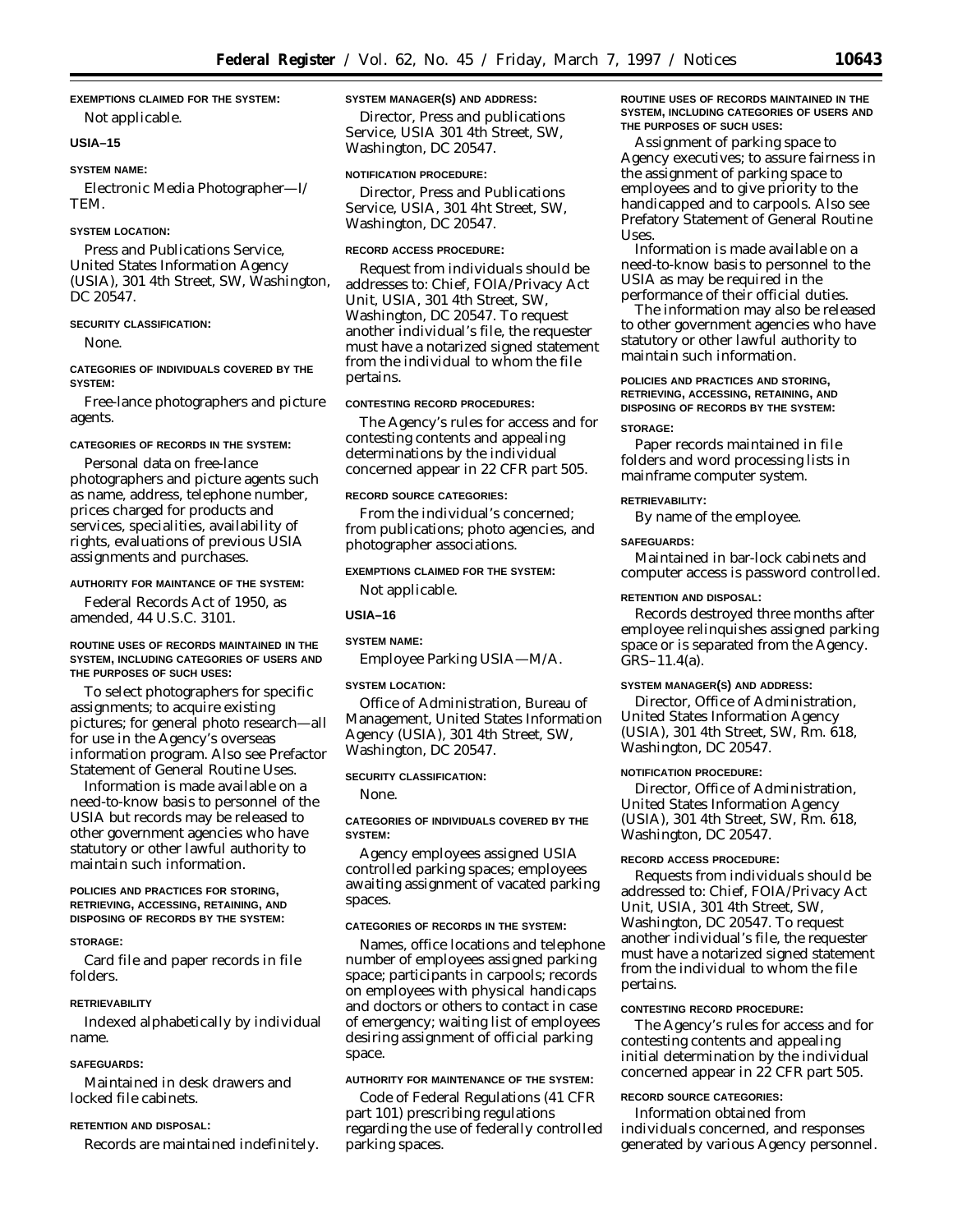**EXEMPTIONS CLAIMED FOR THE SYSTEM:**

Not applicable.

## USIA–15

**SYSTEM NAME:**

Electronic Media Photographer—I/TEM.

**SYSTEM LOCATION:**

Press and Publications Service, United States Information Agency (USIA), 301 4th Street, SW, Washington, DC 20547.

**SECURITY CLASSIFICATION:**

None.

**CATEGORIES OF INDIVIDUALS COVERED BY THE SYSTEM:**

Free-lance photographers and picture agents.

**CATEGORIES OF RECORDS IN THE SYSTEM:**

Personal data on free-lance photographers and picture agents such as name, address, telephone number, prices charged for products and services, specialities, availability of rights, evaluations of previous USIA assignments and purchases.

**AUTHORITY FOR MAINTANCE OF THE SYSTEM:**

Federal Records Act of 1950, as amended, 44 U.S.C. 3101.

**ROUTINE USES OF RECORDS MAINTAINED IN THE SYSTEM, INCLUDING CATEGORIES OF USERS AND THE PURPOSES OF SUCH USES:**

To select photographers for specific assignments; to acquire existing pictures; for general photo research—all for use in the Agency's overseas information program. Also see Prefactor Statement of General Routine Uses.

Information is made available on a need-to-know basis to personnel of the USIA but records may be released to other government agencies who have statutory or other lawful authority to maintain such information.

**POLICIES AND PRACTICES FOR STORING, RETRIEVING, ACCESSING, RETAINING, AND DISPOSING OF RECORDS BY THE SYSTEM:**

**STORAGE:**

Card file and paper records in file folders.

**RETRIEVABILITY**

Indexed alphabetically by individual name.

**SAFEGUARDS:**

Maintained in desk drawers and locked file cabinets.

**RETENTION AND DISPOSAL:**

Records are maintained indefinitely.

**SYSTEM MANAGER(S) AND ADDRESS:**

Director, Press and publications Service, USIA 301 4th Street, SW, Washington, DC 20547.

**NOTIFICATION PROCEDURE:**

Director, Press and Publications Service, USIA, 301 4ht Street, SW, Washington, DC 20547.

**RECORD ACCESS PROCEDURE:**

Request from individuals should be addresses to: Chief, FOIA/Privacy Act Unit, USIA, 301 4th Street, SW, Washington, DC 20547. To request another individual's file, the requester must have a notarized signed statement from the individual to whom the file pertains.

**CONTESTING RECORD PROCEDURES:**

The Agency's rules for access and for contesting contents and appealing determinations by the individual concerned appear in 22 CFR part 505.

**RECORD SOURCE CATEGORIES:**

From the individual's concerned; from publications; photo agencies, and photographer associations.

**EXEMPTIONS CLAIMED FOR THE SYSTEM:**

Not applicable.

## USIA–16

**SYSTEM NAME:**

Employee Parking USIA—M/A.

**SYSTEM LOCATION:**

Office of Administration, Bureau of Management, United States Information Agency (USIA), 301 4th Street, SW, Washington, DC 20547.

**SECURITY CLASSIFICATION:**

None.

**CATEGORIES OF INDIVIDUALS COVERED BY THE SYSTEM:**

Agency employees assigned USIA controlled parking spaces; employees awaiting assignment of vacated parking spaces.

**CATEGORIES OF RECORDS IN THE SYSTEM:**

Names, office locations and telephone number of employees assigned parking space; participants in carpools; records on employees with physical handicaps and doctors or others to contact in case of emergency; waiting list of employees desiring assignment of official parking space.

**AUTHORITY FOR MAINTENANCE OF THE SYSTEM:**

Code of Federal Regulations (41 CFR part 101) prescribing regulations regarding the use of federally controlled parking spaces.

**ROUTINE USES OF RECORDS MAINTAINED IN THE SYSTEM, INCLUDING CATEGORIES OF USERS AND THE PURPOSES OF SUCH USES:**

Assignment of parking space to Agency executives; to assure fairness in the assignment of parking space to employees and to give priority to the handicapped and to carpools. Also see Prefatory Statement of General Routine Uses.

Information is made available on a need-to-know basis to personnel to the USIA as may be required in the performance of their official duties.

The information may also be released to other government agencies who have statutory or other lawful authority to maintain such information.

**POLICIES AND PRACTICES AND STORING, RETRIEVING, ACCESSING, RETAINING, AND DISPOSING OF RECORDS BY THE SYSTEM:**

**STORAGE:**

Paper records maintained in file folders and word processing lists in mainframe computer system.

**RETRIEVABILITY:**

By name of the employee.

**SAFEGUARDS:**

Maintained in bar-lock cabinets and computer access is password controlled.

**RETENTION AND DISPOSAL:**

Records destroyed three months after employee relinquishes assigned parking space or is separated from the Agency. GRS–11.4(a).

**SYSTEM MANAGER(S) AND ADDRESS:**

Director, Office of Administration, United States Information Agency (USIA), 301 4th Street, SW, Rm. 618, Washington, DC 20547.

**NOTIFICATION PROCEDURE:**

Director, Office of Administration, United States Information Agency (USIA), 301 4th Street, SW, Rm. 618, Washington, DC 20547.

**RECORD ACCESS PROCEDURE:**

Requests from individuals should be addressed to: Chief, FOIA/Privacy Act Unit, USIA, 301 4th Street, SW, Washington, DC 20547. To request another individual's file, the requester must have a notarized signed statement from the individual to whom the file pertains.

**CONTESTING RECORD PROCEDURE:**

The Agency's rules for access and for contesting contents and appealing initial determination by the individual concerned appear in 22 CFR part 505.

**RECORD SOURCE CATEGORIES:**

Information obtained from individuals concerned, and responses generated by various Agency personnel.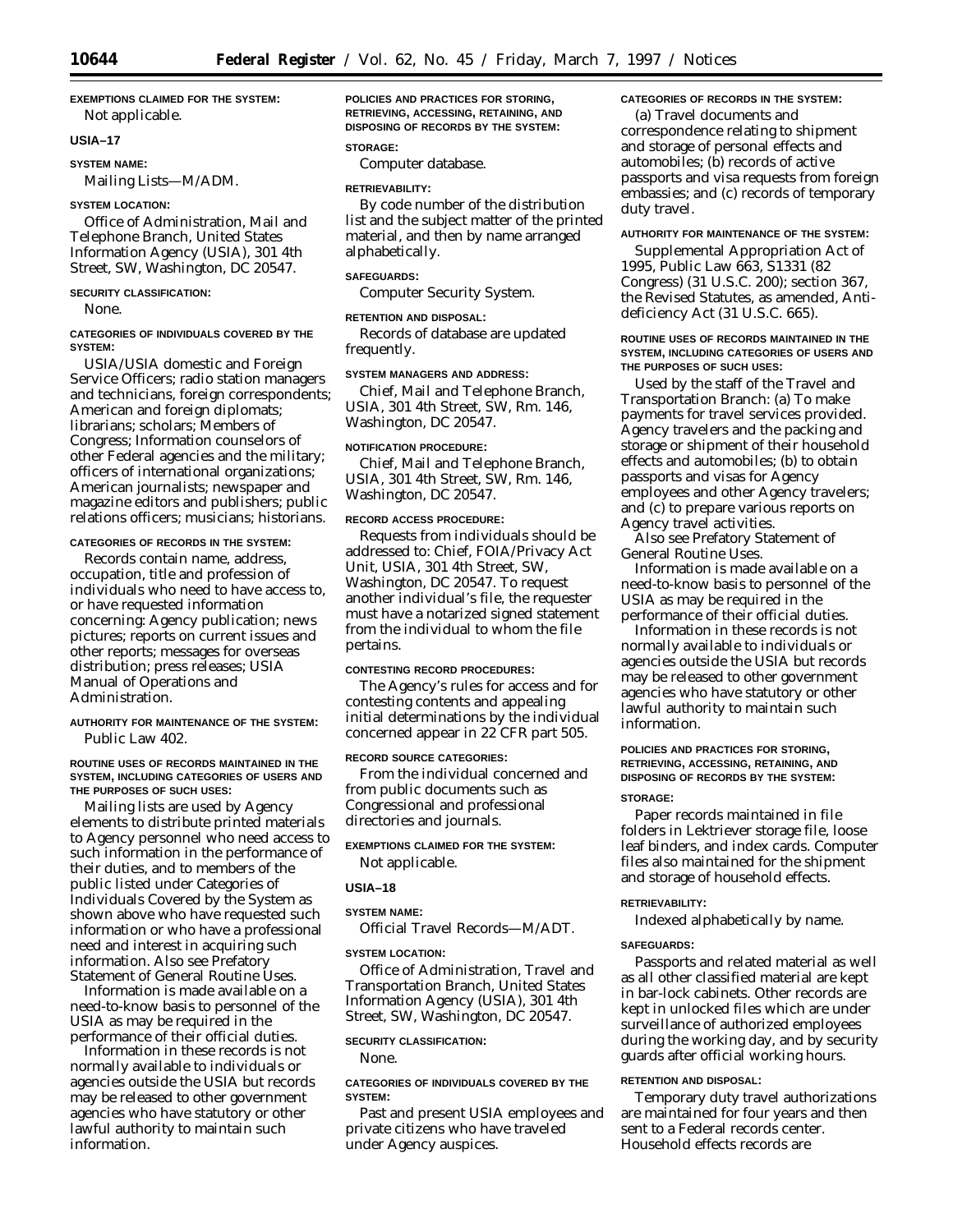**EXEMPTIONS CLAIMED FOR THE SYSTEM:**

Not applicable.

## USIA–17

**SYSTEM NAME:**

Mailing Lists—M/ADM.

**SYSTEM LOCATION:**

Office of Administration, Mail and Telephone Branch, United States Information Agency (USIA), 301 4th Street, SW, Washington, DC 20547.

**SECURITY CLASSIFICATION:**

None.

**CATEGORIES OF INDIVIDUALS COVERED BY THE SYSTEM:**

USIA/USIA domestic and Foreign Service Officers; radio station managers and technicians, foreign correspondents; American and foreign diplomats; librarians; scholars; Members of Congress; Information counselors of other Federal agencies and the military; officers of international organizations; American journalists; newspaper and magazine editors and publishers; public relations officers; musicians; historians.

**CATEGORIES OF RECORDS IN THE SYSTEM:**

Records contain name, address, occupation, title and profession of individuals who need to have access to, or have requested information concerning: Agency publication; news pictures; reports on current issues and other reports; messages for overseas distribution; press releases; USIA Manual of Operations and Administration.

**AUTHORITY FOR MAINTENANCE OF THE SYSTEM:**

Public Law 402.

**ROUTINE USES OF RECORDS MAINTAINED IN THE SYSTEM, INCLUDING CATEGORIES OF USERS AND THE PURPOSES OF SUCH USES:**

Mailing lists are used by Agency elements to distribute printed materials to Agency personnel who need access to such information in the performance of their duties, and to members of the public listed under Categories of Individuals Covered by the System as shown above who have requested such information or who have a professional need and interest in acquiring such information. Also see Prefatory Statement of General Routine Uses.

Information is made available on a need-to-know basis to personnel of the USIA as may be required in the performance of their official duties.

Information in these records is not normally available to individuals or agencies outside the USIA but records may be released to other government agencies who have statutory or other lawful authority to maintain such information.

**POLICIES AND PRACTICES FOR STORING, RETRIEVING, ACCESSING, RETAINING, AND DISPOSING OF RECORDS BY THE SYSTEM:**

**STORAGE:**

Computer database.

**RETRIEVABILITY:**

By code number of the distribution list and the subject matter of the printed material, and then by name arranged alphabetically.

**SAFEGUARDS:**

Computer Security System.

**RETENTION AND DISPOSAL:**

Records of database are updated frequently.

**SYSTEM MANAGERS AND ADDRESS:**

Chief, Mail and Telephone Branch, USIA, 301 4th Street, SW, Rm. 146, Washington, DC 20547.

**NOTIFICATION PROCEDURE:**

Chief, Mail and Telephone Branch, USIA, 301 4th Street, SW, Rm. 146, Washington, DC 20547.

**RECORD ACCESS PROCEDURE:**

Requests from individuals should be addressed to: Chief, FOIA/Privacy Act Unit, USIA, 301 4th Street, SW, Washington, DC 20547. To request another individual's file, the requester must have a notarized signed statement from the individual to whom the file pertains.

**CONTESTING RECORD PROCEDURES:**

The Agency's rules for access and for contesting contents and appealing initial determinations by the individual concerned appear in 22 CFR part 505.

**RECORD SOURCE CATEGORIES:**

From the individual concerned and from public documents such as Congressional and professional directories and journals.

**EXEMPTIONS CLAIMED FOR THE SYSTEM:**

Not applicable.

## USIA–18

**SYSTEM NAME:**

Official Travel Records—M/ADT.

**SYSTEM LOCATION:**

Office of Administration, Travel and Transportation Branch, United States Information Agency (USIA), 301 4th Street, SW, Washington, DC 20547.

**SECURITY CLASSIFICATION:**

None.

**CATEGORIES OF INDIVIDUALS COVERED BY THE SYSTEM:**

Past and present USIA employees and private citizens who have traveled under Agency auspices.

**CATEGORIES OF RECORDS IN THE SYSTEM:**

(a) Travel documents and correspondence relating to shipment and storage of personal effects and automobiles; (b) records of active passports and visa requests from foreign embassies; and (c) records of temporary duty travel.

**AUTHORITY FOR MAINTENANCE OF THE SYSTEM:**

Supplemental Appropriation Act of 1995, Public Law 663, S1331 (82 Congress) (31 U.S.C. 200); section 367, the Revised Statutes, as amended, Anti-deficiency Act (31 U.S.C. 665).

**ROUTINE USES OF RECORDS MAINTAINED IN THE SYSTEM, INCLUDING CATEGORIES OF USERS AND THE PURPOSES OF SUCH USES:**

Used by the staff of the Travel and Transportation Branch: (a) To make payments for travel services provided. Agency travelers and the packing and storage or shipment of their household effects and automobiles; (b) to obtain passports and visas for Agency employees and other Agency travelers; and (c) to prepare various reports on Agency travel activities.

Also see Prefatory Statement of General Routine Uses.

Information is made available on a need-to-know basis to personnel of the USIA as may be required in the performance of their official duties.

Information in these records is not normally available to individuals or agencies outside the USIA but records may be released to other government agencies who have statutory or other lawful authority to maintain such information.

**POLICIES AND PRACTICES FOR STORING, RETRIEVING, ACCESSING, RETAINING, AND DISPOSING OF RECORDS BY THE SYSTEM:**

**STORAGE:**

Paper records maintained in file folders in Lektriever storage file, loose leaf binders, and index cards. Computer files also maintained for the shipment and storage of household effects.

**RETRIEVABILITY:**

Indexed alphabetically by name.

**SAFEGUARDS:**

Passports and related material as well as all other classified material are kept in bar-lock cabinets. Other records are kept in unlocked files which are under surveillance of authorized employees during the working day, and by security guards after official working hours.

**RETENTION AND DISPOSAL:**

Temporary duty travel authorizations are maintained for four years and then sent to a Federal records center. Household effects records are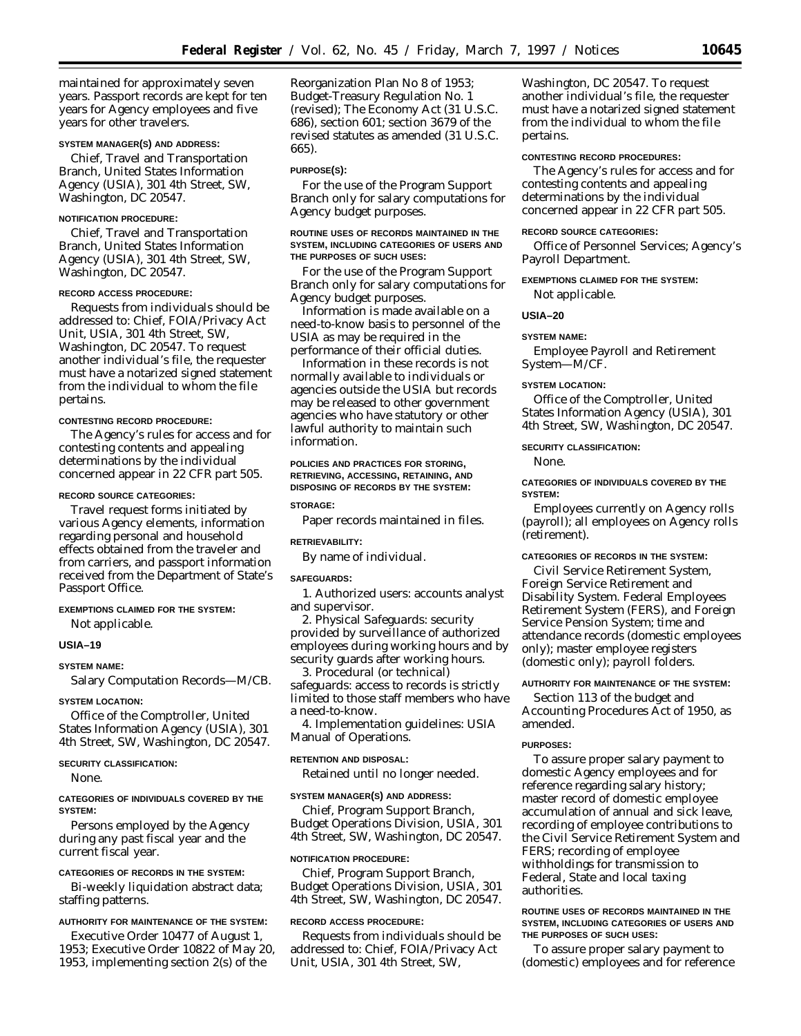maintained for approximately seven years. Passport records are kept for ten years for Agency employees and five years for other travelers.

**SYSTEM MANAGER(S) AND ADDRESS:**

Chief, Travel and Transportation Branch, United States Information Agency (USIA), 301 4th Street, SW, Washington, DC 20547.

**NOTIFICATION PROCEDURE:**

Chief, Travel and Transportation Branch, United States Information Agency (USIA), 301 4th Street, SW, Washington, DC 20547.

**RECORD ACCESS PROCEDURE:**

Requests from individuals should be addressed to: Chief, FOIA/Privacy Act Unit, USIA, 301 4th Street, SW, Washington, DC 20547. To request another individual's file, the requester must have a notarized signed statement from the individual to whom the file pertains.

**CONTESTING RECORD PROCEDURE:**

The Agency's rules for access and for contesting contents and appealing determinations by the individual concerned appear in 22 CFR part 505.

**RECORD SOURCE CATEGORIES:**

Travel request forms initiated by various Agency elements, information regarding personal and household effects obtained from the traveler and from carriers, and passport information received from the Department of State's Passport Office.

**EXEMPTIONS CLAIMED FOR THE SYSTEM:**

Not applicable.

**USIA–19**

**SYSTEM NAME:**

Salary Computation Records—M/CB.

**SYSTEM LOCATION:**

Office of the Comptroller, United States Information Agency (USIA), 301 4th Street, SW, Washington, DC 20547.

**SECURITY CLASSIFICATION:**

None.

**CATEGORIES OF INDIVIDUALS COVERED BY THE SYSTEM:**

Persons employed by the Agency during any past fiscal year and the current fiscal year.

**CATEGORIES OF RECORDS IN THE SYSTEM:**

Bi-weekly liquidation abstract data; staffing patterns.

**AUTHORITY FOR MAINTENANCE OF THE SYSTEM:**

Executive Order 10477 of August 1, 1953; Executive Order 10822 of May 20, 1953, implementing section 2(s) of the Reorganization Plan No 8 of 1953; Budget-Treasury Regulation No. 1 (revised); The Economy Act (31 U.S.C. 686), section 601; section 3679 of the revised statutes as amended (31 U.S.C. 665).

**PURPOSE(S):**

For the use of the Program Support Branch only for salary computations for Agency budget purposes.

**ROUTINE USES OF RECORDS MAINTAINED IN THE SYSTEM, INCLUDING CATEGORIES OF USERS AND THE PURPOSES OF SUCH USES:**

For the use of the Program Support Branch only for salary computations for Agency budget purposes.

Information is made available on a need-to-know basis to personnel of the USIA as may be required in the performance of their official duties.

Information in these records is not normally available to individuals or agencies outside the USIA but records may be released to other government agencies who have statutory or other lawful authority to maintain such information.

**POLICIES AND PRACTICES FOR STORING, RETRIEVING, ACCESSING, RETAINING, AND DISPOSING OF RECORDS BY THE SYSTEM:**

**STORAGE:**

Paper records maintained in files.

**RETRIEVABILITY:**

By name of individual.

**SAFEGUARDS:**

1. Authorized users: accounts analyst and supervisor.

2. Physical Safeguards: security provided by surveillance of authorized employees during working hours and by security guards after working hours.

3. Procedural (or technical) safeguards: access to records is strictly limited to those staff members who have a need-to-know.

4. Implementation guidelines: USIA Manual of Operations.

**RETENTION AND DISPOSAL:**

Retained until no longer needed.

**SYSTEM MANAGER(S) AND ADDRESS:**

Chief, Program Support Branch, Budget Operations Division, USIA, 301 4th Street, SW, Washington, DC 20547.

**NOTIFICATION PROCEDURE:**

Chief, Program Support Branch, Budget Operations Division, USIA, 301 4th Street, SW, Washington, DC 20547.

**RECORD ACCESS PROCEDURE:**

Requests from individuals should be addressed to: Chief, FOIA/Privacy Act Unit, USIA, 301 4th Street, SW, Washington, DC 20547. To request another individual's file, the requester must have a notarized signed statement from the individual to whom the file pertains.

**CONTESTING RECORD PROCEDURES:**

The Agency's rules for access and for contesting contents and appealing determinations by the individual concerned appear in 22 CFR part 505.

**RECORD SOURCE CATEGORIES:**

Office of Personnel Services; Agency's Payroll Department.

**EXEMPTIONS CLAIMED FOR THE SYSTEM:**

Not applicable.

**USIA–20**

**SYSTEM NAME:**

Employee Payroll and Retirement System—M/CF.

**SYSTEM LOCATION:**

Office of the Comptroller, United States Information Agency (USIA), 301 4th Street, SW, Washington, DC 20547.

**SECURITY CLASSIFICATION:**

None.

**CATEGORIES OF INDIVIDUALS COVERED BY THE SYSTEM:**

Employees currently on Agency rolls (payroll); all employees on Agency rolls (retirement).

**CATEGORIES OF RECORDS IN THE SYSTEM:**

Civil Service Retirement System, Foreign Service Retirement and Disability System. Federal Employees Retirement System (FERS), and Foreign Service Pension System; time and attendance records (domestic employees only); master employee registers (domestic only); payroll folders.

**AUTHORITY FOR MAINTENANCE OF THE SYSTEM:**

Section 113 of the budget and Accounting Procedures Act of 1950, as amended.

**PURPOSES:**

To assure proper salary payment to domestic Agency employees and for reference regarding salary history; master record of domestic employee accumulation of annual and sick leave, recording of employee contributions to the Civil Service Retirement System and FERS; recording of employee withholdings for transmission to Federal, State and local taxing authorities.

**ROUTINE USES OF RECORDS MAINTAINED IN THE SYSTEM, INCLUDING CATEGORIES OF USERS AND THE PURPOSES OF SUCH USES:**

To assure proper salary payment to (domestic) employees and for reference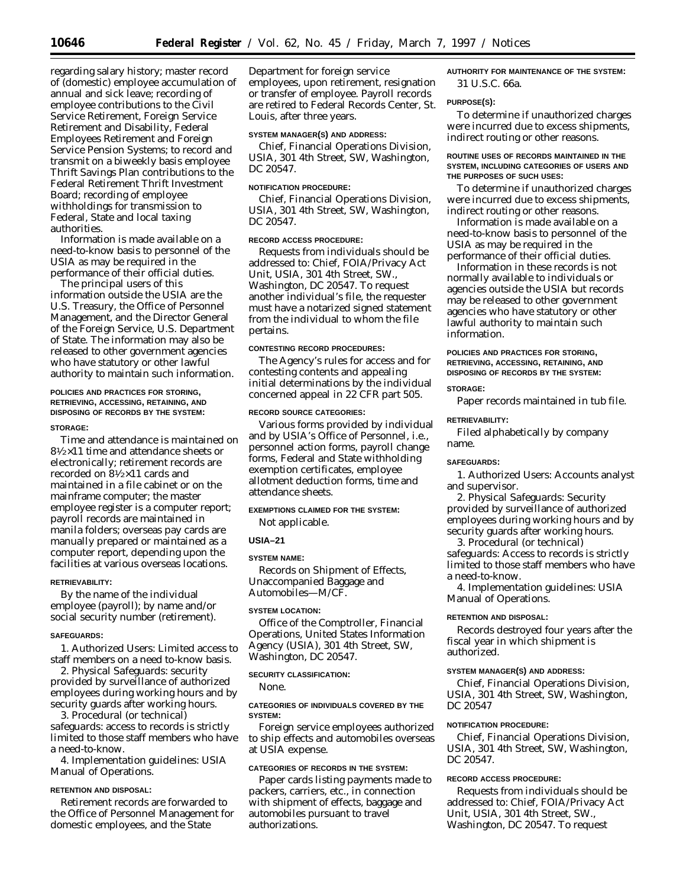regarding salary history; master record of (domestic) employee accumulation of annual and sick leave; recording of employee contributions to the Civil Service Retirement, Foreign Service Retirement and Disability, Federal Employees Retirement and Foreign Service Pension Systems; to record and transmit on a biweekly basis employee Thrift Savings Plan contributions to the Federal Retirement Thrift Investment Board; recording of employee withholdings for transmission to Federal, State and local taxing authorities.

Information is made available on a need-to-know basis to personnel of the USIA as may be required in the performance of their official duties.

The principal users of this information outside the USIA are the U.S. Treasury, the Office of Personnel Management, and the Director General of the Foreign Service, U.S. Department of State. The information may also be released to other government agencies who have statutory or other lawful authority to maintain such information.

**POLICIES AND PRACTICES FOR STORING, RETRIEVING, ACCESSING, RETAINING, AND DISPOSING OF RECORDS BY THE SYSTEM:**

**STORAGE:**

Time and attendance is maintained on 8½×11 time and attendance sheets or electronically; retirement records are recorded on 8½×11 cards and maintained in a file cabinet or on the mainframe computer; the master employee register is a computer report; payroll records are maintained in manila folders; overseas pay cards are manually prepared or maintained as a computer report, depending upon the facilities at various overseas locations.

**RETRIEVABILITY:**

By the name of the individual employee (payroll); by name and/or social security number (retirement).

**SAFEGUARDS:**

1. Authorized Users: Limited access to staff members on a need to-know basis.

2. Physical Safeguards: security provided by surveillance of authorized employees during working hours and by security guards after working hours.

3. Procedural (or technical) safeguards: access to records is strictly limited to those staff members who have a need-to-know.

4. Implementation guidelines: USIA Manual of Operations.

**RETENTION AND DISPOSAL:**

Retirement records are forwarded to the Office of Personnel Management for domestic employees, and the State Department for foreign service employees, upon retirement, resignation or transfer of employee. Payroll records are retired to Federal Records Center, St. Louis, after three years.

**SYSTEM MANAGER(S) AND ADDRESS:**

Chief, Financial Operations Division, USIA, 301 4th Street, SW, Washington, DC 20547.

**NOTIFICATION PROCEDURE:**

Chief, Financial Operations Division, USIA, 301 4th Street, SW, Washington, DC 20547.

**RECORD ACCESS PROCEDURE:**

Requests from individuals should be addressed to: Chief, FOIA/Privacy Act Unit, USIA, 301 4th Street, SW., Washington, DC 20547. To request another individual's file, the requester must have a notarized signed statement from the individual to whom the file pertains.

**CONTESTING RECORD PROCEDURES:**

The Agency's rules for access and for contesting contents and appealing initial determinations by the individual concerned appeal in 22 CFR part 505.

**RECORD SOURCE CATEGORIES:**

Various forms provided by individual and by USIA's Office of Personnel, i.e., personnel action forms, payroll change forms, Federal and State withholding exemption certificates, employee allotment deduction forms, time and attendance sheets.

**EXEMPTIONS CLAIMED FOR THE SYSTEM:**

Not applicable.

**USIA–21**

**SYSTEM NAME:**

Records on Shipment of Effects, Unaccompanied Baggage and Automobiles—M/CF.

**SYSTEM LOCATION:**

Office of the Comptroller, Financial Operations, United States Information Agency (USIA), 301 4th Street, SW, Washington, DC 20547.

**SECURITY CLASSIFICATION:**

None.

**CATEGORIES OF INDIVIDUALS COVERED BY THE SYSTEM:**

Foreign service employees authorized to ship effects and automobiles overseas at USIA expense.

**CATEGORIES OF RECORDS IN THE SYSTEM:**

Paper cards listing payments made to packers, carriers, etc., in connection with shipment of effects, baggage and automobiles pursuant to travel authorizations.

**AUTHORITY FOR MAINTENANCE OF THE SYSTEM:**

31 U.S.C. 66a.

**PURPOSE(S):**

To determine if unauthorized charges were incurred due to excess shipments, indirect routing or other reasons.

**ROUTINE USES OF RECORDS MAINTAINED IN THE SYSTEM, INCLUDING CATEGORIES OF USERS AND THE PURPOSES OF SUCH USES:**

To determine if unauthorized charges were incurred due to excess shipments, indirect routing or other reasons.

Information is made available on a need-to-know basis to personnel of the USIA as may be required in the performance of their official duties.

Information in these records is not normally available to individuals or agencies outside the USIA but records may be released to other government agencies who have statutory or other lawful authority to maintain such information.

**POLICIES AND PRACTICES FOR STORING, RETRIEVING, ACCESSING, RETAINING, AND DISPOSING OF RECORDS BY THE SYSTEM:**

**STORAGE:**

Paper records maintained in tub file.

**RETRIEVABILITY:**

Filed alphabetically by company name.

**SAFEGUARDS:**

1. Authorized Users: Accounts analyst and supervisor.

2. Physical Safeguards: Security provided by surveillance of authorized employees during working hours and by security guards after working hours.

3. Procedural (or technical) safeguards: Access to records is strictly limited to those staff members who have a need-to-know.

4. Implementation guidelines: USIA Manual of Operations.

**RETENTION AND DISPOSAL:**

Records destroyed four years after the fiscal year in which shipment is authorized.

**SYSTEM MANAGER(S) AND ADDRESS:**

Chief, Financial Operations Division, USIA, 301 4th Street, SW, Washington, DC 20547

**NOTIFICATION PROCEDURE:**

Chief, Financial Operations Division, USIA, 301 4th Street, SW, Washington, DC 20547.

**RECORD ACCESS PROCEDURE:**

Requests from individuals should be addressed to: Chief, FOIA/Privacy Act Unit, USIA, 301 4th Street, SW., Washington, DC 20547. To request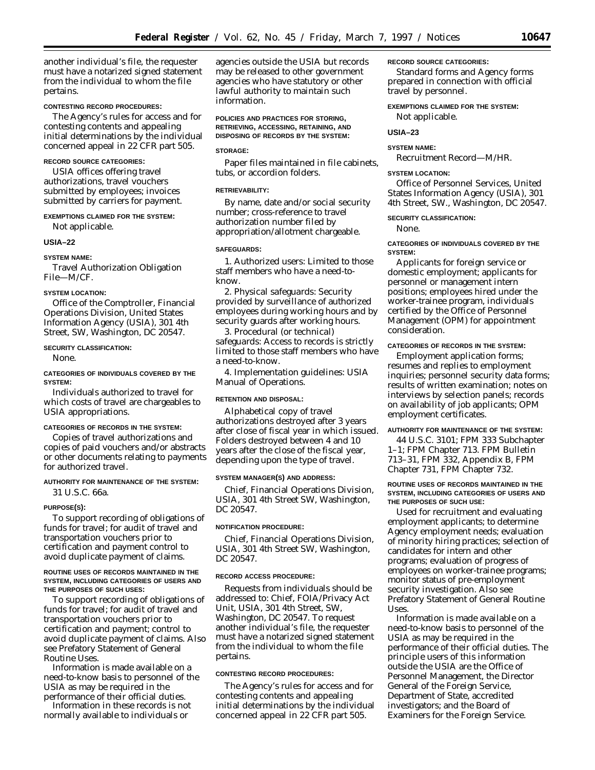another individual's file, the requester must have a notarized signed statement from the individual to whom the file pertains.

**CONTESTING RECORD PROCEDURES:**

The Agency's rules for access and for contesting contents and appealing initial determinations by the individual concerned appeal in 22 CFR part 505.

**RECORD SOURCE CATEGORIES:**

USIA offices offering travel authorizations, travel vouchers submitted by employees; invoices submitted by carriers for payment.

**EXEMPTIONS CLAIMED FOR THE SYSTEM:**

Not applicable.

**USIA–22**

**SYSTEM NAME:**

Travel Authorization Obligation File—M/CF.

**SYSTEM LOCATION:**

Office of the Comptroller, Financial Operations Division, United States Information Agency (USIA), 301 4th Street, SW, Washington, DC 20547.

**SECURITY CLASSIFICATION:**

None.

**CATEGORIES OF INDIVIDUALS COVERED BY THE SYSTEM:**

Individuals authorized to travel for which costs of travel are chargeables to USIA appropriations.

**CATEGORIES OF RECORDS IN THE SYSTEM:**

Copies of travel authorizations and copies of paid vouchers and/or abstracts or other documents relating to payments for authorized travel.

**AUTHORITY FOR MAINTENANCE OF THE SYSTEM:**

31 U.S.C. 66a.

**PURPOSE(S):**

To support recording of obligations of funds for travel; for audit of travel and transportation vouchers prior to certification and payment control to avoid duplicate payment of claims.

**ROUTINE USES OF RECORDS MAINTAINED IN THE SYSTEM, INCLUDING CATEGORIES OF USERS AND THE PURPOSES OF SUCH USES:**

To support recording of obligations of funds for travel; for audit of travel and transportation vouchers prior to certification and payment; control to avoid duplicate payment of claims. Also see Prefatory Statement of General Routine Uses.

Information is made available on a need-to-know basis to personnel of the USIA as may be required in the performance of their official duties.

Information in these records is not normally available to individuals or agencies outside the USIA but records may be released to other government agencies who have statutory or other lawful authority to maintain such information.

**POLICIES AND PRACTICES FOR STORING, RETRIEVING, ACCESSING, RETAINING, AND DISPOSING OF RECORDS BY THE SYSTEM:**

**STORAGE:**

Paper files maintained in file cabinets, tubs, or accordion folders.

**RETRIEVABILITY:**

By name, date and/or social security number; cross-reference to travel authorization number filed by appropriation/allotment chargeable.

**SAFEGUARDS:**

1. Authorized users: Limited to those staff members who have a need-to-know.

2. Physical safeguards: Security provided by surveillance of authorized employees during working hours and by security guards after working hours.

3. Procedural (or technical) safeguards: Access to records is strictly limited to those staff members who have a need-to-know.

4. Implementation guidelines: USIA Manual of Operations.

**RETENTION AND DISPOSAL:**

Alphabetical copy of travel authorizations destroyed after 3 years after close of fiscal year in which issued. Folders destroyed between 4 and 10 years after the close of the fiscal year, depending upon the type of travel.

**SYSTEM MANAGER(S) AND ADDRESS:**

Chief, Financial Operations Division, USIA, 301 4th Street SW, Washington, DC 20547.

**NOTIFICATION PROCEDURE:**

Chief, Financial Operations Division, USIA, 301 4th Street SW, Washington, DC 20547.

**RECORD ACCESS PROCEDURE:**

Requests from individuals should be addressed to: Chief, FOIA/Privacy Act Unit, USIA, 301 4th Street, SW, Washington, DC 20547. To request another individual's file, the requester must have a notarized signed statement from the individual to whom the file pertains.

**CONTESTING RECORD PROCEDURES:**

The Agency's rules for access and for contesting contents and appealing initial determinations by the individual concerned appeal in 22 CFR part 505.

**RECORD SOURCE CATEGORIES:**

Standard forms and Agency forms prepared in connection with official travel by personnel.

**EXEMPTIONS CLAIMED FOR THE SYSTEM:**

Not applicable.

**USIA–23**

**SYSTEM NAME:**

Recruitment Record—M/HR.

**SYSTEM LOCATION:**

Office of Personnel Services, United States Information Agency (USIA), 301 4th Street, SW., Washington, DC 20547.

**SECURITY CLASSIFICATION:**

None.

**CATEGORIES OF INDIVIDUALS COVERED BY THE SYSTEM:**

Applicants for foreign service or domestic employment; applicants for personnel or management intern positions; employees hired under the worker-trainee program, individuals certified by the Office of Personnel Management (OPM) for appointment consideration.

**CATEGORIES OF RECORDS IN THE SYSTEM:**

Employment application forms; resumes and replies to employment inquiries; personnel security data forms; results of written examination; notes on interviews by selection panels; records on availability of job applicants; OPM employment certificates.

**AUTHORITY FOR MAINTENANCE OF THE SYSTEM:**

44 U.S.C. 3101; FPM 333 Subchapter 1–1; FPM Chapter 713. FPM Bulletin 713–31, FPM 332, Appendix B, FPM Chapter 731, FPM Chapter 732.

**ROUTINE USES OF RECORDS MAINTAINED IN THE SYSTEM, INCLUDING CATEGORIES OF USERS AND THE PURPOSES OF SUCH USE:**

Used for recruitment and evaluating employment applicants; to determine Agency employment needs; evaluation of minority hiring practices; selection of candidates for intern and other programs; evaluation of progress of employees on worker-trainee programs; monitor status of pre-employment security investigation. Also see Prefatory Statement of General Routine Uses.

Information is made available on a need-to-know basis to personnel of the USIA as may be required in the performance of their official duties. The principle users of this information outside the USIA are the Office of Personnel Management, the Director General of the Foreign Service, Department of State, accredited investigators; and the Board of Examiners for the Foreign Service.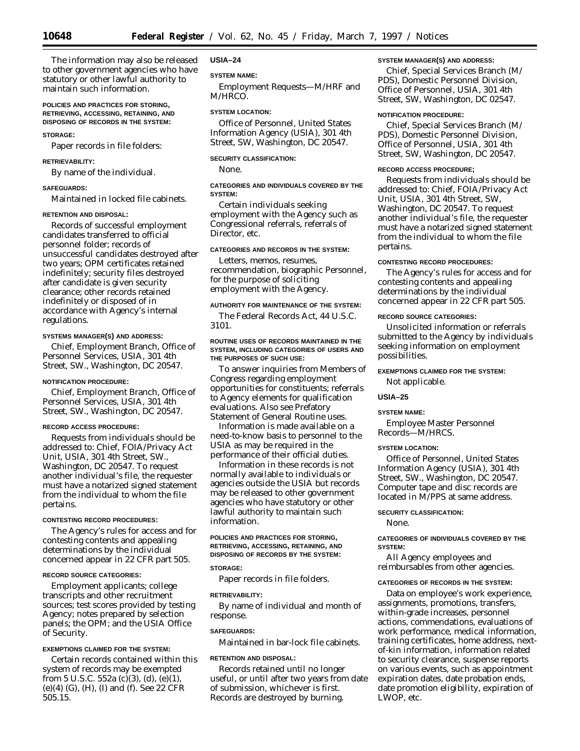The information may also be released to other government agencies who have statutory or other lawful authority to maintain such information.

**POLICIES AND PRACTICES FOR STORING, RETRIEVING, ACCESSING, RETAINING, AND DISPOSING OF RECORDS IN THE SYSTEM:**

**STORAGE:**

Paper records in file folders:

**RETRIEVABILITY:**

By name of the individual.

**SAFEGUARDS:**

Maintained in locked file cabinets.

**RETENTION AND DISPOSAL:**

Records of successful employment candidates transferred to official personnel folder; records of unsuccessful candidates destroyed after two years; OPM certificates retained indefinitely; security files destroyed after candidate is given security clearance; other records retained indefinitely or disposed of in accordance with Agency's internal regulations.

**SYSTEMS MANAGER(S) AND ADDRESS:**

Chief, Employment Branch, Office of Personnel Services, USIA, 301 4th Street, SW., Washington, DC 20547.

**NOTIFICATION PROCEDURE:**

Chief, Employment Branch, Office of Personnel Services, USIA, 301 4th Street, SW., Washington, DC 20547.

**RECORD ACCESS PROCEDURE:**

Requests from individuals should be addressed to: Chief, FOIA/Privacy Act Unit, USIA, 301 4th Street, SW., Washington, DC 20547. To request another individual's file, the requester must have a notarized signed statement from the individual to whom the file pertains.

**CONTESTING RECORD PROCEDURES:**

The Agency's rules for access and for contesting contents and appealing determinations by the individual concerned appear in 22 CFR part 505.

**RECORD SOURCE CATEGORIES:**

Employment applicants; college transcripts and other recruitment sources; test scores provided by testing Agency; notes prepared by selection panels; the OPM; and the USIA Office of Security.

**EXEMPTIONS CLAIMED FOR THE SYSTEM:**

Certain records contained within this system of records may be exempted from 5 U.S.C. 552a (c)(3), (d), (e)(1), (e)(4) (G), (H), (I) and (f). See 22 CFR 505.15.

**USIA–24**

**SYSTEM NAME:**

Employment Requests—M/HRF and M/HRCO.

**SYSTEM LOCATION:**

Office of Personnel, United States Information Agency (USIA), 301 4th Street, SW, Washington, DC 20547.

**SECURITY CLASSIFICATION:**

None.

**CATEGORIES AND INDIVIDUALS COVERED BY THE SYSTEM:**

Certain individuals seeking employment with the Agency such as Congressional referrals, referrals of Director, etc.

**CATEGORIES AND RECORDS IN THE SYSTEM:**

Letters, memos, resumes, recommendation, biographic Personnel, for the purpose of soliciting employment with the Agency.

**AUTHORITY FOR MAINTENANCE OF THE SYSTEM:**

The Federal Records Act, 44 U.S.C. 3101.

**ROUTINE USES OF RECORDS MAINTAINED IN THE SYSTEM, INCLUDING CATEGORIES OF USERS AND THE PURPOSES OF SUCH USE:**

To answer inquiries from Members of Congress regarding employment opportunities for constituents; referrals to Agency elements for qualification evaluations. Also see Prefatory Statement of General Routine uses.

Information is made available on a need-to-know basis to personnel to the USIA as may be required in the performance of their official duties.

Information in these records is not normally available to individuals or agencies outside the USIA but records may be released to other government agencies who have statutory or other lawful authority to maintain such information.

**POLICIES AND PRACTICES FOR STORING, RETRIEVING, ACCESSING, RETAINING, AND DISPOSING OF RECORDS BY THE SYSTEM:**

**STORAGE:**

Paper records in file folders.

**RETRIEVABILITY:**

By name of individual and month of response.

**SAFEGUARDS:**

Maintained in bar-lock file cabinets.

**RETENTION AND DISPOSAL:**

Records retained until no longer useful, or until after two years from date of submission, whichever is first. Records are destroyed by burning.

**SYSTEM MANAGER(S) AND ADDRESS:**

Chief, Special Services Branch (M/PDS), Domestic Personnel Division, Office of Personnel, USIA, 301 4th Street, SW, Washington, DC 02547.

**NOTIFICATION PROCEDURE:**

Chief, Special Services Branch (M/PDS), Domestic Personnel Division, Office of Personnel, USIA, 301 4th Street, SW, Washington, DC 20547.

**RECORD ACCESS PROCEDURE;**

Requests from individuals should be addressed to: Chief, FOIA/Privacy Act Unit, USIA, 301 4th Street, SW, Washington, DC 20547. To request another individual's file, the requester must have a notarized signed statement from the individual to whom the file pertains.

**CONTESTING RECORD PROCEDURES:**

The Agency's rules for access and for contesting contents and appealing determinations by the individual concerned appear in 22 CFR part 505.

**RECORD SOURCE CATEGORIES:**

Unsolicited information or referrals submitted to the Agency by individuals seeking information on employment possibilities.

**EXEMPTIONS CLAIMED FOR THE SYSTEM:**

Not applicable.

**USIA–25**

**SYSTEM NAME:**

Employee Master Personnel Records—M/HRCS.

**SYSTEM LOCATION:**

Office of Personnel, United States Information Agency (USIA), 301 4th Street, SW., Washington, DC 20547. Computer tape and disc records are located in M/PPS at same address.

**SECURITY CLASSIFICATION:**

None.

**CATEGORIES OF INDIVIDUALS COVERED BY THE SYSTEM:**

All Agency employees and reimbursables from other agencies.

**CATEGORIES OF RECORDS IN THE SYSTEM:**

Data on employee's work experience, assignments, promotions, transfers, within-grade increases, personnel actions, commendations, evaluations of work performance, medical information, training certificates, home address, next-of-kin information, information related to security clearance, suspense reports on various events, such as appointment expiration dates, date probation ends, date promotion eligibility, expiration of LWOP, etc.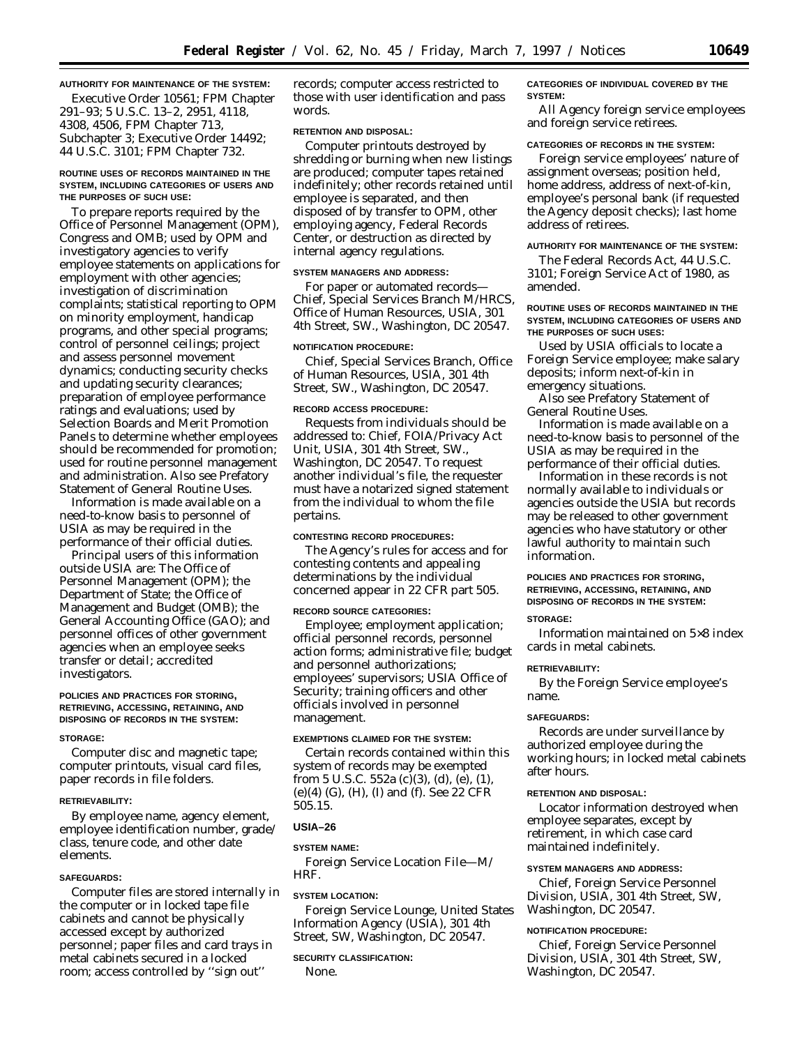**AUTHORITY FOR MAINTENANCE OF THE SYSTEM:**

Executive Order 10561; FPM Chapter 291–93; 5 U.S.C. 13–2, 2951, 4118, 4308, 4506, FPM Chapter 713, Subchapter 3; Executive Order 14492; 44 U.S.C. 3101; FPM Chapter 732.

**ROUTINE USES OF RECORDS MAINTAINED IN THE SYSTEM, INCLUDING CATEGORIES OF USERS AND THE PURPOSES OF SUCH USE:**

To prepare reports required by the Office of Personnel Management (OPM), Congress and OMB; used by OPM and investigatory agencies to verify employee statements on applications for employment with other agencies; investigation of discrimination complaints; statistical reporting to OPM on minority employment, handicap programs, and other special programs; control of personnel ceilings; project and assess personnel movement dynamics; conducting security checks and updating security clearances; preparation of employee performance ratings and evaluations; used by Selection Boards and Merit Promotion Panels to determine whether employees should be recommended for promotion; used for routine personnel management and administration. Also see Prefatory Statement of General Routine Uses.

Information is made available on a need-to-know basis to personnel of USIA as may be required in the performance of their official duties.

Principal users of this information outside USIA are: The Office of Personnel Management (OPM); the Department of State; the Office of Management and Budget (OMB); the General Accounting Office (GAO); and personnel offices of other government agencies when an employee seeks transfer or detail; accredited investigators.

**POLICIES AND PRACTICES FOR STORING, RETRIEVING, ACCESSING, RETAINING, AND DISPOSING OF RECORDS IN THE SYSTEM:**

**STORAGE:**

Computer disc and magnetic tape; computer printouts, visual card files, paper records in file folders.

**RETRIEVABILITY:**

By employee name, agency element, employee identification number, grade/class, tenure code, and other date elements.

**SAFEGUARDS:**

Computer files are stored internally in the computer or in locked tape file cabinets and cannot be physically accessed except by authorized personnel; paper files and card trays in metal cabinets secured in a locked room; access controlled by ''sign out'' records; computer access restricted to those with user identification and pass words.

**RETENTION AND DISPOSAL:**

Computer printouts destroyed by shredding or burning when new listings are produced; computer tapes retained indefinitely; other records retained until employee is separated, and then disposed of by transfer to OPM, other employing agency, Federal Records Center, or destruction as directed by internal agency regulations.

**SYSTEM MANAGERS AND ADDRESS:**

For paper or automated records—Chief, Special Services Branch M/HRCS, Office of Human Resources, USIA, 301 4th Street, SW., Washington, DC 20547.

**NOTIFICATION PROCEDURE:**

Chief, Special Services Branch, Office of Human Resources, USIA, 301 4th Street, SW., Washington, DC 20547.

**RECORD ACCESS PROCEDURE:**

Requests from individuals should be addressed to: Chief, FOIA/Privacy Act Unit, USIA, 301 4th Street, SW., Washington, DC 20547. To request another individual's file, the requester must have a notarized signed statement from the individual to whom the file pertains.

**CONTESTING RECORD PROCEDURES:**

The Agency's rules for access and for contesting contents and appealing determinations by the individual concerned appear in 22 CFR part 505.

**RECORD SOURCE CATEGORIES:**

Employee; employment application; official personnel records, personnel action forms; administrative file; budget and personnel authorizations; employees' supervisors; USIA Office of Security; training officers and other officials involved in personnel management.

**EXEMPTIONS CLAIMED FOR THE SYSTEM:**

Certain records contained within this system of records may be exempted from 5 U.S.C. 552a (c)(3), (d), (e), (1), (e)(4) (G), (H), (I) and (f). See 22 CFR 505.15.

## USIA–26

**SYSTEM NAME:**

Foreign Service Location File—M/HRF.

**SYSTEM LOCATION:**

Foreign Service Lounge, United States Information Agency (USIA), 301 4th Street, SW, Washington, DC 20547.

**SECURITY CLASSIFICATION:**

None.

**CATEGORIES OF INDIVIDUAL COVERED BY THE SYSTEM:**

All Agency foreign service employees and foreign service retirees.

**CATEGORIES OF RECORDS IN THE SYSTEM:**

Foreign service employees' nature of assignment overseas; position held, home address, address of next-of-kin, employee's personal bank (if requested the Agency deposit checks); last home address of retirees.

**AUTHORITY FOR MAINTENANCE OF THE SYSTEM:**

The Federal Records Act, 44 U.S.C. 3101; Foreign Service Act of 1980, as amended.

**ROUTINE USES OF RECORDS MAINTAINED IN THE SYSTEM, INCLUDING CATEGORIES OF USERS AND THE PURPOSES OF SUCH USES:**

Used by USIA officials to locate a Foreign Service employee; make salary deposits; inform next-of-kin in emergency situations.

Also see Prefatory Statement of General Routine Uses.

Information is made available on a need-to-know basis to personnel of the USIA as may be required in the performance of their official duties.

Information in these records is not normally available to individuals or agencies outside the USIA but records may be released to other government agencies who have statutory or other lawful authority to maintain such information.

**POLICIES AND PRACTICES FOR STORING, RETRIEVING, ACCESSING, RETAINING, AND DISPOSING OF RECORDS IN THE SYSTEM:**

**STORAGE:**

Information maintained on 5×8 index cards in metal cabinets.

**RETRIEVABILITY:**

By the Foreign Service employee's name.

**SAFEGUARDS:**

Records are under surveillance by authorized employee during the working hours; in locked metal cabinets after hours.

**RETENTION AND DISPOSAL:**

Locator information destroyed when employee separates, except by retirement, in which case card maintained indefinitely.

**SYSTEM MANAGERS AND ADDRESS:**

Chief, Foreign Service Personnel Division, USIA, 301 4th Street, SW, Washington, DC 20547.

**NOTIFICATION PROCEDURE:**

Chief, Foreign Service Personnel Division, USIA, 301 4th Street, SW, Washington, DC 20547.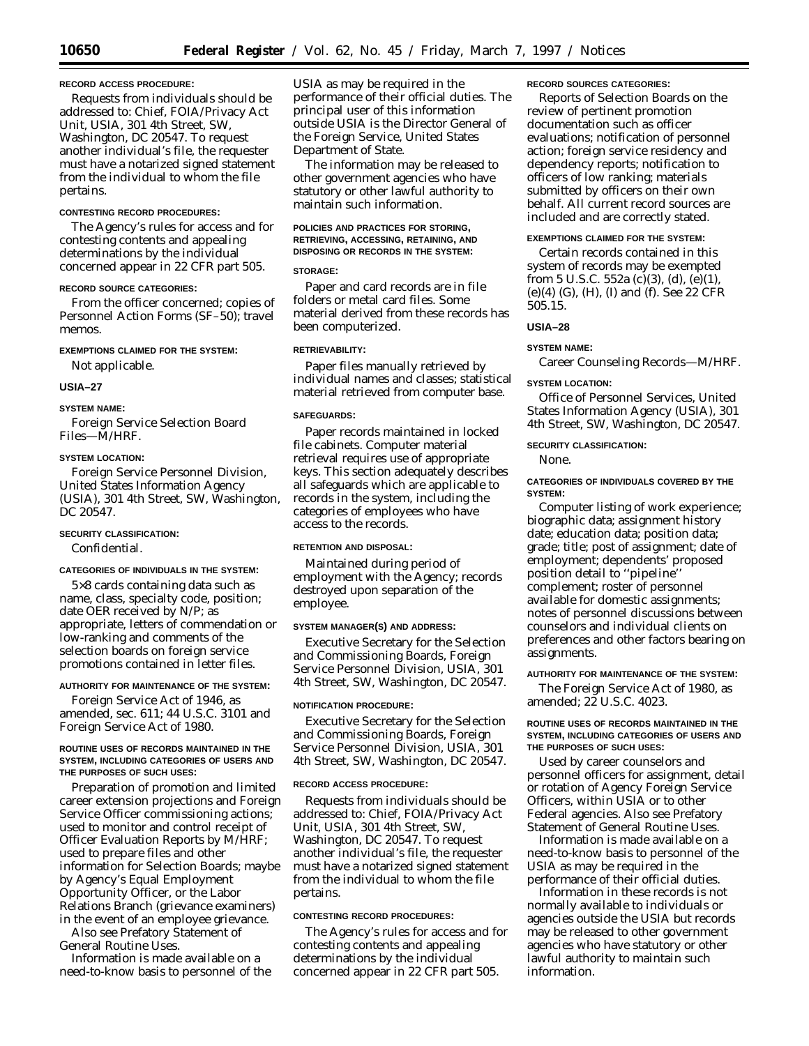**RECORD ACCESS PROCEDURE:**

Requests from individuals should be addressed to: Chief, FOIA/Privacy Act Unit, USIA, 301 4th Street, SW, Washington, DC 20547. To request another individual's file, the requester must have a notarized signed statement from the individual to whom the file pertains.

**CONTESTING RECORD PROCEDURES:**

The Agency's rules for access and for contesting contents and appealing determinations by the individual concerned appear in 22 CFR part 505.

**RECORD SOURCE CATEGORIES:**

From the officer concerned; copies of Personnel Action Forms (SF–50); travel memos.

**EXEMPTIONS CLAIMED FOR THE SYSTEM:**

Not applicable.

**USIA–27**

**SYSTEM NAME:**

Foreign Service Selection Board Files—M/HRF.

**SYSTEM LOCATION:**

Foreign Service Personnel Division, United States Information Agency (USIA), 301 4th Street, SW, Washington, DC 20547.

**SECURITY CLASSIFICATION:**

Confidential.

**CATEGORIES OF INDIVIDUALS IN THE SYSTEM:**

5×8 cards containing data such as name, class, specialty code, position; date OER received by N/P; as appropriate, letters of commendation or low-ranking and comments of the selection boards on foreign service promotions contained in letter files.

**AUTHORITY FOR MAINTENANCE OF THE SYSTEM:**

Foreign Service Act of 1946, as amended, sec. 611; 44 U.S.C. 3101 and Foreign Service Act of 1980.

**ROUTINE USES OF RECORDS MAINTAINED IN THE SYSTEM, INCLUDING CATEGORIES OF USERS AND THE PURPOSES OF SUCH USES:**

Preparation of promotion and limited career extension projections and Foreign Service Officer commissioning actions; used to monitor and control receipt of Officer Evaluation Reports by M/HRF; used to prepare files and other information for Selection Boards; maybe by Agency's Equal Employment Opportunity Officer, or the Labor Relations Branch (grievance examiners) in the event of an employee grievance.

Also see Prefatory Statement of General Routine Uses.

Information is made available on a need-to-know basis to personnel of the USIA as may be required in the performance of their official duties. The principal user of this information outside USIA is the Director General of the Foreign Service, United States Department of State.

The information may be released to other government agencies who have statutory or other lawful authority to maintain such information.

**POLICIES AND PRACTICES FOR STORING, RETRIEVING, ACCESSING, RETAINING, AND DISPOSING OR RECORDS IN THE SYSTEM:**

**STORAGE:**

Paper and card records are in file folders or metal card files. Some material derived from these records has been computerized.

**RETRIEVABILITY:**

Paper files manually retrieved by individual names and classes; statistical material retrieved from computer base.

**SAFEGUARDS:**

Paper records maintained in locked file cabinets. Computer material retrieval requires use of appropriate keys. This section adequately describes all safeguards which are applicable to records in the system, including the categories of employees who have access to the records.

**RETENTION AND DISPOSAL:**

Maintained during period of employment with the Agency; records destroyed upon separation of the employee.

**SYSTEM MANAGER(S) AND ADDRESS:**

Executive Secretary for the Selection and Commissioning Boards, Foreign Service Personnel Division, USIA, 301 4th Street, SW, Washington, DC 20547.

**NOTIFICATION PROCEDURE:**

Executive Secretary for the Selection and Commissioning Boards, Foreign Service Personnel Division, USIA, 301 4th Street, SW, Washington, DC 20547.

**RECORD ACCESS PROCEDURE:**

Requests from individuals should be addressed to: Chief, FOIA/Privacy Act Unit, USIA, 301 4th Street, SW, Washington, DC 20547. To request another individual's file, the requester must have a notarized signed statement from the individual to whom the file pertains.

**CONTESTING RECORD PROCEDURES:**

The Agency's rules for access and for contesting contents and appealing determinations by the individual concerned appear in 22 CFR part 505.

**RECORD SOURCES CATEGORIES:**

Reports of Selection Boards on the review of pertinent promotion documentation such as officer evaluations; notification of personnel action; foreign service residency and dependency reports; notification to officers of low ranking; materials submitted by officers on their own behalf. All current record sources are included and are correctly stated.

**EXEMPTIONS CLAIMED FOR THE SYSTEM:**

Certain records contained in this system of records may be exempted from 5 U.S.C. 552a (c)(3), (d), (e)(1), (e)(4) (G), (H), (I) and (f). See 22 CFR 505.15.

**USIA–28**

**SYSTEM NAME:**

Career Counseling Records—M/HRF.

**SYSTEM LOCATION:**

Office of Personnel Services, United States Information Agency (USIA), 301 4th Street, SW, Washington, DC 20547.

**SECURITY CLASSIFICATION:**

None.

**CATEGORIES OF INDIVIDUALS COVERED BY THE SYSTEM:**

Computer listing of work experience; biographic data; assignment history date; education data; position data; grade; title; post of assignment; date of employment; dependents' proposed position detail to "pipeline" complement; roster of personnel available for domestic assignments; notes of personnel discussions between counselors and individual clients on preferences and other factors bearing on assignments.

**AUTHORITY FOR MAINTENANCE OF THE SYSTEM:**

The Foreign Service Act of 1980, as amended; 22 U.S.C. 4023.

**ROUTINE USES OF RECORDS MAINTAINED IN THE SYSTEM, INCLUDING CATEGORIES OF USERS AND THE PURPOSES OF SUCH USES:**

Used by career counselors and personnel officers for assignment, detail or rotation of Agency Foreign Service Officers, within USIA or to other Federal agencies. Also see Prefatory Statement of General Routine Uses.

Information is made available on a need-to-know basis to personnel of the USIA as may be required in the performance of their official duties.

Information in these records is not normally available to individuals or agencies outside the USIA but records may be released to other government agencies who have statutory or other lawful authority to maintain such information.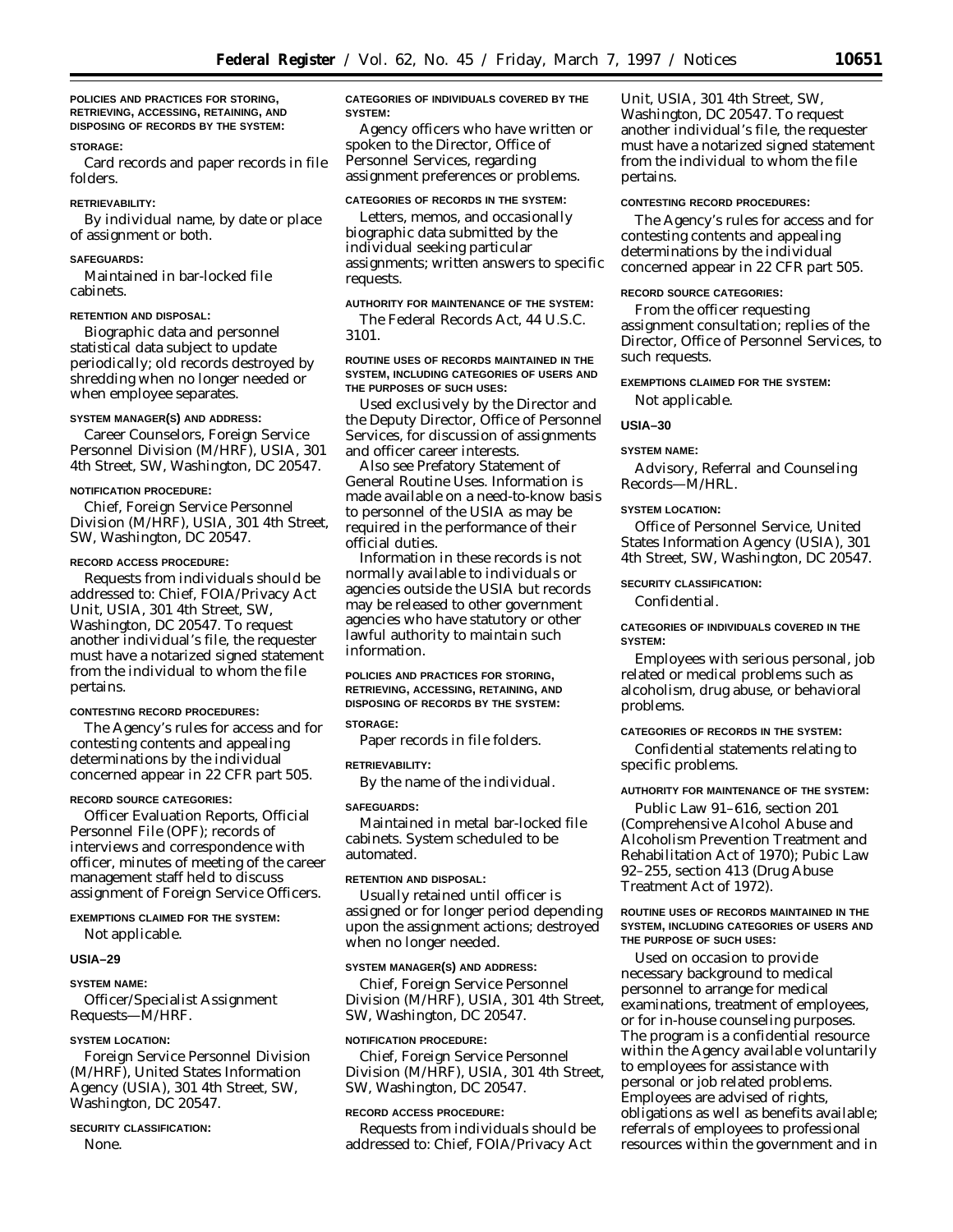**POLICIES AND PRACTICES FOR STORING, RETRIEVING, ACCESSING, RETAINING, AND DISPOSING OF RECORDS BY THE SYSTEM:**

**STORAGE:**

Card records and paper records in file folders.

**RETRIEVABILITY:**

By individual name, by date or place of assignment or both.

**SAFEGUARDS:**

Maintained in bar-locked file cabinets.

**RETENTION AND DISPOSAL:**

Biographic data and personnel statistical data subject to update periodically; old records destroyed by shredding when no longer needed or when employee separates.

**SYSTEM MANAGER(S) AND ADDRESS:**

Career Counselors, Foreign Service Personnel Division (M/HRF), USIA, 301 4th Street, SW, Washington, DC 20547.

**NOTIFICATION PROCEDURE:**

Chief, Foreign Service Personnel Division (M/HRF), USIA, 301 4th Street, SW, Washington, DC 20547.

**RECORD ACCESS PROCEDURE:**

Requests from individuals should be addressed to: Chief, FOIA/Privacy Act Unit, USIA, 301 4th Street, SW, Washington, DC 20547. To request another individual's file, the requester must have a notarized signed statement from the individual to whom the file pertains.

**CONTESTING RECORD PROCEDURES:**

The Agency's rules for access and for contesting contents and appealing determinations by the individual concerned appear in 22 CFR part 505.

**RECORD SOURCE CATEGORIES:**

Officer Evaluation Reports, Official Personnel File (OPF); records of interviews and correspondence with officer, minutes of meeting of the career management staff held to discuss assignment of Foreign Service Officers.

**EXEMPTIONS CLAIMED FOR THE SYSTEM:**

Not applicable.

**USIA–29**

**SYSTEM NAME:**

Officer/Specialist Assignment Requests—M/HRF.

**SYSTEM LOCATION:**

Foreign Service Personnel Division (M/HRF), United States Information Agency (USIA), 301 4th Street, SW, Washington, DC 20547.

**SECURITY CLASSIFICATION:**

None.

**CATEGORIES OF INDIVIDUALS COVERED BY THE SYSTEM:**

Agency officers who have written or spoken to the Director, Office of Personnel Services, regarding assignment preferences or problems.

**CATEGORIES OF RECORDS IN THE SYSTEM:**

Letters, memos, and occasionally biographic data submitted by the individual seeking particular assignments; written answers to specific requests.

**AUTHORITY FOR MAINTENANCE OF THE SYSTEM:**

The Federal Records Act, 44 U.S.C. 3101.

**ROUTINE USES OF RECORDS MAINTAINED IN THE SYSTEM, INCLUDING CATEGORIES OF USERS AND THE PURPOSES OF SUCH USES:**

Used exclusively by the Director and the Deputy Director, Office of Personnel Services, for discussion of assignments and officer career interests.

Also see Prefatory Statement of General Routine Uses. Information is made available on a need-to-know basis to personnel of the USIA as may be required in the performance of their official duties.

Information in these records is not normally available to individuals or agencies outside the USIA but records may be released to other government agencies who have statutory or other lawful authority to maintain such information.

**POLICIES AND PRACTICES FOR STORING, RETRIEVING, ACCESSING, RETAINING, AND DISPOSING OF RECORDS BY THE SYSTEM:**

**STORAGE:**

Paper records in file folders.

**RETRIEVABILITY:**

By the name of the individual.

**SAFEGUARDS:**

Maintained in metal bar-locked file cabinets. System scheduled to be automated.

**RETENTION AND DISPOSAL:**

Usually retained until officer is assigned or for longer period depending upon the assignment actions; destroyed when no longer needed.

**SYSTEM MANAGER(S) AND ADDRESS:**

Chief, Foreign Service Personnel Division (M/HRF), USIA, 301 4th Street, SW, Washington, DC 20547.

**NOTIFICATION PROCEDURE:**

Chief, Foreign Service Personnel Division (M/HRF), USIA, 301 4th Street, SW, Washington, DC 20547.

**RECORD ACCESS PROCEDURE:**

Requests from individuals should be addressed to: Chief, FOIA/Privacy Act Unit, USIA, 301 4th Street, SW, Washington, DC 20547. To request another individual's file, the requester must have a notarized signed statement from the individual to whom the file pertains.

**CONTESTING RECORD PROCEDURES:**

The Agency's rules for access and for contesting contents and appealing determinations by the individual concerned appear in 22 CFR part 505.

**RECORD SOURCE CATEGORIES:**

From the officer requesting assignment consultation; replies of the Director, Office of Personnel Services, to such requests.

**EXEMPTIONS CLAIMED FOR THE SYSTEM:**

Not applicable.

**USIA–30**

**SYSTEM NAME:**

Advisory, Referral and Counseling Records—M/HRL.

**SYSTEM LOCATION:**

Office of Personnel Service, United States Information Agency (USIA), 301 4th Street, SW, Washington, DC 20547.

**SECURITY CLASSIFICATION:**

Confidential.

**CATEGORIES OF INDIVIDUALS COVERED IN THE SYSTEM:**

Employees with serious personal, job related or medical problems such as alcoholism, drug abuse, or behavioral problems.

**CATEGORIES OF RECORDS IN THE SYSTEM:**

Confidential statements relating to specific problems.

**AUTHORITY FOR MAINTENANCE OF THE SYSTEM:**

Public Law 91–616, section 201 (Comprehensive Alcohol Abuse and Alcoholism Prevention Treatment and Rehabilitation Act of 1970); Pubic Law 92–255, section 413 (Drug Abuse Treatment Act of 1972).

**ROUTINE USES OF RECORDS MAINTAINED IN THE SYSTEM, INCLUDING CATEGORIES OF USERS AND THE PURPOSE OF SUCH USES:**

Used on occasion to provide necessary background to medical personnel to arrange for medical examinations, treatment of employees, or for in-house counseling purposes. The program is a confidential resource within the Agency available voluntarily to employees for assistance with personal or job related problems. Employees are advised of rights, obligations as well as benefits available; referrals of employees to professional resources within the government and in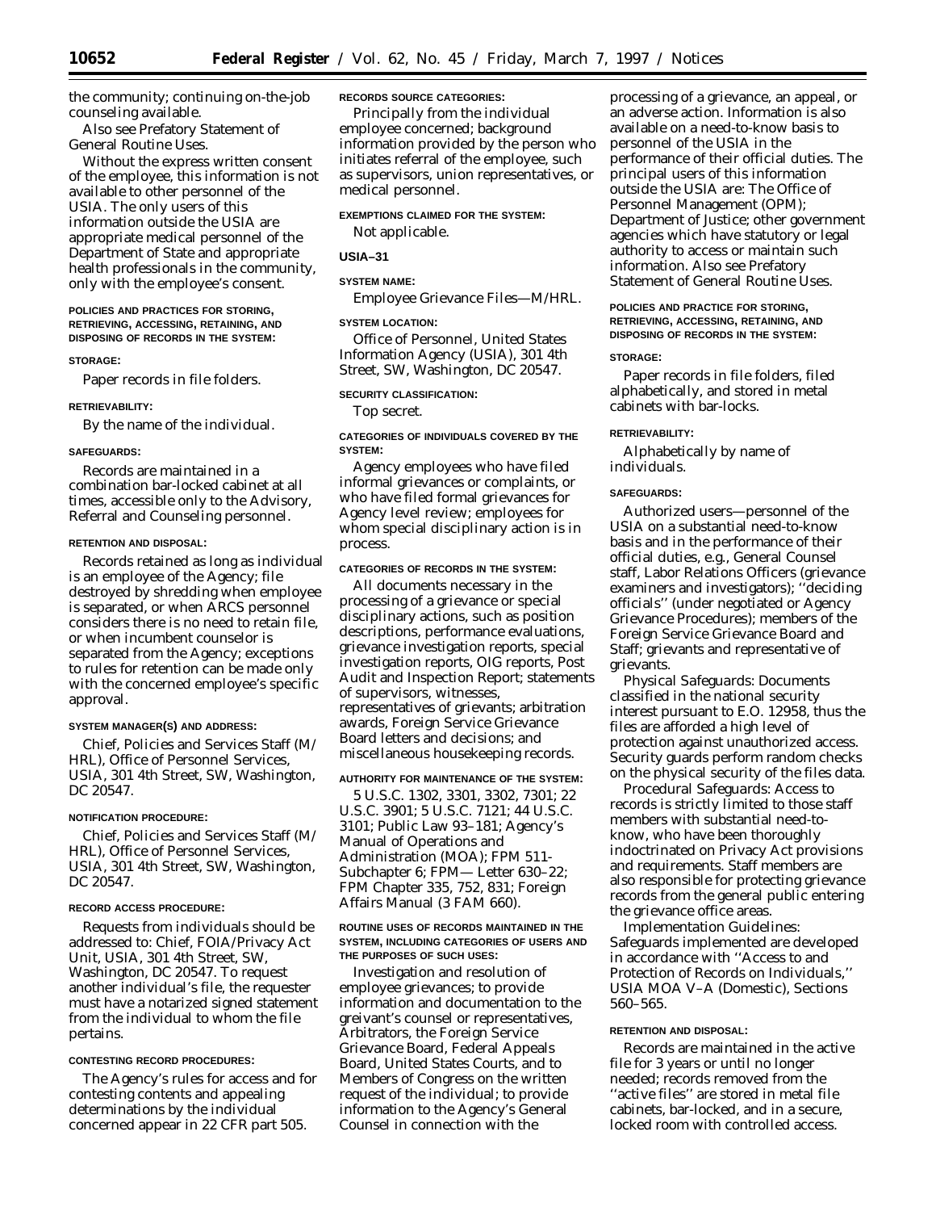the community; continuing on-the-job counseling available.

Also see Prefatory Statement of General Routine Uses.

Without the express written consent of the employee, this information is not available to other personnel of the USIA. The only users of this information outside the USIA are appropriate medical personnel of the Department of State and appropriate health professionals in the community, only with the employee's consent.

**POLICIES AND PRACTICES FOR STORING, RETRIEVING, ACCESSING, RETAINING, AND DISPOSING OF RECORDS IN THE SYSTEM:**

**STORAGE:**

Paper records in file folders.

**RETRIEVABILITY:**

By the name of the individual.

**SAFEGUARDS:**

Records are maintained in a combination bar-locked cabinet at all times, accessible only to the Advisory, Referral and Counseling personnel.

**RETENTION AND DISPOSAL:**

Records retained as long as individual is an employee of the Agency; file destroyed by shredding when employee is separated, or when ARCS personnel considers there is no need to retain file, or when incumbent counselor is separated from the Agency; exceptions to rules for retention can be made only with the concerned employee's specific approval.

**SYSTEM MANAGER(S) AND ADDRESS:**

Chief, Policies and Services Staff (M/HRL), Office of Personnel Services, USIA, 301 4th Street, SW, Washington, DC 20547.

**NOTIFICATION PROCEDURE:**

Chief, Policies and Services Staff (M/HRL), Office of Personnel Services, USIA, 301 4th Street, SW, Washington, DC 20547.

**RECORD ACCESS PROCEDURE:**

Requests from individuals should be addressed to: Chief, FOIA/Privacy Act Unit, USIA, 301 4th Street, SW, Washington, DC 20547. To request another individual's file, the requester must have a notarized signed statement from the individual to whom the file pertains.

**CONTESTING RECORD PROCEDURES:**

The Agency's rules for access and for contesting contents and appealing determinations by the individual concerned appear in 22 CFR part 505.

**RECORDS SOURCE CATEGORIES:**

Principally from the individual employee concerned; background information provided by the person who initiates referral of the employee, such as supervisors, union representatives, or medical personnel.

**EXEMPTIONS CLAIMED FOR THE SYSTEM:**

Not applicable.

**USIA–31**

**SYSTEM NAME:**

Employee Grievance Files—M/HRL.

**SYSTEM LOCATION:**

Office of Personnel, United States Information Agency (USIA), 301 4th Street, SW, Washington, DC 20547.

**SECURITY CLASSIFICATION:**

Top secret.

**CATEGORIES OF INDIVIDUALS COVERED BY THE SYSTEM:**

Agency employees who have filed informal grievances or complaints, or who have filed formal grievances for Agency level review; employees for whom special disciplinary action is in process.

**CATEGORIES OF RECORDS IN THE SYSTEM:**

All documents necessary in the processing of a grievance or special disciplinary actions, such as position descriptions, performance evaluations, grievance investigation reports, special investigation reports, OIG reports, Post Audit and Inspection Report; statements of supervisors, witnesses, representatives of grievants; arbitration awards, Foreign Service Grievance Board letters and decisions; and miscellaneous housekeeping records.

**AUTHORITY FOR MAINTENANCE OF THE SYSTEM:**

5 U.S.C. 1302, 3301, 3302, 7301; 22 U.S.C. 3901; 5 U.S.C. 7121; 44 U.S.C. 3101; Public Law 93–181; Agency's Manual of Operations and Administration (MOA); FPM 511-Subchapter 6; FPM— Letter 630–22; FPM Chapter 335, 752, 831; Foreign Affairs Manual (3 FAM 660).

**ROUTINE USES OF RECORDS MAINTAINED IN THE SYSTEM, INCLUDING CATEGORIES OF USERS AND THE PURPOSES OF SUCH USES:**

Investigation and resolution of employee grievances; to provide information and documentation to the greivant's counsel or representatives, Arbitrators, the Foreign Service Grievance Board, Federal Appeals Board, United States Courts, and to Members of Congress on the written request of the individual; to provide information to the Agency's General Counsel in connection with the processing of a grievance, an appeal, or an adverse action. Information is also available on a need-to-know basis to personnel of the USIA in the performance of their official duties. The principal users of this information outside the USIA are: The Office of Personnel Management (OPM); Department of Justice; other government agencies which have statutory or legal authority to access or maintain such information. Also see Prefatory Statement of General Routine Uses.

**POLICIES AND PRACTICE FOR STORING, RETRIEVING, ACCESSING, RETAINING, AND DISPOSING OF RECORDS IN THE SYSTEM:**

**STORAGE:**

Paper records in file folders, filed alphabetically, and stored in metal cabinets with bar-locks.

**RETRIEVABILITY:**

Alphabetically by name of individuals.

**SAFEGUARDS:**

Authorized users—personnel of the USIA on a substantial need-to-know basis and in the performance of their official duties, e.g., General Counsel staff, Labor Relations Officers (grievance examiners and investigators); ''deciding officials'' (under negotiated or Agency Grievance Procedures); members of the Foreign Service Grievance Board and Staff; grievants and representative of grievants.

*Physical Safeguards:* Documents classified in the national security interest pursuant to E.O. 12958, thus the files are afforded a high level of protection against unauthorized access. Security guards perform random checks on the physical security of the files data.

*Procedural Safeguards:* Access to records is strictly limited to those staff members with substantial need-to-know, who have been thoroughly indoctrinated on Privacy Act provisions and requirements. Staff members are also responsible for protecting grievance records from the general public entering the grievance office areas.

*Implementation Guidelines:* Safeguards implemented are developed in accordance with ''Access to and Protection of Records on Individuals,'' USIA MOA V–A (Domestic), Sections 560–565.

**RETENTION AND DISPOSAL:**

Records are maintained in the active file for 3 years or until no longer needed; records removed from the ''active files'' are stored in metal file cabinets, bar-locked, and in a secure, locked room with controlled access.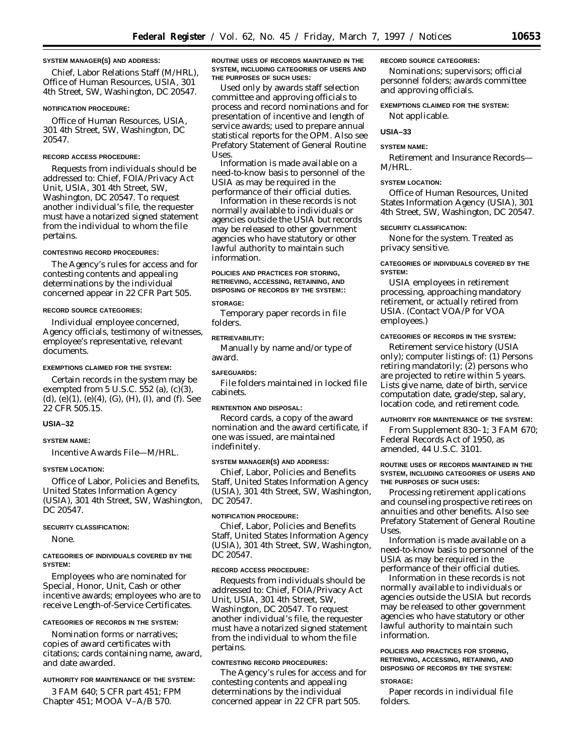**SYSTEM MANAGER(S) AND ADDRESS:**

Chief, Labor Relations Staff (M/HRL), Office of Human Resources, USIA, 301 4th Street, SW, Washington, DC 20547.

**NOTIFICATION PROCEDURE:**

Office of Human Resources, USIA, 301 4th Street, SW, Washington, DC 20547.

**RECORD ACCESS PROCEDURE:**

Requests from individuals should be addressed to: Chief, FOIA/Privacy Act Unit, USIA, 301 4th Street, SW, Washington, DC 20547. To request another individual's file, the requester must have a notarized signed statement from the individual to whom the file pertains.

**CONTESTING RECORD PROCEDURES:**

The Agency's rules for access and for contesting contents and appealing determinations by the individual concerned appear in 22 CFR Part 505.

**RECORD SOURCE CATEGORIES:**

Individual employee concerned, Agency officials, testimony of witnesses, employee's representative, relevant documents.

**EXEMPTIONS CLAIMED FOR THE SYSTEM:**

Certain records in the system may be exempted from 5 U.S.C. 552 (a), (c)(3), (d), (e)(1), (e)(4), (G), (H), (I), and (f). See 22 CFR 505.15.

## USIA–32

**SYSTEM NAME:**

Incentive Awards File—M/HRL.

**SYSTEM LOCATION:**

Office of Labor, Policies and Benefits, United States Information Agency (USIA), 301 4th Street, SW, Washington, DC 20547.

**SECURITY CLASSIFICATION:**

None.

**CATEGORIES OF INDIVIDUALS COVERED BY THE SYSTEM:**

Employees who are nominated for Special, Honor, Unit, Cash or other incentive awards; employees who are to receive Length-of-Service Certificates.

**CATEGORIES OF RECORDS IN THE SYSTEM:**

Nomination forms or narratives; copies of award certificates with citations; cards containing name, award, and date awarded.

**AUTHORITY FOR MAINTENANCE OF THE SYSTEM:**

3 FAM 640; 5 CFR part 451; FPM Chapter 451; MOOA V–A/B 570.

**ROUTINE USES OF RECORDS MAINTAINED IN THE SYSTEM, INCLUDING CATEGORIES OF USERS AND THE PURPOSES OF SUCH USES:**

Used only by awards staff selection committee and approving officials to process and record nominations and for presentation of incentive and length of service awards; used to prepare annual statistical reports for the OPM. Also see Prefatory Statement of General Routine Uses.

Information is made available on a need-to-know basis to personnel of the USIA as may be required in the performance of their official duties.

Information in these records is not normally available to individuals or agencies outside the USIA but records may be released to other government agencies who have statutory or other lawful authority to maintain such information.

**POLICIES AND PRACTICES FOR STORING, RETRIEVING, ACCESSING, RETAINING, AND DISPOSING OF RECORDS BY THE SYSTEM::**

**STORAGE:**

Temporary paper records in file folders.

**RETRIEVABILITY:**

Manually by name and/or type of award.

**SAFEGUARDS:**

File folders maintained in locked file cabinets.

**RENTENTION AND DISPOSAL:**

Record cards, a copy of the award nomination and the award certificate, if one was issued, are maintained indefinitely.

**SYSTEM MANAGER(S) AND ADDRESS:**

Chief, Labor, Policies and Benefits Staff, United States Information Agency (USIA), 301 4th Street, SW, Washington, DC 20547.

**NOTIFICATION PROCEDURE:**

Chief, Labor, Policies and Benefits Staff, United States Information Agency (USIA), 301 4th Street, SW, Washington, DC 20547.

**RECORD ACCESS PROCEDURE:**

Requests from individuals should be addressed to: Chief, FOIA/Privacy Act Unit, USIA, 301 4th Street, SW, Washington, DC 20547. To request another individual's file, the requester must have a notarized signed statement from the individual to whom the file pertains.

**CONTESTING RECORD PROCEDURES:**

The Agency's rules for access and for contesting contents and appealing determinations by the individual concerned appear in 22 CFR part 505.

**RECORD SOURCE CATEGORIES:**

Nominations; supervisors; official personnel folders; awards committee and approving officials.

**EXEMPTIONS CLAIMED FOR THE SYSTEM:**

Not applicable.

## USIA–33

**SYSTEM NAME:**

Retirement and Insurance Records—M/HRL.

**SYSTEM LOCATION:**

Office of Human Resources, United States Information Agency (USIA), 301 4th Street, SW, Washington, DC 20547.

**SECURITY CLASSIFICATION:**

None for the system. Treated as privacy sensitive.

**CATEGORIES OF INDIVIDUALS COVERED BY THE SYSTEM:**

USIA employees in retirement processing, approaching mandatory retirement, or actually retired from USIA. (Contact VOA/P for VOA employees.)

**CATEGORIES OF RECORDS IN THE SYSTEM:**

Retirement service history (USIA only); computer listings of: (1) Persons retiring mandatorily; (2) persons who are projected to retire within 5 years. Lists give name, date of birth, service computation date, grade/step, salary, location code, and retirement code.

**AUTHORITY FOR MAINTENANCE OF THE SYSTEM:**

From Supplement 830–1; 3 FAM 670; Federal Records Act of 1950, as amended, 44 U.S.C. 3101.

**ROUTINE USES OF RECORDS MAINTAINED IN THE SYSTEM, INCLUDING CATEGORIES OF USERS AND THE PURPOSES OF SUCH USES:**

Processing retirement applications and counseling prospective retirees on annuities and other benefits. Also see Prefatory Statement of General Routine Uses.

Information is made available on a need-to-know basis to personnel of the USIA as may be required in the performance of their official duties.

Information in these records is not normally available to individuals or agencies outside the USIA but records may be released to other government agencies who have statutory or other lawful authority to maintain such information.

**POLICIES AND PRACTICES FOR STORING, RETRIEVING, ACCESSING, RETAINING, AND DISPOSING OF RECORDS BY THE SYSTEM:**

**STORAGE:**

Paper records in individual file folders.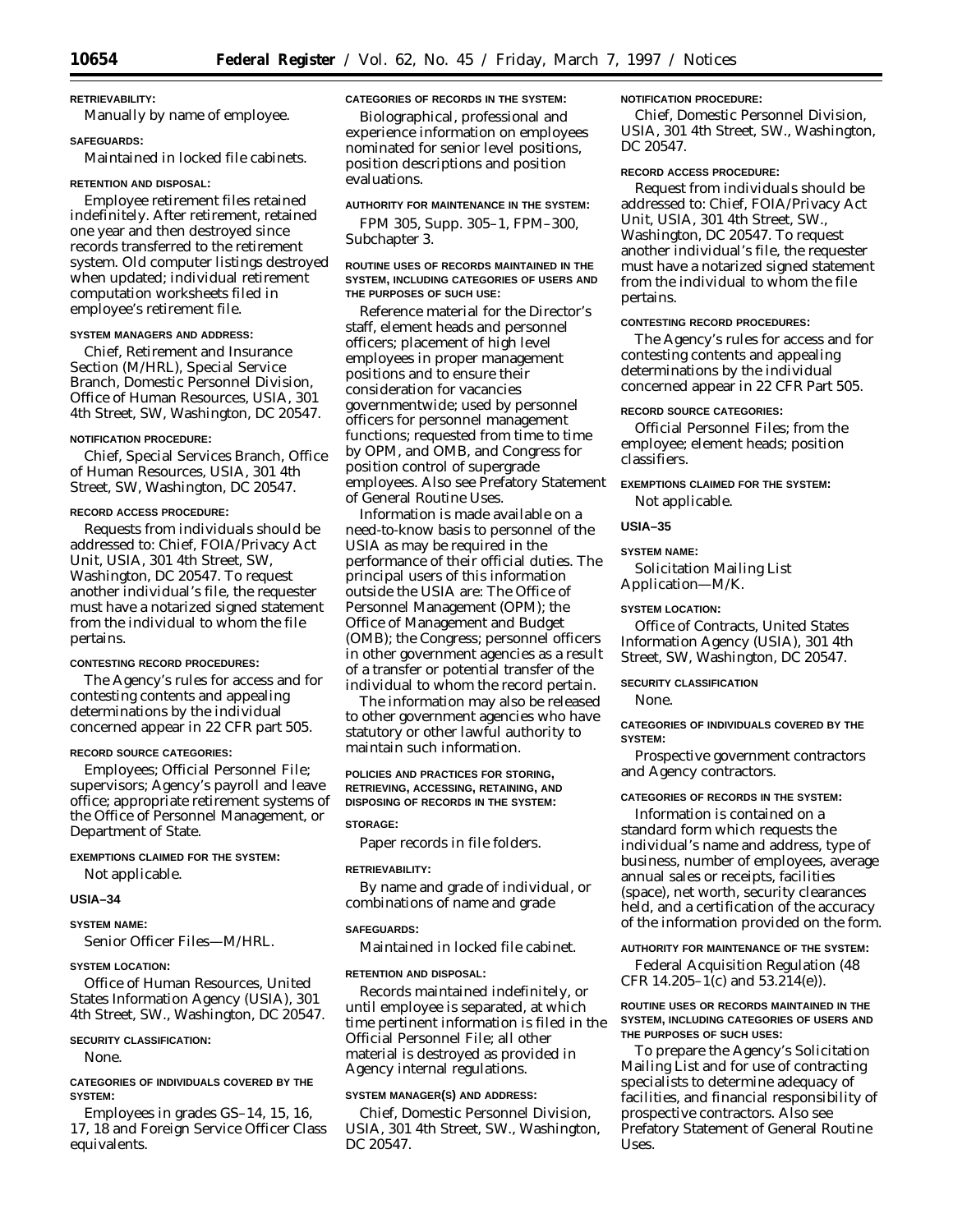**RETRIEVABILITY:**

Manually by name of employee.

**SAFEGUARDS:**

Maintained in locked file cabinets.

**RETENTION AND DISPOSAL:**

Employee retirement files retained indefinitely. After retirement, retained one year and then destroyed since records transferred to the retirement system. Old computer listings destroyed when updated; individual retirement computation worksheets filed in employee's retirement file.

**SYSTEM MANAGERS AND ADDRESS:**

Chief, Retirement and Insurance Section (M/HRL), Special Service Branch, Domestic Personnel Division, Office of Human Resources, USIA, 301 4th Street, SW, Washington, DC 20547.

**NOTIFICATION PROCEDURE:**

Chief, Special Services Branch, Office of Human Resources, USIA, 301 4th Street, SW, Washington, DC 20547.

**RECORD ACCESS PROCEDURE:**

Requests from individuals should be addressed to: Chief, FOIA/Privacy Act Unit, USIA, 301 4th Street, SW, Washington, DC 20547. To request another individual's file, the requester must have a notarized signed statement from the individual to whom the file pertains.

**CONTESTING RECORD PROCEDURES:**

The Agency's rules for access and for contesting contents and appealing determinations by the individual concerned appear in 22 CFR part 505.

**RECORD SOURCE CATEGORIES:**

Employees; Official Personnel File; supervisors; Agency's payroll and leave office; appropriate retirement systems of the Office of Personnel Management, or Department of State.

**EXEMPTIONS CLAIMED FOR THE SYSTEM:**

Not applicable.

**USIA–34**

**SYSTEM NAME:**

Senior Officer Files—M/HRL.

**SYSTEM LOCATION:**

Office of Human Resources, United States Information Agency (USIA), 301 4th Street, SW., Washington, DC 20547.

**SECURITY CLASSIFICATION:**

None.

**CATEGORIES OF INDIVIDUALS COVERED BY THE SYSTEM:**

Employees in grades GS–14, 15, 16, 17, 18 and Foreign Service Officer Class equivalents.

**CATEGORIES OF RECORDS IN THE SYSTEM:**

Biographical, professional and experience information on employees nominated for senior level positions, position descriptions and position evaluations.

**AUTHORITY FOR MAINTENANCE IN THE SYSTEM:**

FPM 305, Supp. 305–1, FPM–300, Subchapter 3.

**ROUTINE USES OF RECORDS MAINTAINED IN THE SYSTEM, INCLUDING CATEGORIES OF USERS AND THE PURPOSES OF SUCH USE:**

Reference material for the Director's staff, element heads and personnel officers; placement of high level employees in proper management positions and to ensure their consideration for vacancies governmentwide; used by personnel officers for personnel management functions; requested from time to time by OPM, and OMB, and Congress for position control of supergrade employees. Also see Prefatory Statement of General Routine Uses.

Information is made available on a need-to-know basis to personnel of the USIA as may be required in the performance of their official duties. The principal users of this information outside the USIA are: The Office of Personnel Management (OPM); the Office of Management and Budget (OMB); the Congress; personnel officers in other government agencies as a result of a transfer or potential transfer of the individual to whom the record pertain.

The information may also be released to other government agencies who have statutory or other lawful authority to maintain such information.

**POLICIES AND PRACTICES FOR STORING, RETRIEVING, ACCESSING, RETAINING, AND DISPOSING OF RECORDS IN THE SYSTEM:**

**STORAGE:**

Paper records in file folders.

**RETRIEVABILITY:**

By name and grade of individual, or combinations of name and grade

**SAFEGUARDS:**

Maintained in locked file cabinet.

**RETENTION AND DISPOSAL:**

Records maintained indefinitely, or until employee is separated, at which time pertinent information is filed in the Official Personnel File; all other material is destroyed as provided in Agency internal regulations.

**SYSTEM MANAGER(S) AND ADDRESS:**

Chief, Domestic Personnel Division, USIA, 301 4th Street, SW., Washington, DC 20547.

**NOTIFICATION PROCEDURE:**

Chief, Domestic Personnel Division, USIA, 301 4th Street, SW., Washington, DC 20547.

**RECORD ACCESS PROCEDURE:**

Request from individuals should be addressed to: Chief, FOIA/Privacy Act Unit, USIA, 301 4th Street, SW., Washington, DC 20547. To request another individual's file, the requester must have a notarized signed statement from the individual to whom the file pertains.

**CONTESTING RECORD PROCEDURES:**

The Agency's rules for access and for contesting contents and appealing determinations by the individual concerned appear in 22 CFR Part 505.

**RECORD SOURCE CATEGORIES:**

Official Personnel Files; from the employee; element heads; position classifiers.

**EXEMPTIONS CLAIMED FOR THE SYSTEM:**

Not applicable.

**USIA–35**

**SYSTEM NAME:**

Solicitation Mailing List Application—M/K.

**SYSTEM LOCATION:**

Office of Contracts, United States Information Agency (USIA), 301 4th Street, SW, Washington, DC 20547.

**SECURITY CLASSIFICATION**

None.

**CATEGORIES OF INDIVIDUALS COVERED BY THE SYSTEM:**

Prospective government contractors and Agency contractors.

**CATEGORIES OF RECORDS IN THE SYSTEM:**

Information is contained on a standard form which requests the individual's name and address, type of business, number of employees, average annual sales or receipts, facilities (space), net worth, security clearances held, and a certification of the accuracy of the information provided on the form.

**AUTHORITY FOR MAINTENANCE OF THE SYSTEM:**

Federal Acquisition Regulation (48 CFR 14.205–1(c) and 53.214(e)).

**ROUTINE USES OR RECORDS MAINTAINED IN THE SYSTEM, INCLUDING CATEGORIES OF USERS AND THE PURPOSES OF SUCH USES:**

To prepare the Agency's Solicitation Mailing List and for use of contracting specialists to determine adequacy of facilities, and financial responsibility of prospective contractors. Also see Prefatory Statement of General Routine Uses.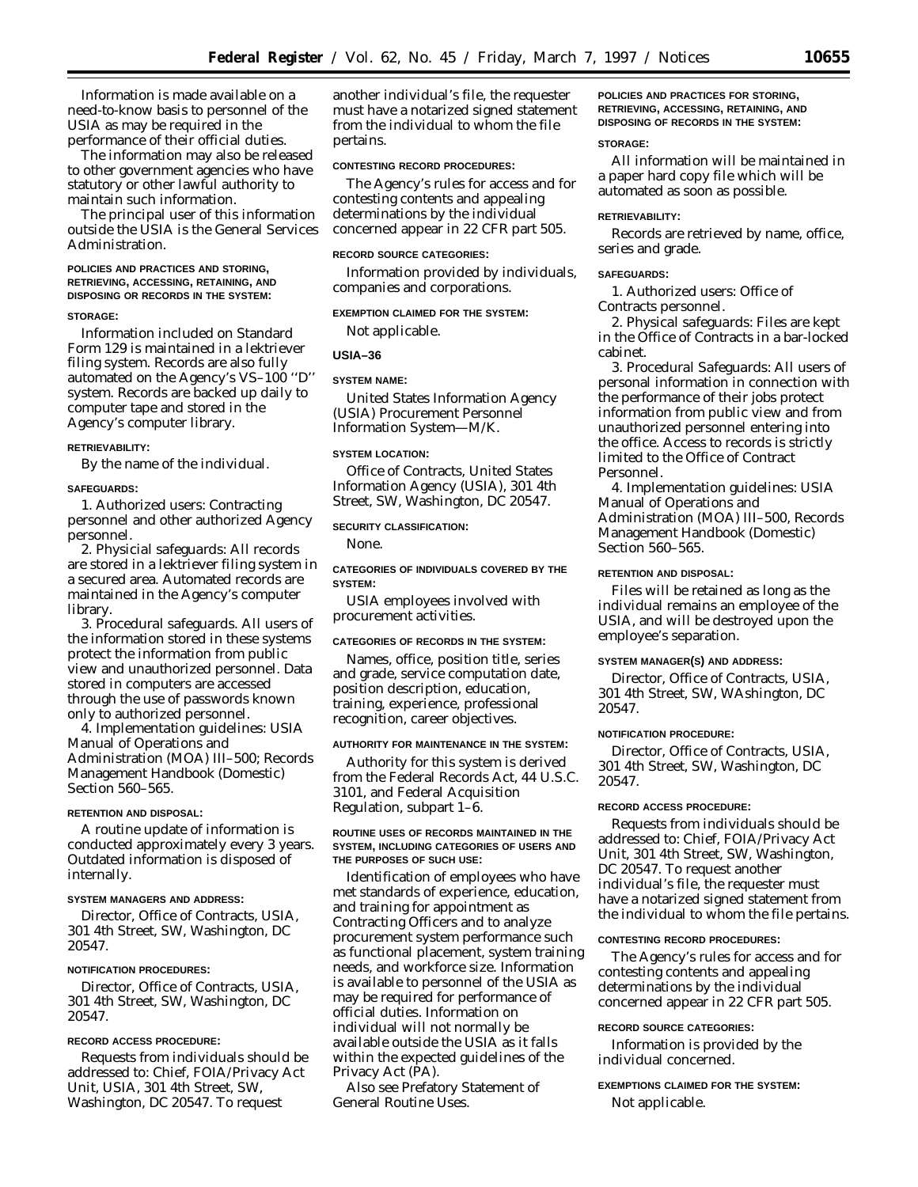Information is made available on a need-to-know basis to personnel of the USIA as may be required in the performance of their official duties.

The information may also be released to other government agencies who have statutory or other lawful authority to maintain such information.

The principal user of this information outside the USIA is the General Services Administration.

POLICIES AND PRACTICES AND STORING, RETRIEVING, ACCESSING, RETAINING, AND DISPOSING OR RECORDS IN THE SYSTEM:

STORAGE:

Information included on Standard Form 129 is maintained in a lektriever filing system. Records are also fully automated on the Agency's VS–100 ''D'' system. Records are backed up daily to computer tape and stored in the Agency's computer library.

RETRIEVABILITY:

By the name of the individual.

SAFEGUARDS:

1. *Authorized users:* Contracting personnel and other authorized Agency personnel.

2. *Physicial safeguards:* All records are stored in a lektriever filing system in a secured area. Automated records are maintained in the Agency's computer library.

3. *Procedural safeguards.* All users of the information stored in these systems protect the information from public view and unauthorized personnel. Data stored in computers are accessed through the use of passwords known only to authorized personnel.

4. *Implementation guidelines:* USIA Manual of Operations and Administration (MOA) III–500; Records Management Handbook (Domestic) Section 560–565.

RETENTION AND DISPOSAL:

A routine update of information is conducted approximately every 3 years. Outdated information is disposed of internally.

SYSTEM MANAGERS AND ADDRESS:

Director, Office of Contracts, USIA, 301 4th Street, SW, Washington, DC 20547.

NOTIFICATION PROCEDURES:

Director, Office of Contracts, USIA, 301 4th Street, SW, Washington, DC 20547.

RECORD ACCESS PROCEDURE:

Requests from individuals should be addressed to: Chief, FOIA/Privacy Act Unit, USIA, 301 4th Street, SW, Washington, DC 20547. To request another individual's file, the requester must have a notarized signed statement from the individual to whom the file pertains.

CONTESTING RECORD PROCEDURES:

The Agency's rules for access and for contesting contents and appealing determinations by the individual concerned appear in 22 CFR part 505.

RECORD SOURCE CATEGORIES:

Information provided by individuals, companies and corporations.

EXEMPTION CLAIMED FOR THE SYSTEM:

Not applicable.

USIA–36

SYSTEM NAME:

United States Information Agency (USIA) Procurement Personnel Information System—M/K.

SYSTEM LOCATION:

Office of Contracts, United States Information Agency (USIA), 301 4th Street, SW, Washington, DC 20547.

SECURITY CLASSIFICATION:

None.

CATEGORIES OF INDIVIDUALS COVERED BY THE SYSTEM:

USIA employees involved with procurement activities.

CATEGORIES OF RECORDS IN THE SYSTEM:

Names, office, position title, series and grade, service computation date, position description, education, training, experience, professional recognition, career objectives.

AUTHORITY FOR MAINTENANCE IN THE SYSTEM:

Authority for this system is derived from the Federal Records Act, 44 U.S.C. 3101, and Federal Acquisition Regulation, subpart 1–6.

ROUTINE USES OF RECORDS MAINTAINED IN THE SYSTEM, INCLUDING CATEGORIES OF USERS AND THE PURPOSES OF SUCH USE:

Identification of employees who have met standards of experience, education, and training for appointment as Contracting Officers and to analyze procurement system performance such as functional placement, system training needs, and workforce size. Information is available to personnel of the USIA as may be required for performance of official duties. Information on individual will not normally be available outside the USIA as it falls within the expected guidelines of the Privacy Act (PA).

Also see Prefatory Statement of General Routine Uses.

POLICIES AND PRACTICES FOR STORING, RETRIEVING, ACCESSING, RETAINING, AND DISPOSING OF RECORDS IN THE SYSTEM:

STORAGE:

All information will be maintained in a paper hard copy file which will be automated as soon as possible.

RETRIEVABILITY:

Records are retrieved by name, office, series and grade.

SAFEGUARDS:

1. *Authorized users:* Office of Contracts personnel.

2. *Physical safeguards:* Files are kept in the Office of Contracts in a bar-locked cabinet.

3. *Procedural Safeguards:* All users of personal information in connection with the performance of their jobs protect information from public view and from unauthorized personnel entering into the office. Access to records is strictly limited to the Office of Contract Personnel.

4. *Implementation guidelines:* USIA Manual of Operations and Administration (MOA) III–500, Records Management Handbook (Domestic) Section 560–565.

RETENTION AND DISPOSAL:

Files will be retained as long as the individual remains an employee of the USIA, and will be destroyed upon the employee's separation.

SYSTEM MANAGER(S) AND ADDRESS:

Director, Office of Contracts, USIA, 301 4th Street, SW, WAshington, DC 20547.

NOTIFICATION PROCEDURE:

Director, Office of Contracts, USIA, 301 4th Street, SW, Washington, DC 20547.

RECORD ACCESS PROCEDURE:

Requests from individuals should be addressed to: Chief, FOIA/Privacy Act Unit, 301 4th Street, SW, Washington, DC 20547. To request another individual's file, the requester must have a notarized signed statement from the individual to whom the file pertains.

CONTESTING RECORD PROCEDURES:

The Agency's rules for access and for contesting contents and appealing determinations by the individual concerned appear in 22 CFR part 505.

RECORD SOURCE CATEGORIES:

Information is provided by the individual concerned.

EXEMPTIONS CLAIMED FOR THE SYSTEM:

Not applicable.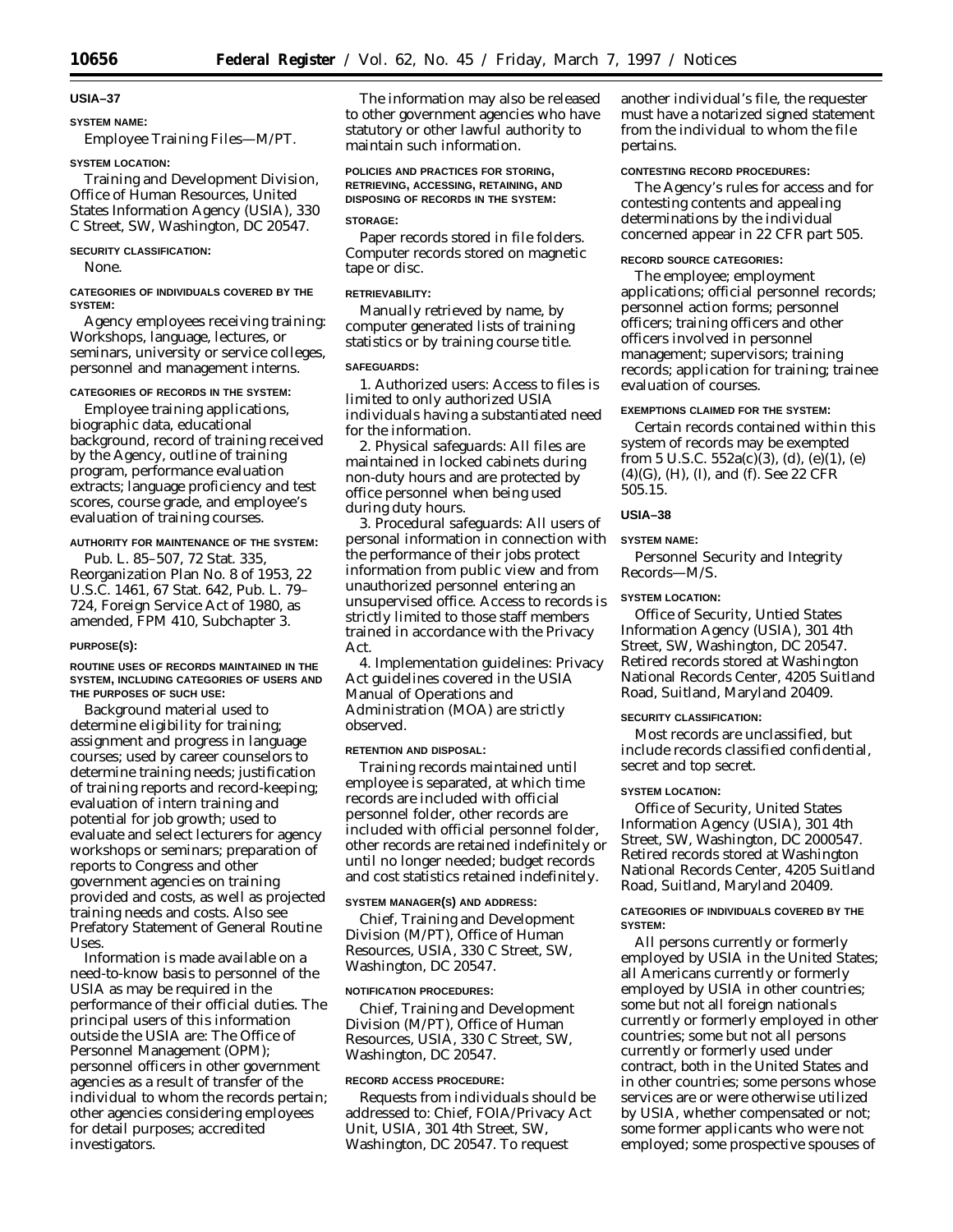## USIA–37

**SYSTEM NAME:**

Employee Training Files—M/PT.

**SYSTEM LOCATION:**

Training and Development Division, Office of Human Resources, United States Information Agency (USIA), 330 C Street, SW, Washington, DC 20547.

**SECURITY CLASSIFICATION:**

None.

**CATEGORIES OF INDIVIDUALS COVERED BY THE SYSTEM:**

Agency employees receiving training: Workshops, language, lectures, or seminars, university or service colleges, personnel and management interns.

**CATEGORIES OF RECORDS IN THE SYSTEM:**

Employee training applications, biographic data, educational background, record of training received by the Agency, outline of training program, performance evaluation extracts; language proficiency and test scores, course grade, and employee's evaluation of training courses.

**AUTHORITY FOR MAINTENANCE OF THE SYSTEM:**

Pub. L. 85–507, 72 Stat. 335, Reorganization Plan No. 8 of 1953, 22 U.S.C. 1461, 67 Stat. 642, Pub. L. 79–724, Foreign Service Act of 1980, as amended, FPM 410, Subchapter 3.

**PURPOSE(S):**

**ROUTINE USES OF RECORDS MAINTAINED IN THE SYSTEM, INCLUDING CATEGORIES OF USERS AND THE PURPOSES OF SUCH USE:**

Background material used to determine eligibility for training; assignment and progress in language courses; used by career counselors to determine training needs; justification of training reports and record-keeping; evaluation of intern training and potential for job growth; used to evaluate and select lecturers for agency workshops or seminars; preparation of reports to Congress and other government agencies on training provided and costs, as well as projected training needs and costs. Also see Prefatory Statement of General Routine Uses.

Information is made available on a need-to-know basis to personnel of the USIA as may be required in the performance of their official duties. The principal users of this information outside the USIA are: The Office of Personnel Management (OPM); personnel officers in other government agencies as a result of transfer of the individual to whom the records pertain; other agencies considering employees for detail purposes; accredited investigators.

The information may also be released to other government agencies who have statutory or other lawful authority to maintain such information.

**POLICIES AND PRACTICES FOR STORING, RETRIEVING, ACCESSING, RETAINING, AND DISPOSING OF RECORDS IN THE SYSTEM:**

**STORAGE:**

Paper records stored in file folders. Computer records stored on magnetic tape or disc.

**RETRIEVABILITY:**

Manually retrieved by name, by computer generated lists of training statistics or by training course title.

**SAFEGUARDS:**

1. Authorized users: Access to files is limited to only authorized USIA individuals having a substantiated need for the information.

2. Physical safeguards: All files are maintained in locked cabinets during non-duty hours and are protected by office personnel when being used during duty hours.

3. Procedural safeguards: All users of personal information in connection with the performance of their jobs protect information from public view and from unauthorized personnel entering an unsupervised office. Access to records is strictly limited to those staff members trained in accordance with the Privacy Act.

4. Implementation guidelines: Privacy Act guidelines covered in the USIA Manual of Operations and Administration (MOA) are strictly observed.

**RETENTION AND DISPOSAL:**

Training records maintained until employee is separated, at which time records are included with official personnel folder, other records are included with official personnel folder, other records are retained indefinitely or until no longer needed; budget records and cost statistics retained indefinitely.

**SYSTEM MANAGER(S) AND ADDRESS:**

Chief, Training and Development Division (M/PT), Office of Human Resources, USIA, 330 C Street, SW, Washington, DC 20547.

**NOTIFICATION PROCEDURES:**

Chief, Training and Development Division (M/PT), Office of Human Resources, USIA, 330 C Street, SW, Washington, DC 20547.

**RECORD ACCESS PROCEDURE:**

Requests from individuals should be addressed to: Chief, FOIA/Privacy Act Unit, USIA, 301 4th Street, SW, Washington, DC 20547. To request another individual's file, the requester must have a notarized signed statement from the individual to whom the file pertains.

**CONTESTING RECORD PROCEDURES:**

The Agency's rules for access and for contesting contents and appealing determinations by the individual concerned appear in 22 CFR part 505.

**RECORD SOURCE CATEGORIES:**

The employee; employment applications; official personnel records; personnel action forms; personnel officers; training officers and other officers involved in personnel management; supervisors; training records; application for training; trainee evaluation of courses.

**EXEMPTIONS CLAIMED FOR THE SYSTEM:**

Certain records contained within this system of records may be exempted from 5 U.S.C. 552a(c)(3), (d), (e)(1), (e)(4)(G), (H), (I), and (f). See 22 CFR 505.15.

## USIA–38

**SYSTEM NAME:**

Personnel Security and Integrity Records—M/S.

**SYSTEM LOCATION:**

Office of Security, Untied States Information Agency (USIA), 301 4th Street, SW, Washington, DC 20547. Retired records stored at Washington National Records Center, 4205 Suitland Road, Suitland, Maryland 20409.

**SECURITY CLASSIFICATION:**

Most records are unclassified, but include records classified confidential, secret and top secret.

**SYSTEM LOCATION:**

Office of Security, United States Information Agency (USIA), 301 4th Street, SW, Washington, DC 2000547. Retired records stored at Washington National Records Center, 4205 Suitland Road, Suitland, Maryland 20409.

**CATEGORIES OF INDIVIDUALS COVERED BY THE SYSTEM:**

All persons currently or formerly employed by USIA in the United States; all Americans currently or formerly employed by USIA in other countries; some but not all foreign nationals currently or formerly employed in other countries; some but not all persons currently or formerly used under contract, both in the United States and in other countries; some persons whose services are or were otherwise utilized by USIA, whether compensated or not; some former applicants who were not employed; some prospective spouses of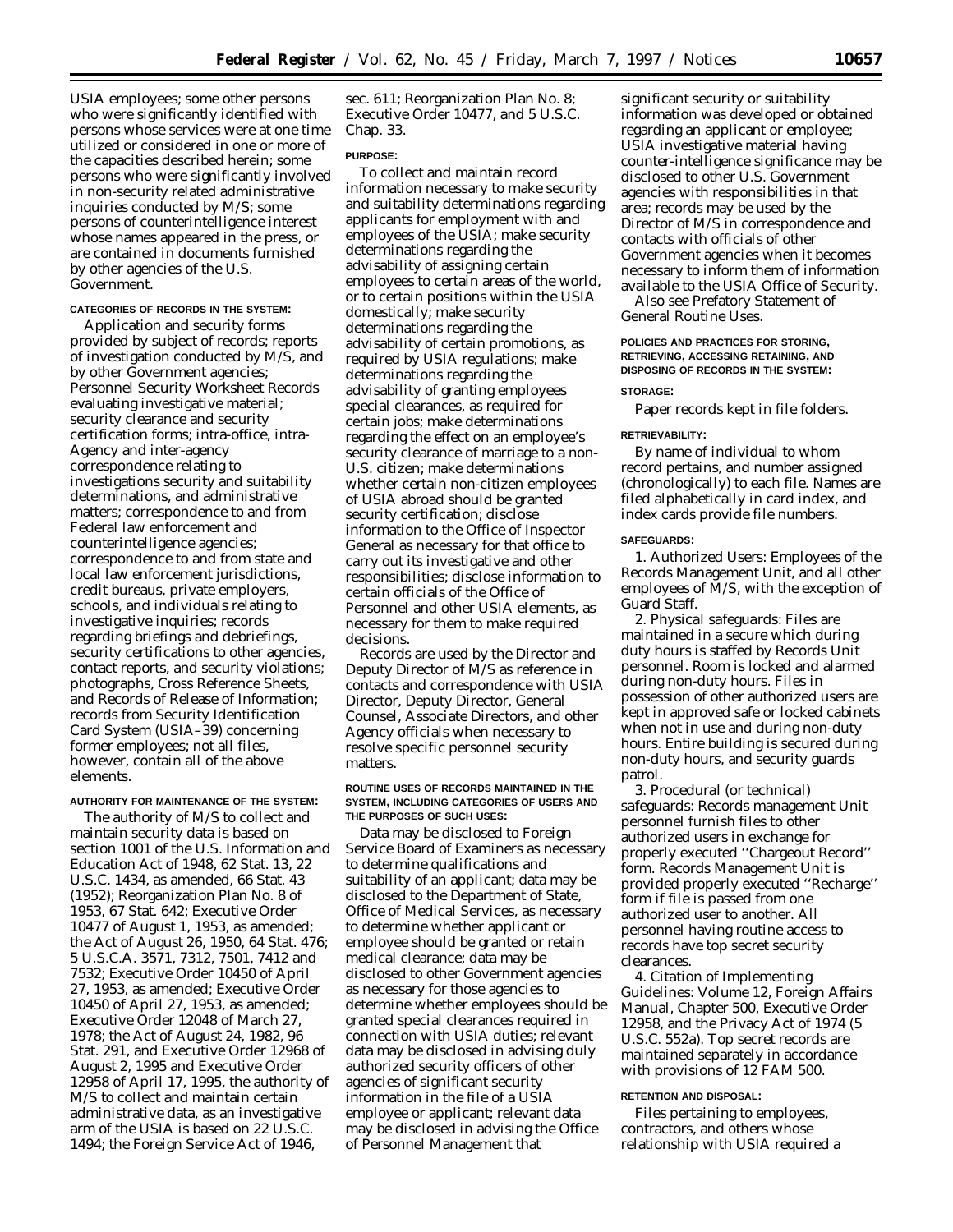USIA employees; some other persons who were significantly identified with persons whose services were at one time utilized or considered in one or more of the capacities described herein; some persons who were significantly involved in non-security related administrative inquiries conducted by M/S; some persons of counterintelligence interest whose names appeared in the press, or are contained in documents furnished by other agencies of the U.S. Government.

#### CATEGORIES OF RECORDS IN THE SYSTEM:

Application and security forms provided by subject of records; reports of investigation conducted by M/S, and by other Government agencies; Personnel Security Worksheet Records evaluating investigative material; security clearance and security certification forms; intra-office, intra-Agency and inter-agency correspondence relating to investigations security and suitability determinations, and administrative matters; correspondence to and from Federal law enforcement and counterintelligence agencies; correspondence to and from state and local law enforcement jurisdictions, credit bureaus, private employers, schools, and individuals relating to investigative inquiries; records regarding briefings and debriefings, security certifications to other agencies, contact reports, and security violations; photographs, Cross Reference Sheets, and Records of Release of Information; records from Security Identification Card System (USIA–39) concerning former employees; not all files, however, contain all of the above elements.

#### AUTHORITY FOR MAINTENANCE OF THE SYSTEM:

The authority of M/S to collect and maintain security data is based on section 1001 of the U.S. Information and Education Act of 1948, 62 Stat. 13, 22 U.S.C. 1434, as amended, 66 Stat. 43 (1952); Reorganization Plan No. 8 of 1953, 67 Stat. 642; Executive Order 10477 of August 1, 1953, as amended; the Act of August 26, 1950, 64 Stat. 476; 5 U.S.C.A. 3571, 7312, 7501, 7412 and 7532; Executive Order 10450 of April 27, 1953, as amended; Executive Order 10450 of April 27, 1953, as amended; Executive Order 12048 of March 27, 1978; the Act of August 24, 1982, 96 Stat. 291, and Executive Order 12968 of August 2, 1995 and Executive Order 12958 of April 17, 1995, the authority of M/S to collect and maintain certain administrative data, as an investigative arm of the USIA is based on 22 U.S.C. 1494; the Foreign Service Act of 1946, sec. 611; Reorganization Plan No. 8; Executive Order 10477, and 5 U.S.C. Chap. 33.

#### PURPOSE:

To collect and maintain record information necessary to make security and suitability determinations regarding applicants for employment with and employees of the USIA; make security determinations regarding the advisability of assigning certain employees to certain areas of the world, or to certain positions within the USIA domestically; make security determinations regarding the advisability of certain promotions, as required by USIA regulations; make determinations regarding the advisability of granting employees special clearances, as required for certain jobs; make determinations regarding the effect on an employee's security clearance of marriage to a non-U.S. citizen; make determinations whether certain non-citizen employees of USIA abroad should be granted security certification; disclose information to the Office of Inspector General as necessary for that office to carry out its investigative and other responsibilities; disclose information to certain officials of the Office of Personnel and other USIA elements, as necessary for them to make required decisions.

Records are used by the Director and Deputy Director of M/S as reference in contacts and correspondence with USIA Director, Deputy Director, General Counsel, Associate Directors, and other Agency officials when necessary to resolve specific personnel security matters.

#### ROUTINE USES OF RECORDS MAINTAINED IN THE SYSTEM, INCLUDING CATEGORIES OF USERS AND THE PURPOSES OF SUCH USES:

Data may be disclosed to Foreign Service Board of Examiners as necessary to determine qualifications and suitability of an applicant; data may be disclosed to the Department of State, Office of Medical Services, as necessary to determine whether applicant or employee should be granted or retain medical clearance; data may be disclosed to other Government agencies as necessary for those agencies to determine whether employees should be granted special clearances required in connection with USIA duties; relevant data may be disclosed in advising duly authorized security officers of other agencies of significant security information in the file of a USIA employee or applicant; relevant data may be disclosed in advising the Office of Personnel Management that significant security or suitability information was developed or obtained regarding an applicant or employee; USIA investigative material having counter-intelligence significance may be disclosed to other U.S. Government agencies with responsibilities in that area; records may be used by the Director of M/S in correspondence and contacts with officials of other Government agencies when it becomes necessary to inform them of information available to the USIA Office of Security.

Also see Prefatory Statement of General Routine Uses.

#### POLICIES AND PRACTICES FOR STORING, RETRIEVING, ACCESSING RETAINING, AND DISPOSING OF RECORDS IN THE SYSTEM:

#### STORAGE:

Paper records kept in file folders.

#### RETRIEVABILITY:

By name of individual to whom record pertains, and number assigned (chronologically) to each file. Names are filed alphabetically in card index, and index cards provide file numbers.

#### SAFEGUARDS:

1. Authorized Users: Employees of the Records Management Unit, and all other employees of M/S, with the exception of Guard Staff.

2. Physical safeguards: Files are maintained in a secure which during duty hours is staffed by Records Unit personnel. Room is locked and alarmed during non-duty hours. Files in possession of other authorized users are kept in approved safe or locked cabinets when not in use and during non-duty hours. Entire building is secured during non-duty hours, and security guards patrol.

3. Procedural (or technical) safeguards: Records management Unit personnel furnish files to other authorized users in exchange for properly executed "Chargeout Record" form. Records Management Unit is provided properly executed "Recharge" form if file is passed from one authorized user to another. All personnel having routine access to records have top secret security clearances.

4. Citation of Implementing Guidelines: Volume 12, Foreign Affairs Manual, Chapter 500, Executive Order 12958, and the Privacy Act of 1974 (5 U.S.C. 552a). Top secret records are maintained separately in accordance with provisions of 12 FAM 500.

#### RETENTION AND DISPOSAL:

Files pertaining to employees, contractors, and others whose relationship with USIA required a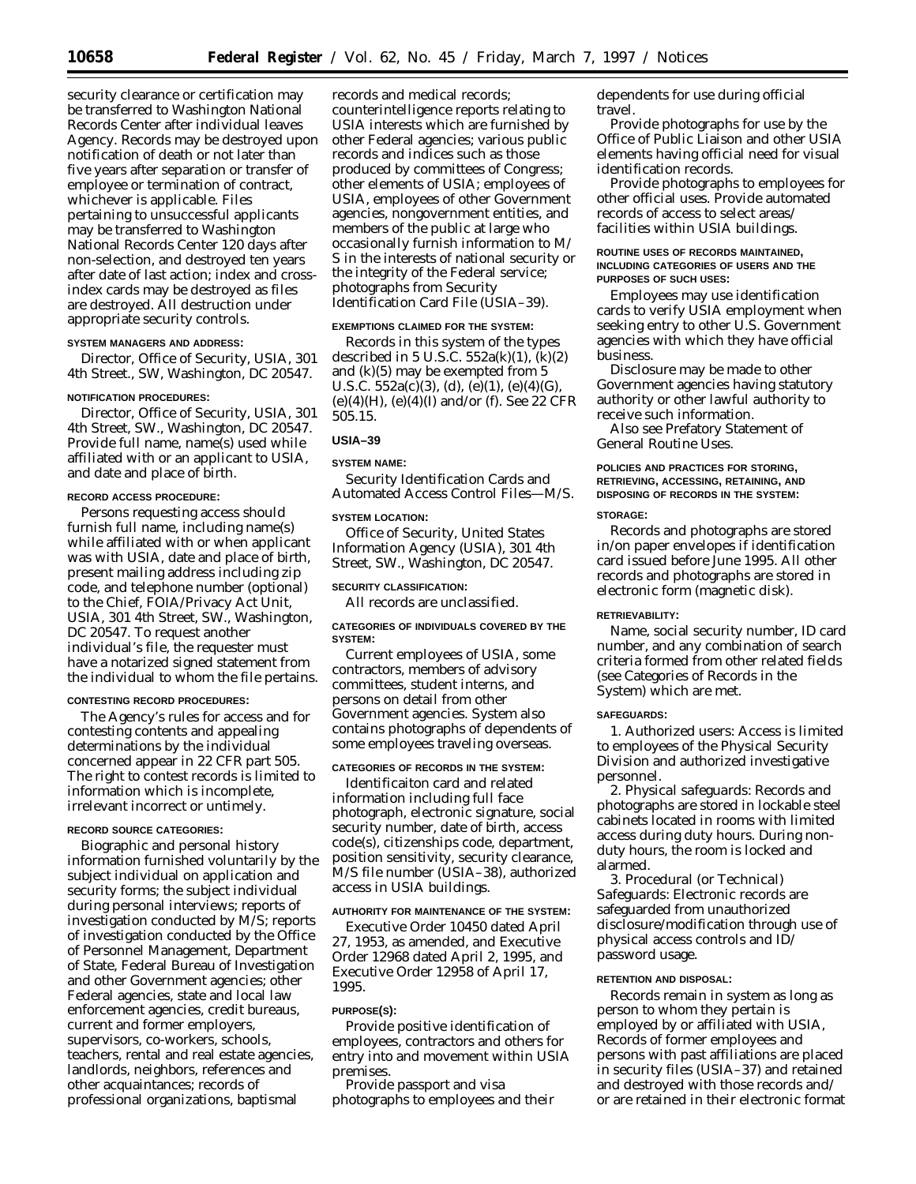security clearance or certification may be transferred to Washington National Records Center after individual leaves Agency. Records may be destroyed upon notification of death or not later than five years after separation or transfer of employee or termination of contract, whichever is applicable. Files pertaining to unsuccessful applicants may be transferred to Washington National Records Center 120 days after non-selection, and destroyed ten years after date of last action; index and cross-index cards may be destroyed as files are destroyed. All destruction under appropriate security controls.

**SYSTEM MANAGERS AND ADDRESS:**

Director, Office of Security, USIA, 301 4th Street., SW, Washington, DC 20547.

**NOTIFICATION PROCEDURES:**

Director, Office of Security, USIA, 301 4th Street, SW., Washington, DC 20547. Provide full name, name(s) used while affiliated with or an applicant to USIA, and date and place of birth.

**RECORD ACCESS PROCEDURE:**

Persons requesting access should furnish full name, including name(s) while affiliated with or when applicant was with USIA, date and place of birth, present mailing address including zip code, and telephone number (optional) to the Chief, FOIA/Privacy Act Unit, USIA, 301 4th Street, SW., Washington, DC 20547. To request another individual's file, the requester must have a notarized signed statement from the individual to whom the file pertains.

**CONTESTING RECORD PROCEDURES:**

The Agency's rules for access and for contesting contents and appealing determinations by the individual concerned appear in 22 CFR part 505. The right to contest records is limited to information which is incomplete, irrelevant incorrect or untimely.

**RECORD SOURCE CATEGORIES:**

Biographic and personal history information furnished voluntarily by the subject individual on application and security forms; the subject individual during personal interviews; reports of investigation conducted by M/S; reports of investigation conducted by the Office of Personnel Management, Department of State, Federal Bureau of Investigation and other Government agencies; other Federal agencies, state and local law enforcement agencies, credit bureaus, current and former employers, supervisors, co-workers, schools, teachers, rental and real estate agencies, landlords, neighbors, references and other acquaintances; records of professional organizations, baptismal records and medical records; counterintelligence reports relating to USIA interests which are furnished by other Federal agencies; various public records and indices such as those produced by committees of Congress; other elements of USIA; employees of USIA, employees of other Government agencies, nongovernment entities, and members of the public at large who occasionally furnish information to M/S in the interests of national security or the integrity of the Federal service; photographs from Security Identification Card File (USIA–39).

**EXEMPTIONS CLAIMED FOR THE SYSTEM:**

Records in this system of the types described in 5 U.S.C. 552a(k)(1), (k)(2) and (k)(5) may be exempted from 5 U.S.C. 552a(c)(3), (d), (e)(1), (e)(4)(G), (e)(4)(H), (e)(4)(I) and/or (f). See 22 CFR 505.15.

## USIA–39

**SYSTEM NAME:**

Security Identification Cards and Automated Access Control Files—M/S.

**SYSTEM LOCATION:**

Office of Security, United States Information Agency (USIA), 301 4th Street, SW., Washington, DC 20547.

**SECURITY CLASSIFICATION:**

All records are unclassified.

**CATEGORIES OF INDIVIDUALS COVERED BY THE SYSTEM:**

Current employees of USIA, some contractors, members of advisory committees, student interns, and persons on detail from other Government agencies. System also contains photographs of dependents of some employees traveling overseas.

**CATEGORIES OF RECORDS IN THE SYSTEM:**

Identificaiton card and related information including full face photograph, electronic signature, social security number, date of birth, access code(s), citizenships code, department, position sensitivity, security clearance, M/S file number (USIA–38), authorized access in USIA buildings.

**AUTHORITY FOR MAINTENANCE OF THE SYSTEM:**

Executive Order 10450 dated April 27, 1953, as amended, and Executive Order 12968 dated April 2, 1995, and Executive Order 12958 of April 17, 1995.

**PURPOSE(S):**

Provide positive identification of employees, contractors and others for entry into and movement within USIA premises.

Provide passport and visa photographs to employees and their dependents for use during official travel.

Provide photographs for use by the Office of Public Liaison and other USIA elements having official need for visual identification records.

Provide photographs to employees for other official uses. Provide automated records of access to select areas/facilities within USIA buildings.

**ROUTINE USES OF RECORDS MAINTAINED, INCLUDING CATEGORIES OF USERS AND THE PURPOSES OF SUCH USES:**

Employees may use identification cards to verify USIA employment when seeking entry to other U.S. Government agencies with which they have official business.

Disclosure may be made to other Government agencies having statutory authority or other lawful authority to receive such information.

Also see Prefatory Statement of General Routine Uses.

**POLICIES AND PRACTICES FOR STORING, RETRIEVING, ACCESSING, RETAINING, AND DISPOSING OF RECORDS IN THE SYSTEM:**

**STORAGE:**

Records and photographs are stored in/on paper envelopes if identification card issued before June 1995. All other records and photographs are stored in electronic form (magnetic disk).

**RETRIEVABILITY:**

Name, social security number, ID card number, and any combination of search criteria formed from other related fields (see Categories of Records in the System) which are met.

**SAFEGUARDS:**

1. Authorized users: Access is limited to employees of the Physical Security Division and authorized investigative personnel.

2. Physical safeguards: Records and photographs are stored in lockable steel cabinets located in rooms with limited access during duty hours. During non-duty hours, the room is locked and alarmed.

3. Procedural (or Technical) Safeguards: Electronic records are safeguarded from unauthorized disclosure/modification through use of physical access controls and ID/password usage.

**RETENTION AND DISPOSAL:**

Records remain in system as long as person to whom they pertain is employed by or affiliated with USIA, Records of former employees and persons with past affiliations are placed in security files (USIA–37) and retained and destroyed with those records and/or are retained in their electronic format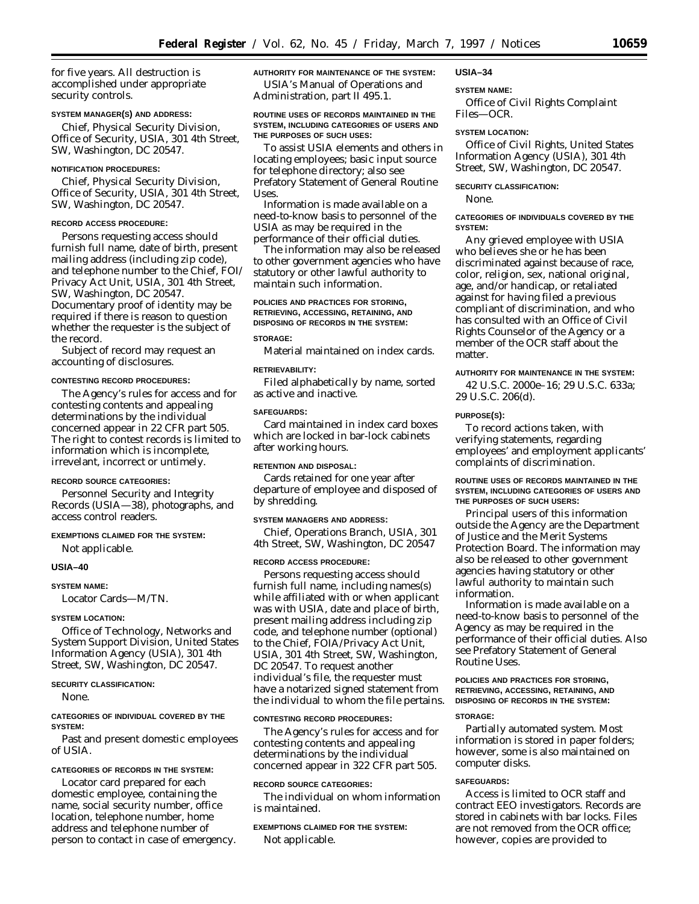for five years. All destruction is accomplished under appropriate security controls.

**SYSTEM MANAGER(S) AND ADDRESS:**

Chief, Physical Security Division, Office of Security, USIA, 301 4th Street, SW, Washington, DC 20547.

**NOTIFICATION PROCEDURES:**

Chief, Physical Security Division, Office of Security, USIA, 301 4th Street, SW, Washington, DC 20547.

**RECORD ACCESS PROCEDURE:**

Persons requesting access should furnish full name, date of birth, present mailing address (including zip code), and telephone number to the Chief, FOI/Privacy Act Unit, USIA, 301 4th Street, SW, Washington, DC 20547. Documentary proof of identity may be required if there is reason to question whether the requester is the subject of the record.

Subject of record may request an accounting of disclosures.

**CONTESTING RECORD PROCEDURES:**

The Agency's rules for access and for contesting contents and appealing determinations by the individual concerned appear in 22 CFR part 505. The right to contest records is limited to information which is incomplete, irrevelant, incorrect or untimely.

**RECORD SOURCE CATEGORIES:**

Personnel Security and Integrity Records (USIA—38), photographs, and access control readers.

**EXEMPTIONS CLAIMED FOR THE SYSTEM:**

Not applicable.

**USIA–40**

**SYSTEM NAME:**

Locator Cards—M/TN.

**SYSTEM LOCATION:**

Office of Technology, Networks and System Support Division, United States Information Agency (USIA), 301 4th Street, SW, Washington, DC 20547.

**SECURITY CLASSIFICATION:**

None.

**CATEGORIES OF INDIVIDUAL COVERED BY THE SYSTEM:**

Past and present domestic employees of USIA.

**CATEGORIES OF RECORDS IN THE SYSTEM:**

Locator card prepared for each domestic employee, containing the name, social security number, office location, telephone number, home address and telephone number of person to contact in case of emergency.

**AUTHORITY FOR MAINTENANCE OF THE SYSTEM:**

USIA's Manual of Operations and Administration, part II 495.1.

**ROUTINE USES OF RECORDS MAINTAINED IN THE SYSTEM, INCLUDING CATEGORIES OF USERS AND THE PURPOSES OF SUCH USES:**

To assist USIA elements and others in locating employees; basic input source for telephone directory; also see Prefatory Statement of General Routine Uses.

Information is made available on a need-to-know basis to personnel of the USIA as may be required in the performance of their official duties.

The information may also be released to other government agencies who have statutory or other lawful authority to maintain such information.

**POLICIES AND PRACTICES FOR STORING, RETRIEVING, ACCESSING, RETAINING, AND DISPOSING OF RECORDS IN THE SYSTEM:**

**STORAGE:**

Material maintained on index cards.

**RETRIEVABILITY:**

Filed alphabetically by name, sorted as active and inactive.

**SAFEGUARDS:**

Card maintained in index card boxes which are locked in bar-lock cabinets after working hours.

**RETENTION AND DISPOSAL:**

Cards retained for one year after departure of employee and disposed of by shredding.

**SYSTEM MANAGERS AND ADDRESS:**

Chief, Operations Branch, USIA, 301 4th Street, SW, Washington, DC 20547

**RECORD ACCESS PROCEDURE:**

Persons requesting access should furnish full name, including names(s) while affiliated with or when applicant was with USIA, date and place of birth, present mailing address including zip code, and telephone number (optional) to the Chief, FOIA/Privacy Act Unit, USIA, 301 4th Street, SW, Washington, DC 20547. To request another individual's file, the requester must have a notarized signed statement from the individual to whom the file pertains.

**CONTESTING RECORD PROCEDURES:**

The Agency's rules for access and for contesting contents and appealing determinations by the individual concerned appear in 322 CFR part 505.

**RECORD SOURCE CATEGORIES:**

The individual on whom information is maintained.

**EXEMPTIONS CLAIMED FOR THE SYSTEM:**

Not applicable.

**USIA–34**

**SYSTEM NAME:**

Office of Civil Rights Complaint Files—OCR.

**SYSTEM LOCATION:**

Office of Civil Rights, United States Information Agency (USIA), 301 4th Street, SW, Washington, DC 20547.

**SECURITY CLASSIFICATION:**

None.

**CATEGORIES OF INDIVIDUALS COVERED BY THE SYSTEM:**

Any grieved employee with USIA who believes she or he has been discriminated against because of race, color, religion, sex, national original, age, and/or handicap, or retaliated against for having filed a previous compliant of discrimination, and who has consulted with an Office of Civil Rights Counselor of the Agency or a member of the OCR staff about the matter.

**AUTHORITY FOR MAINTENANCE IN THE SYSTEM:**

42 U.S.C. 2000e–16; 29 U.S.C. 633a; 29 U.S.C. 206(d).

**PURPOSE(S):**

To record actions taken, with verifying statements, regarding employees' and employment applicants' complaints of discrimination.

**ROUTINE USES OF RECORDS MAINTAINED IN THE SYSTEM, INCLUDING CATEGORIES OF USERS AND THE PURPOSES OF SUCH USERS:**

Principal users of this information outside the Agency are the Department of Justice and the Merit Systems Protection Board. The information may also be released to other government agencies having statutory or other lawful authority to maintain such information.

Information is made available on a need-to-know basis to personnel of the Agency as may be required in the performance of their official duties. Also see Prefatory Statement of General Routine Uses.

**POLICIES AND PRACTICES FOR STORING, RETRIEVING, ACCESSING, RETAINING, AND DISPOSING OF RECORDS IN THE SYSTEM:**

**STORAGE:**

Partially automated system. Most information is stored in paper folders; however, some is also maintained on computer disks.

**SAFEGUARDS:**

Access is limited to OCR staff and contract EEO investigators. Records are stored in cabinets with bar locks. Files are not removed from the OCR office; however, copies are provided to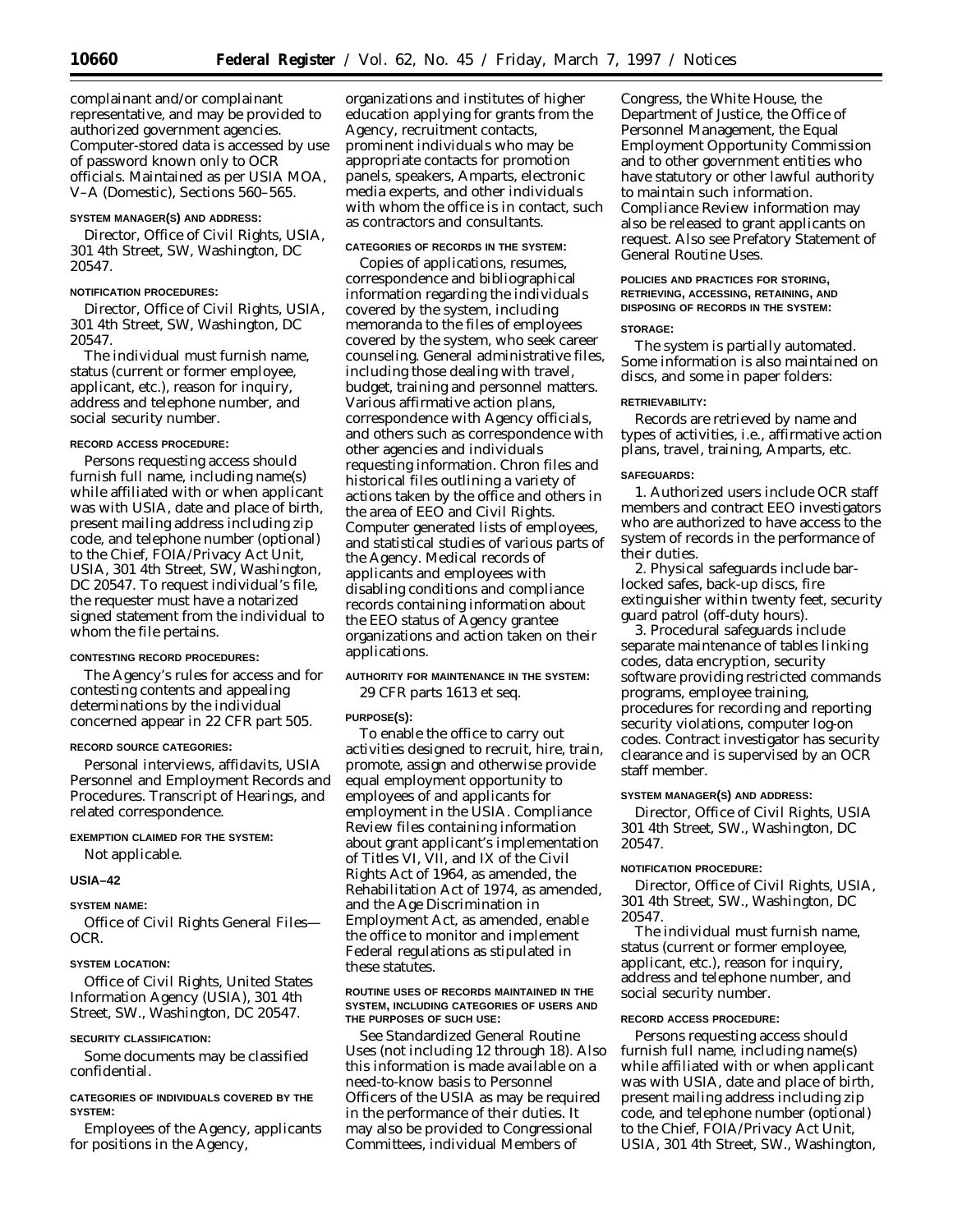complainant and/or complainant representative, and may be provided to authorized government agencies. Computer-stored data is accessed by use of password known only to OCR officials. Maintained as per USIA MOA, V–A (Domestic), Sections 560–565.

**SYSTEM MANAGER(S) AND ADDRESS:**

Director, Office of Civil Rights, USIA, 301 4th Street, SW, Washington, DC 20547.

**NOTIFICATION PROCEDURES:**

Director, Office of Civil Rights, USIA, 301 4th Street, SW, Washington, DC 20547.

The individual must furnish name, status (current or former employee, applicant, etc.), reason for inquiry, address and telephone number, and social security number.

**RECORD ACCESS PROCEDURE:**

Persons requesting access should furnish full name, including name(s) while affiliated with or when applicant was with USIA, date and place of birth, present mailing address including zip code, and telephone number (optional) to the Chief, FOIA/Privacy Act Unit, USIA, 301 4th Street, SW, Washington, DC 20547. To request individual's file, the requester must have a notarized signed statement from the individual to whom the file pertains.

**CONTESTING RECORD PROCEDURES:**

The Agency's rules for access and for contesting contents and appealing determinations by the individual concerned appear in 22 CFR part 505.

**RECORD SOURCE CATEGORIES:**

Personal interviews, affidavits, USIA Personnel and Employment Records and Procedures. Transcript of Hearings, and related correspondence.

**EXEMPTION CLAIMED FOR THE SYSTEM:**

Not applicable.

## USIA–42

**SYSTEM NAME:**

Office of Civil Rights General Files—OCR.

**SYSTEM LOCATION:**

Office of Civil Rights, United States Information Agency (USIA), 301 4th Street, SW., Washington, DC 20547.

**SECURITY CLASSIFICATION:**

Some documents may be classified confidential.

**CATEGORIES OF INDIVIDUALS COVERED BY THE SYSTEM:**

Employees of the Agency, applicants for positions in the Agency, organizations and institutes of higher education applying for grants from the Agency, recruitment contacts, prominent individuals who may be appropriate contacts for promotion panels, speakers, Amparts, electronic media experts, and other individuals with whom the office is in contact, such as contractors and consultants.

**CATEGORIES OF RECORDS IN THE SYSTEM:**

Copies of applications, resumes, correspondence and bibliographical information regarding the individuals covered by the system, including memoranda to the files of employees covered by the system, who seek career counseling. General administrative files, including those dealing with travel, budget, training and personnel matters. Various affirmative action plans, correspondence with Agency officials, and others such as correspondence with other agencies and individuals requesting information. Chron files and historical files outlining a variety of actions taken by the office and others in the area of EEO and Civil Rights. Computer generated lists of employees, and statistical studies of various parts of the Agency. Medical records of applicants and employees with disabling conditions and compliance records containing information about the EEO status of Agency grantee organizations and action taken on their applications.

**AUTHORITY FOR MAINTENANCE IN THE SYSTEM:**

29 CFR parts 1613 et seq.

**PURPOSE(S):**

To enable the office to carry out activities designed to recruit, hire, train, promote, assign and otherwise provide equal employment opportunity to employees of and applicants for employment in the USIA. Compliance Review files containing information about grant applicant's implementation of Titles VI, VII, and IX of the Civil Rights Act of 1964, as amended, the Rehabilitation Act of 1974, as amended, and the Age Discrimination in Employment Act, as amended, enable the office to monitor and implement Federal regulations as stipulated in these statutes.

**ROUTINE USES OF RECORDS MAINTAINED IN THE SYSTEM, INCLUDING CATEGORIES OF USERS AND THE PURPOSES OF SUCH USE:**

See Standardized General Routine Uses (not including 12 through 18). Also this information is made available on a need-to-know basis to Personnel Officers of the USIA as may be required in the performance of their duties. It may also be provided to Congressional Committees, individual Members of Congress, the White House, the Department of Justice, the Office of Personnel Management, the Equal Employment Opportunity Commission and to other government entities who have statutory or other lawful authority to maintain such information. Compliance Review information may also be released to grant applicants on request. Also see Prefatory Statement of General Routine Uses.

**POLICIES AND PRACTICES FOR STORING, RETRIEVING, ACCESSING, RETAINING, AND DISPOSING OF RECORDS IN THE SYSTEM:**

**STORAGE:**

The system is partially automated. Some information is also maintained on discs, and some in paper folders:

**RETRIEVABILITY:**

Records are retrieved by name and types of activities, i.e., affirmative action plans, travel, training, Amparts, etc.

**SAFEGUARDS:**

1. Authorized users include OCR staff members and contract EEO investigators who are authorized to have access to the system of records in the performance of their duties.

2. Physical safeguards include bar-locked safes, back-up discs, fire extinguisher within twenty feet, security guard patrol (off-duty hours).

3. Procedural safeguards include separate maintenance of tables linking codes, data encryption, security software providing restricted commands programs, employee training, procedures for recording and reporting security violations, computer log-on codes. Contract investigator has security clearance and is supervised by an OCR staff member.

**SYSTEM MANAGER(S) AND ADDRESS:**

Director, Office of Civil Rights, USIA 301 4th Street, SW., Washington, DC 20547.

**NOTIFICATION PROCEDURE:**

Director, Office of Civil Rights, USIA, 301 4th Street, SW., Washington, DC 20547.

The individual must furnish name, status (current or former employee, applicant, etc.), reason for inquiry, address and telephone number, and social security number.

**RECORD ACCESS PROCEDURE:**

Persons requesting access should furnish full name, including name(s) while affiliated with or when applicant was with USIA, date and place of birth, present mailing address including zip code, and telephone number (optional) to the Chief, FOIA/Privacy Act Unit, USIA, 301 4th Street, SW., Washington,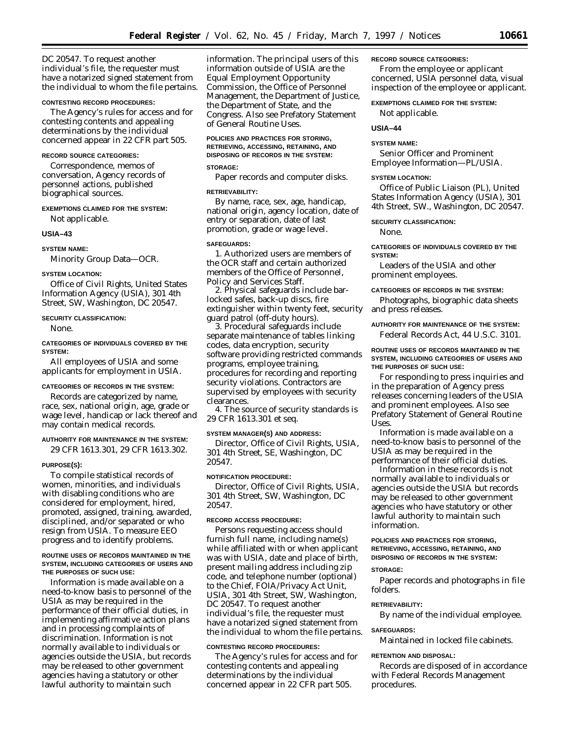DC 20547. To request another individual's file, the requester must have a notarized signed statement from the individual to whom the file pertains.

**CONTESTING RECORD PROCEDURES:**

The Agency's rules for access and for contesting contents and appealing determinations by the individual concerned appear in 22 CFR part 505.

**RECORD SOURCE CATEGORIES:**

Correspondence, memos of conversation, Agency records of personnel actions, published biographical sources.

**EXEMPTIONS CLAIMED FOR THE SYSTEM:**

Not applicable.

## USIA–43

**SYSTEM NAME:**

Minority Group Data—OCR.

**SYSTEM LOCATION:**

Office of Civil Rights, United States Information Agency (USIA), 301 4th Street, SW, Washington, DC 20547.

**SECURITY CLASSIFICATION:**

None.

**CATEGORIES OF INDIVIDUALS COVERED BY THE SYSTEM:**

All employees of USIA and some applicants for employment in USIA.

**CATEGORIES OF RECORDS IN THE SYSTEM:**

Records are categorized by name, race, sex, national origin, age, grade or wage level, handicap or lack thereof and may contain medical records.

**AUTHORITY FOR MAINTENANCE IN THE SYSTEM:**

29 CFR 1613.301, 29 CFR 1613.302.

**PURPOSE(S):**

To compile statistical records of women, minorities, and individuals with disabling conditions who are considered for employment, hired, promoted, assigned, training, awarded, disciplined, and/or separated or who resign from USIA. To measure EEO progress and to identify problems.

**ROUTINE USES OF RECORDS MAINTAINED IN THE SYSTEM, INCLUDING CATEGORIES OF USERS AND THE PURPOSES OF SUCH USE:**

Information is made available on a need-to-know basis to personnel of the USIA as may be required in the performance of their official duties, in implementing affirmative action plans and in processing complaints of discrimination. Information is not normally available to individuals or agencies outside the USIA, but records may be released to other government agencies having a statutory or other lawful authority to maintain such information. The principal users of this information outside of USIA are the Equal Employment Opportunity Commission, the Office of Personnel Management, the Department of Justice, the Department of State, and the Congress. Also see Prefatory Statement of General Routine Uses.

**POLICIES AND PRACTICES FOR STORING, RETRIEVING, ACCESSING, RETAINING, AND DISPOSING OF RECORDS IN THE SYSTEM:**

**STORAGE:**

Paper records and computer disks.

**RETRIEVABILITY:**

By name, race, sex, age, handicap, national origin, agency location, date of entry or separation, date of last promotion, grade or wage level.

**SAFEGUARDS:**

1. Authorized users are members of the OCR staff and certain authorized members of the Office of Personnel, Policy and Services Staff.

2. Physical safeguards include bar-locked safes, back-up discs, fire extinguisher within twenty feet, security guard patrol (off-duty hours).

3. Procedural safeguards include separate maintenance of tables linking codes, data encryption, security software providing restricted commands programs, employee training, procedures for recording and reporting security violations. Contractors are supervised by employees with security clearances.

4. The source of security standards is 29 CFR 1613.301 et seq.

**SYSTEM MANAGER(S) AND ADDRESS:**

Director, Office of Civil Rights, USIA, 301 4th Street, SE, Washington, DC 20547.

**NOTIFICATION PROCEDURE:**

Director, Office of Civil Rights, USIA, 301 4th Street, SW, Washington, DC 20547.

**RECORD ACCESS PROCEDURE:**

Persons requesting access should furnish full name, including name(s) while affiliated with or when applicant was with USIA, date and place of birth, present mailing address including zip code, and telephone number (optional) to the Chief, FOIA/Privacy Act Unit, USIA, 301 4th Street, SW, Washington, DC 20547. To request another individual's file, the requester must have a notarized signed statement from the individual to whom the file pertains.

**CONTESTING RECORD PROCEDURES:**

The Agency's rules for access and for contesting contents and appealing determinations by the individual concerned appear in 22 CFR part 505.

**RECORD SOURCE CATEGORIES:**

From the employee or applicant concerned, USIA personnel data, visual inspection of the employee or applicant.

**EXEMPTIONS CLAIMED FOR THE SYSTEM:**

Not applicable.

## USIA–44

**SYSTEM NAME:**

Senior Officer and Prominent Employee Information—PL/USIA.

**SYSTEM LOCATION:**

Office of Public Liaison (PL), United States Information Agency (USIA), 301 4th Street, SW., Washington, DC 20547.

**SECURITY CLASSIFICATION:**

None.

**CATEGORIES OF INDIVIDUALS COVERED BY THE SYSTEM:**

Leaders of the USIA and other prominent employees.

**CATEGORIES OF RECORDS IN THE SYSTEM:**

Photographs, biographic data sheets and press releases.

**AUTHORITY FOR MAINTENANCE OF THE SYSTEM:**

Federal Records Act, 44 U.S.C. 3101.

**ROUTINE USES OF RECORDS MAINTAINED IN THE SYSTEM, INCLUDING CATEGORIES OF USERS AND THE PURPOSES OF SUCH USE:**

For responding to press inquiries and in the preparation of Agency press releases concerning leaders of the USIA and prominent employees. Also see Prefatory Statement of General Routine Uses.

Information is made available on a need-to-know basis to personnel of the USIA as may be required in the performance of their official duties.

Information in these records is not normally available to individuals or agencies outside the USIA but records may be released to other government agencies who have statutory or other lawful authority to maintain such information.

**POLICIES AND PRACTICES FOR STORING, RETRIEVING, ACCESSING, RETAINING, AND DISPOSING OF RECORDS IN THE SYSTEM:**

**STORAGE:**

Paper records and photographs in file folders.

**RETRIEVABILITY:**

By name of the individual employee.

**SAFEGUARDS:**

Maintained in locked file cabinets.

**RETENTION AND DISPOSAL:**

Records are disposed of in accordance with Federal Records Management procedures.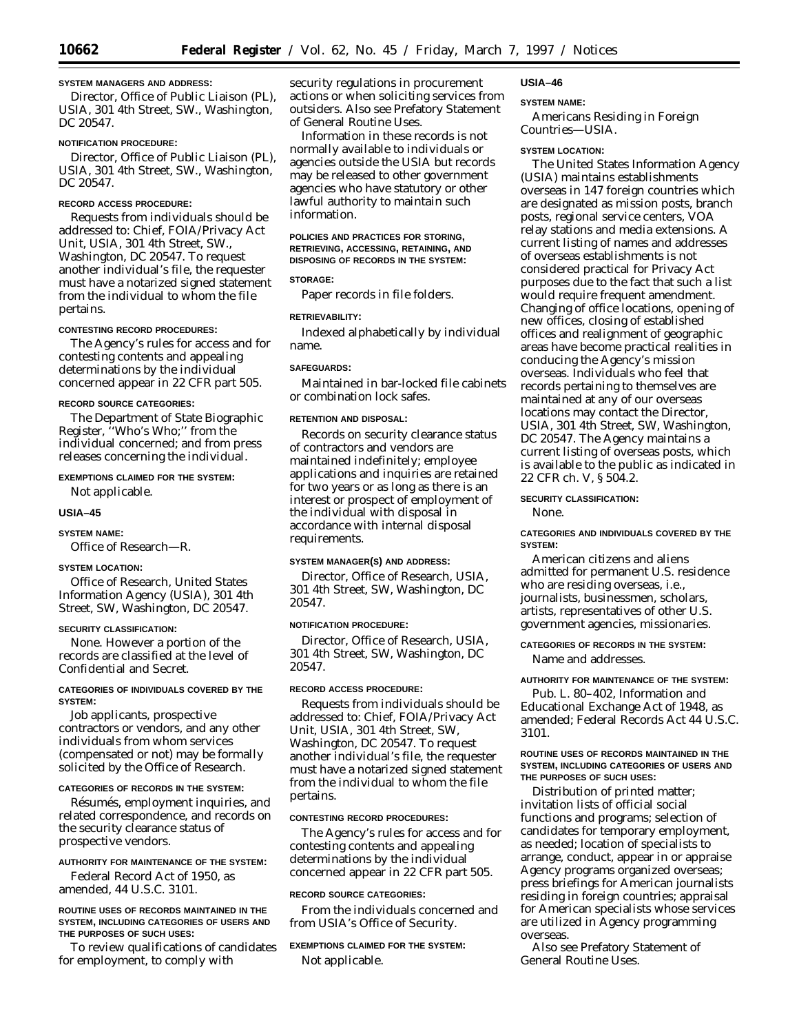#### SYSTEM MANAGERS AND ADDRESS:

Director, Office of Public Liaison (PL), USIA, 301 4th Street, SW., Washington, DC 20547.

#### NOTIFICATION PROCEDURE:

Director, Office of Public Liaison (PL), USIA, 301 4th Street, SW., Washington, DC 20547.

#### RECORD ACCESS PROCEDURE:

Requests from individuals should be addressed to: Chief, FOIA/Privacy Act Unit, USIA, 301 4th Street, SW., Washington, DC 20547. To request another individual's file, the requester must have a notarized signed statement from the individual to whom the file pertains.

#### CONTESTING RECORD PROCEDURES:

The Agency's rules for access and for contesting contents and appealing determinations by the individual concerned appear in 22 CFR part 505.

#### RECORD SOURCE CATEGORIES:

The Department of State Biographic Register, ''Who's Who;'' from the individual concerned; and from press releases concerning the individual.

#### EXEMPTIONS CLAIMED FOR THE SYSTEM:

Not applicable.

### USIA–45

#### SYSTEM NAME:

Office of Research—R.

#### SYSTEM LOCATION:

Office of Research, United States Information Agency (USIA), 301 4th Street, SW, Washington, DC 20547.

#### SECURITY CLASSIFICATION:

None. However a portion of the records are classified at the level of Confidential and Secret.

#### CATEGORIES OF INDIVIDUALS COVERED BY THE SYSTEM:

Job applicants, prospective contractors or vendors, and any other individuals from whom services (compensated or not) may be formally solicited by the Office of Research.

#### CATEGORIES OF RECORDS IN THE SYSTEM:

Résumés, employment inquiries, and related correspondence, and records on the security clearance status of prospective vendors.

#### AUTHORITY FOR MAINTENANCE OF THE SYSTEM:

Federal Record Act of 1950, as amended, 44 U.S.C. 3101.

#### ROUTINE USES OF RECORDS MAINTAINED IN THE SYSTEM, INCLUDING CATEGORIES OF USERS AND THE PURPOSES OF SUCH USES:

To review qualifications of candidates for employment, to comply with security regulations in procurement actions or when soliciting services from outsiders. Also see Prefatory Statement of General Routine Uses.

Information in these records is not normally available to individuals or agencies outside the USIA but records may be released to other government agencies who have statutory or other lawful authority to maintain such information.

#### POLICIES AND PRACTICES FOR STORING, RETRIEVING, ACCESSING, RETAINING, AND DISPOSING OF RECORDS IN THE SYSTEM:

#### STORAGE:

Paper records in file folders.

#### RETRIEVABILITY:

Indexed alphabetically by individual name.

#### SAFEGUARDS:

Maintained in bar-locked file cabinets or combination lock safes.

#### RETENTION AND DISPOSAL:

Records on security clearance status of contractors and vendors are maintained indefinitely; employee applications and inquiries are retained for two years or as long as there is an interest or prospect of employment of the individual with disposal in accordance with internal disposal requirements.

#### SYSTEM MANAGER(S) AND ADDRESS:

Director, Office of Research, USIA, 301 4th Street, SW, Washington, DC 20547.

#### NOTIFICATION PROCEDURE:

Director, Office of Research, USIA, 301 4th Street, SW, Washington, DC 20547.

#### RECORD ACCESS PROCEDURE:

Requests from individuals should be addressed to: Chief, FOIA/Privacy Act Unit, USIA, 301 4th Street, SW, Washington, DC 20547. To request another individual's file, the requester must have a notarized signed statement from the individual to whom the file pertains.

#### CONTESTING RECORD PROCEDURES:

The Agency's rules for access and for contesting contents and appealing determinations by the individual concerned appear in 22 CFR part 505.

#### RECORD SOURCE CATEGORIES:

From the individuals concerned and from USIA's Office of Security.

#### EXEMPTIONS CLAIMED FOR THE SYSTEM:

Not applicable.

### USIA–46

#### SYSTEM NAME:

Americans Residing in Foreign Countries—USIA.

#### SYSTEM LOCATION:

The United States Information Agency (USIA) maintains establishments overseas in 147 foreign countries which are designated as mission posts, branch posts, regional service centers, VOA relay stations and media extensions. A current listing of names and addresses of overseas establishments is not considered practical for Privacy Act purposes due to the fact that such a list would require frequent amendment. Changing of office locations, opening of new offices, closing of established offices and realignment of geographic areas have become practical realities in conducing the Agency's mission overseas. Individuals who feel that records pertaining to themselves are maintained at any of our overseas locations may contact the Director, USIA, 301 4th Street, SW, Washington, DC 20547. The Agency maintains a current listing of overseas posts, which is available to the public as indicated in 22 CFR ch. V, § 504.2.

#### SECURITY CLASSIFICATION:

None.

#### CATEGORIES AND INDIVIDUALS COVERED BY THE SYSTEM:

American citizens and aliens admitted for permanent U.S. residence who are residing overseas, i.e., journalists, businessmen, scholars, artists, representatives of other U.S. government agencies, missionaries.

#### CATEGORIES OF RECORDS IN THE SYSTEM:

Name and addresses.

#### AUTHORITY FOR MAINTENANCE OF THE SYSTEM:

Pub. L. 80–402, Information and Educational Exchange Act of 1948, as amended; Federal Records Act 44 U.S.C. 3101.

#### ROUTINE USES OF RECORDS MAINTAINED IN THE SYSTEM, INCLUDING CATEGORIES OF USERS AND THE PURPOSES OF SUCH USES:

Distribution of printed matter; invitation lists of official social functions and programs; selection of candidates for temporary employment, as needed; location of specialists to arrange, conduct, appear in or appraise Agency programs organized overseas; press briefings for American journalists residing in foreign countries; appraisal for American specialists whose services are utilized in Agency programming overseas.

Also see Prefatory Statement of General Routine Uses.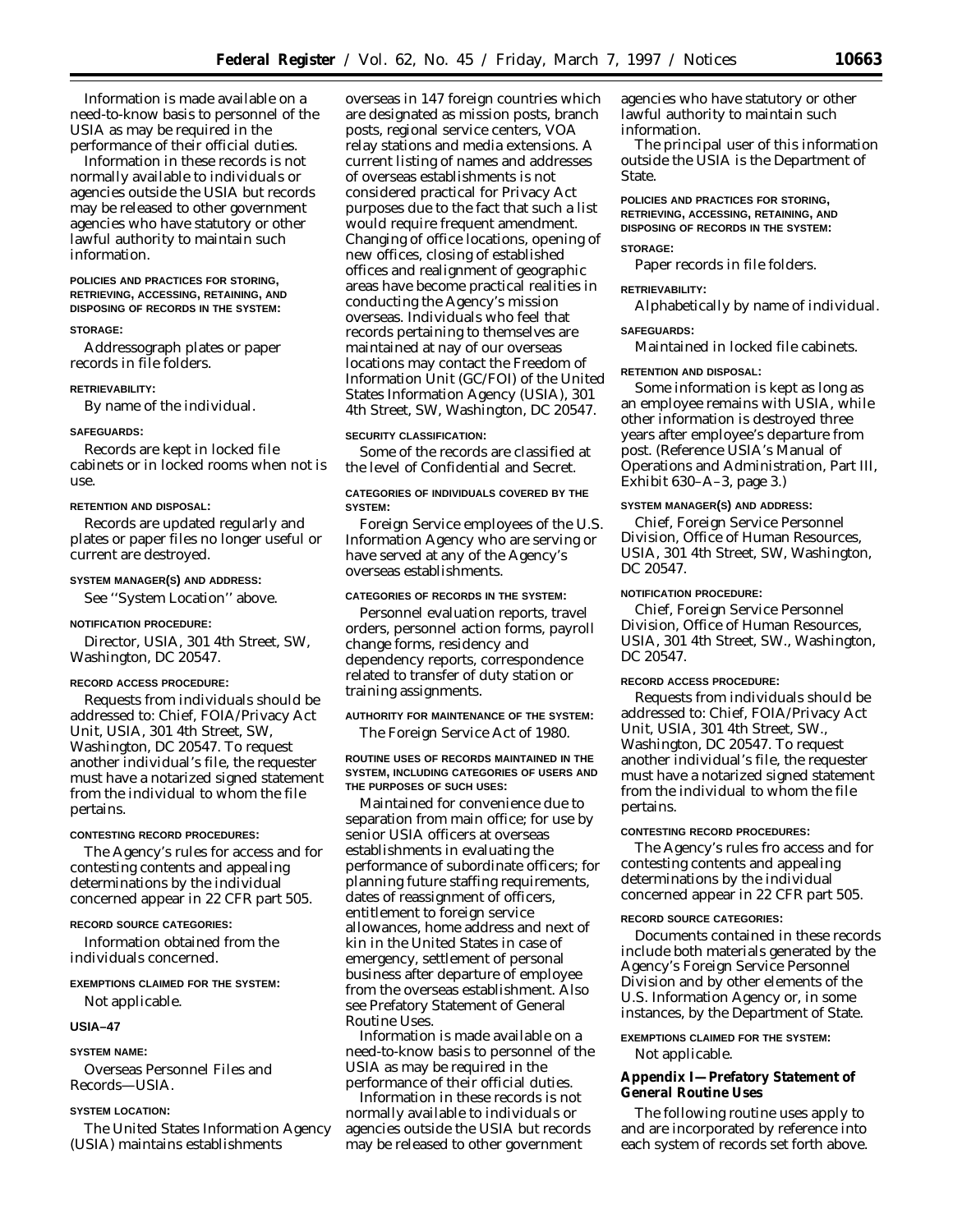Information is made available on a need-to-know basis to personnel of the USIA as may be required in the performance of their official duties.

Information in these records is not normally available to individuals or agencies outside the USIA but records may be released to other government agencies who have statutory or other lawful authority to maintain such information.

POLICIES AND PRACTICES FOR STORING, RETRIEVING, ACCESSING, RETAINING, AND DISPOSING OF RECORDS IN THE SYSTEM:

STORAGE:

Addressograph plates or paper records in file folders.

RETRIEVABILITY:

By name of the individual.

SAFEGUARDS:

Records are kept in locked file cabinets or in locked rooms when not is use.

RETENTION AND DISPOSAL:

Records are updated regularly and plates or paper files no longer useful or current are destroyed.

SYSTEM MANAGER(S) AND ADDRESS:

See ''System Location'' above.

NOTIFICATION PROCEDURE:

Director, USIA, 301 4th Street, SW, Washington, DC 20547.

RECORD ACCESS PROCEDURE:

Requests from individuals should be addressed to: Chief, FOIA/Privacy Act Unit, USIA, 301 4th Street, SW, Washington, DC 20547. To request another individual's file, the requester must have a notarized signed statement from the individual to whom the file pertains.

CONTESTING RECORD PROCEDURES:

The Agency's rules for access and for contesting contents and appealing determinations by the individual concerned appear in 22 CFR part 505.

RECORD SOURCE CATEGORIES:

Information obtained from the individuals concerned.

EXEMPTIONS CLAIMED FOR THE SYSTEM:

Not applicable.

**USIA–47**

SYSTEM NAME:

Overseas Personnel Files and Records—USIA.

SYSTEM LOCATION:

The United States Information Agency (USIA) maintains establishments overseas in 147 foreign countries which are designated as mission posts, branch posts, regional service centers, VOA relay stations and media extensions. A current listing of names and addresses of overseas establishments is not considered practical for Privacy Act purposes due to the fact that such a list would require frequent amendment. Changing of office locations, opening of new offices, closing of established offices and realignment of geographic areas have become practical realities in conducting the Agency's mission overseas. Individuals who feel that records pertaining to themselves are maintained at nay of our overseas locations may contact the Freedom of Information Unit (GC/FOI) of the United States Information Agency (USIA), 301 4th Street, SW, Washington, DC 20547.

SECURITY CLASSIFICATION:

Some of the records are classified at the level of Confidential and Secret.

CATEGORIES OF INDIVIDUALS COVERED BY THE SYSTEM:

Foreign Service employees of the U.S. Information Agency who are serving or have served at any of the Agency's overseas establishments.

CATEGORIES OF RECORDS IN THE SYSTEM:

Personnel evaluation reports, travel orders, personnel action forms, payroll change forms, residency and dependency reports, correspondence related to transfer of duty station or training assignments.

AUTHORITY FOR MAINTENANCE OF THE SYSTEM:

The Foreign Service Act of 1980.

ROUTINE USES OF RECORDS MAINTAINED IN THE SYSTEM, INCLUDING CATEGORIES OF USERS AND THE PURPOSES OF SUCH USES:

Maintained for convenience due to separation from main office; for use by senior USIA officers at overseas establishments in evaluating the performance of subordinate officers; for planning future staffing requirements, dates of reassignment of officers, entitlement to foreign service allowances, home address and next of kin in the United States in case of emergency, settlement of personal business after departure of employee from the overseas establishment. Also see Prefatory Statement of General Routine Uses.

Information is made available on a need-to-know basis to personnel of the USIA as may be required in the performance of their official duties.

Information in these records is not normally available to individuals or agencies outside the USIA but records may be released to other government agencies who have statutory or other lawful authority to maintain such information.

The principal user of this information outside the USIA is the Department of State.

POLICIES AND PRACTICES FOR STORING, RETRIEVING, ACCESSING, RETAINING, AND DISPOSING OF RECORDS IN THE SYSTEM:

STORAGE:

Paper records in file folders.

RETRIEVABILITY:

Alphabetically by name of individual.

SAFEGUARDS:

Maintained in locked file cabinets.

RETENTION AND DISPOSAL:

Some information is kept as long as an employee remains with USIA, while other information is destroyed three years after employee's departure from post. (Reference USIA's Manual of Operations and Administration, Part III, Exhibit 630–A–3, page 3.)

SYSTEM MANAGER(S) AND ADDRESS:

Chief, Foreign Service Personnel Division, Office of Human Resources, USIA, 301 4th Street, SW, Washington, DC 20547.

NOTIFICATION PROCEDURE:

Chief, Foreign Service Personnel Division, Office of Human Resources, USIA, 301 4th Street, SW., Washington, DC 20547.

RECORD ACCESS PROCEDURE:

Requests from individuals should be addressed to: Chief, FOIA/Privacy Act Unit, USIA, 301 4th Street, SW., Washington, DC 20547. To request another individual's file, the requester must have a notarized signed statement from the individual to whom the file pertains.

CONTESTING RECORD PROCEDURES:

The Agency's rules fro access and for contesting contents and appealing determinations by the individual concerned appear in 22 CFR part 505.

RECORD SOURCE CATEGORIES:

Documents contained in these records include both materials generated by the Agency's Foreign Service Personnel Division and by other elements of the U.S. Information Agency or, in some instances, by the Department of State.

EXEMPTIONS CLAIMED FOR THE SYSTEM:

Not applicable.

## Appendix I—Prefatory Statement of General Routine Uses

The following routine uses apply to and are incorporated by reference into each system of records set forth above.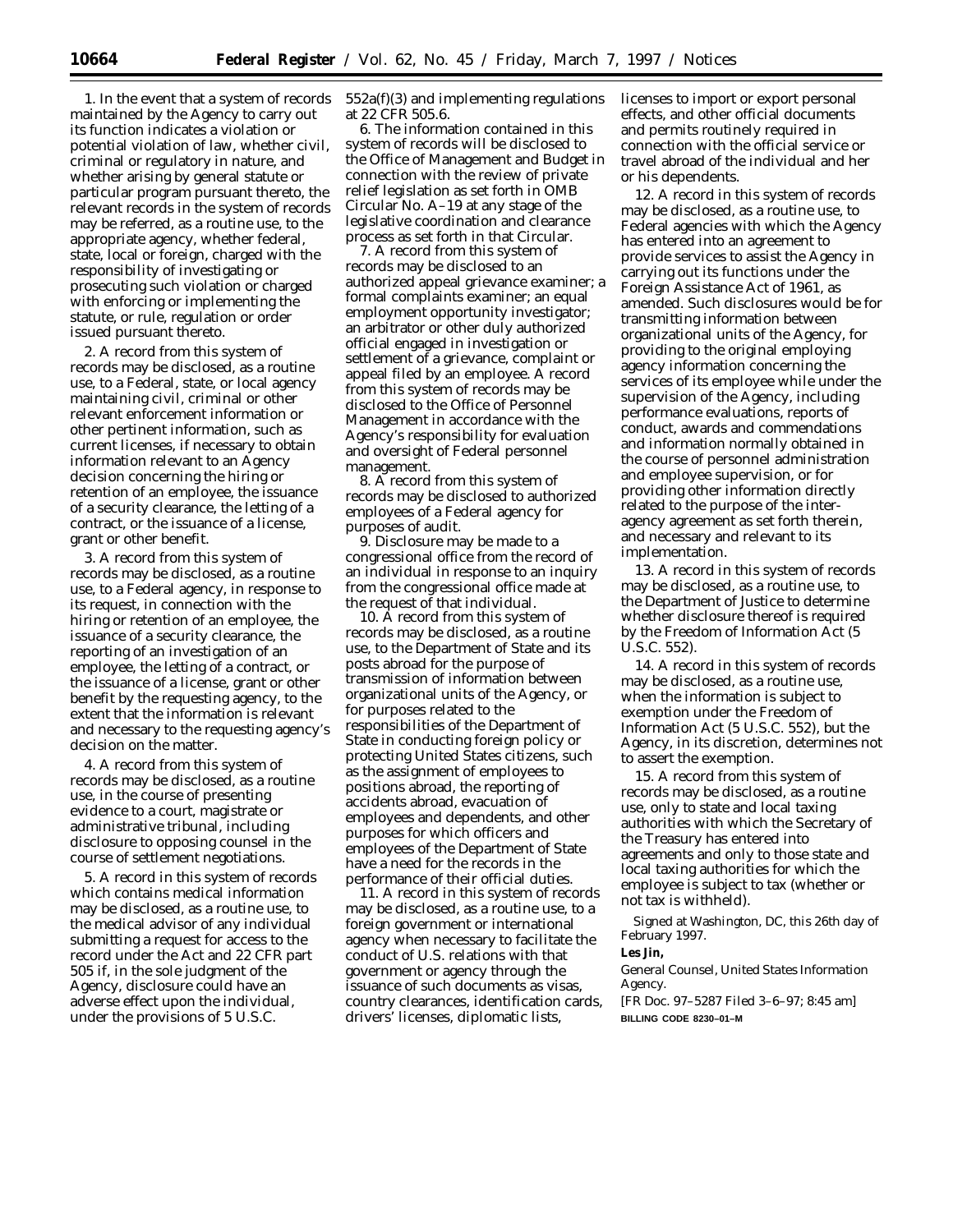1. In the event that a system of records maintained by the Agency to carry out its function indicates a violation or potential violation of law, whether civil, criminal or regulatory in nature, and whether arising by general statute or particular program pursuant thereto, the relevant records in the system of records may be referred, as a routine use, to the appropriate agency, whether federal, state, local or foreign, charged with the responsibility of investigating or prosecuting such violation or charged with enforcing or implementing the statute, or rule, regulation or order issued pursuant thereto.

2. A record from this system of records may be disclosed, as a routine use, to a Federal, state, or local agency maintaining civil, criminal or other relevant enforcement information or other pertinent information, such as current licenses, if necessary to obtain information relevant to an Agency decision concerning the hiring or retention of an employee, the issuance of a security clearance, the letting of a contract, or the issuance of a license, grant or other benefit.

3. A record from this system of records may be disclosed, as a routine use, to a Federal agency, in response to its request, in connection with the hiring or retention of an employee, the issuance of a security clearance, the reporting of an investigation of an employee, the letting of a contract, or the issuance of a license, grant or other benefit by the requesting agency, to the extent that the information is relevant and necessary to the requesting agency's decision on the matter.

4. A record from this system of records may be disclosed, as a routine use, in the course of presenting evidence to a court, magistrate or administrative tribunal, including disclosure to opposing counsel in the course of settlement negotiations.

5. A record in this system of records which contains medical information may be disclosed, as a routine use, to the medical advisor of any individual submitting a request for access to the record under the Act and 22 CFR part 505 if, in the sole judgment of the Agency, disclosure could have an adverse effect upon the individual, under the provisions of 5 U.S.C. 552a(f)(3) and implementing regulations at 22 CFR 505.6.

6. The information contained in this system of records will be disclosed to the Office of Management and Budget in connection with the review of private relief legislation as set forth in OMB Circular No. A–19 at any stage of the legislative coordination and clearance process as set forth in that Circular.

7. A record from this system of records may be disclosed to an authorized appeal grievance examiner; a formal complaints examiner; an equal employment opportunity investigator; an arbitrator or other duly authorized official engaged in investigation or settlement of a grievance, complaint or appeal filed by an employee. A record from this system of records may be disclosed to the Office of Personnel Management in accordance with the Agency's responsibility for evaluation and oversight of Federal personnel management.

8. A record from this system of records may be disclosed to authorized employees of a Federal agency for purposes of audit.

9. Disclosure may be made to a congressional office from the record of an individual in response to an inquiry from the congressional office made at the request of that individual.

10. A record from this system of records may be disclosed, as a routine use, to the Department of State and its posts abroad for the purpose of transmission of information between organizational units of the Agency, or for purposes related to the responsibilities of the Department of State in conducting foreign policy or protecting United States citizens, such as the assignment of employees to positions abroad, the reporting of accidents abroad, evacuation of employees and dependents, and other purposes for which officers and employees of the Department of State have a need for the records in the performance of their official duties.

11. A record in this system of records may be disclosed, as a routine use, to a foreign government or international agency when necessary to facilitate the conduct of U.S. relations with that government or agency through the issuance of such documents as visas, country clearances, identification cards, drivers' licenses, diplomatic lists, licenses to import or export personal effects, and other official documents and permits routinely required in connection with the official service or travel abroad of the individual and her or his dependents.

12. A record in this system of records may be disclosed, as a routine use, to Federal agencies with which the Agency has entered into an agreement to provide services to assist the Agency in carrying out its functions under the Foreign Assistance Act of 1961, as amended. Such disclosures would be for transmitting information between organizational units of the Agency, for providing to the original employing agency information concerning the services of its employee while under the supervision of the Agency, including performance evaluations, reports of conduct, awards and commendations and information normally obtained in the course of personnel administration and employee supervision, or for providing other information directly related to the purpose of the inter-agency agreement as set forth therein, and necessary and relevant to its implementation.

13. A record in this system of records may be disclosed, as a routine use, to the Department of Justice to determine whether disclosure thereof is required by the Freedom of Information Act (5 U.S.C. 552).

14. A record in this system of records may be disclosed, as a routine use, when the information is subject to exemption under the Freedom of Information Act (5 U.S.C. 552), but the Agency, in its discretion, determines not to assert the exemption.

15. A record from this system of records may be disclosed, as a routine use, only to state and local taxing authorities with which the Secretary of the Treasury has entered into agreements and only to those state and local taxing authorities for which the employee is subject to tax (whether or not tax is withheld).

Signed at Washington, DC, this 26th day of February 1997.

**Les Jin,**

*General Counsel, United States Information Agency.*

[FR Doc. 97–5287 Filed 3–6–97; 8:45 am]

**BILLING CODE 8230–01–M**